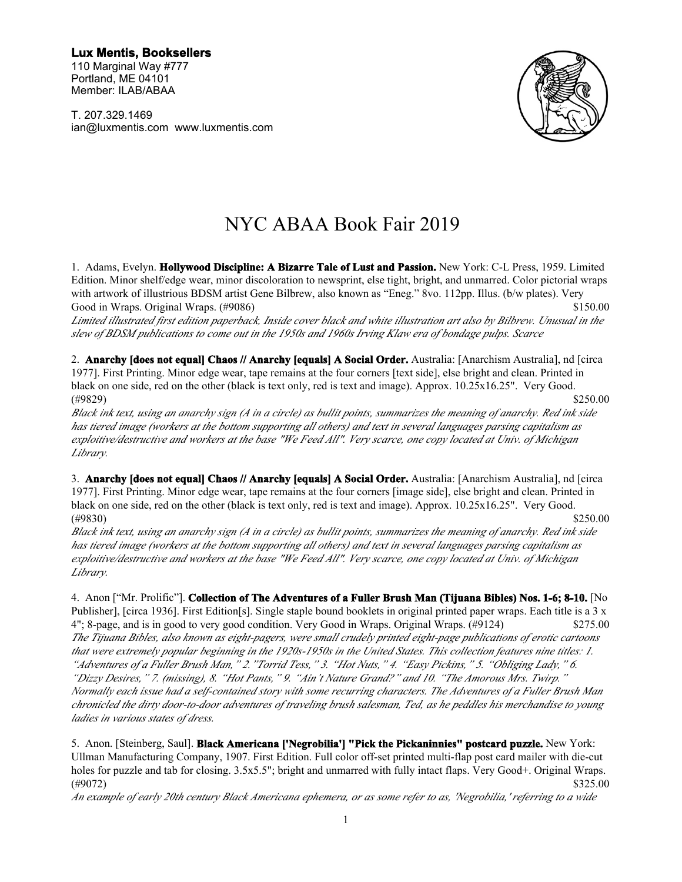**Lux Mentis, Booksellers**
110 Marginal Way #777
Portland, ME 04101
Member: ILAB/ABAA

T. 207.329.1469
ian@luxmentis.com www.luxmentis.com

# NYC ABAA Book Fair 2019

1. Adams, Evelyn. **Hollywood Discipline: A Bizarre Tale of Lust and Passion.** New York: C-L Press, 1959. Limited Edition. Minor shelf/edge wear, minor discoloration to newsprint, else tight, bright, and unmarred. Color pictorial wraps with artwork of illustrious BDSM artist Gene Bilbrew, also known as "Eneg." 8vo. 112pp. Illus. (b/w plates). Very Good in Wraps. Original Wraps. (#9086) $150.00
*Limited illustrated first edition paperback, Inside cover black and white illustration art also by Bilbrew. Unusual in the slew of BDSM publications to come out in the 1950s and 1960s Irving Klaw era of bondage pulps. Scarce*

2. **Anarchy [does not equal] Chaos // Anarchy [equals] A Social Order.** Australia: [Anarchism Australia], nd [circa 1977]. First Printing. Minor edge wear, tape remains at the four corners [text side], else bright and clean. Printed in black on one side, red on the other (black is text only, red is text and image). Approx. 10.25x16.25". Very Good. (#9829) $250.00
*Black ink text, using an anarchy sign (A in a circle) as bullit points, summarizes the meaning of anarchy. Red ink side has tiered image (workers at the bottom supporting all others) and text in several languages parsing capitalism as exploitive/destructive and workers at the base "We Feed All". Very scarce, one copy located at Univ. of Michigan Library.*

3. **Anarchy [does not equal] Chaos // Anarchy [equals] A Social Order.** Australia: [Anarchism Australia], nd [circa 1977]. First Printing. Minor edge wear, tape remains at the four corners [image side], else bright and clean. Printed in black on one side, red on the other (black is text only, red is text and image). Approx. 10.25x16.25". Very Good. (#9830) $250.00
*Black ink text, using an anarchy sign (A in a circle) as bullit points, summarizes the meaning of anarchy. Red ink side has tiered image (workers at the bottom supporting all others) and text in several languages parsing capitalism as exploitive/destructive and workers at the base "We Feed All". Very scarce, one copy located at Univ. of Michigan Library.*

4. Anon ["Mr. Prolific"]. **Collection of The Adventures of a Fuller Brush Man (Tijuana Bibles) Nos. 1-6; 8-10.** [No Publisher], [circa 1936]. First Edition[s]. Single staple bound booklets in original printed paper wraps. Each title is a 3 x 4"; 8-page, and is in good to very good condition. Very Good in Wraps. Original Wraps. (#9124) $275.00
*The Tijuana Bibles, also known as eight-pagers, were small crudely printed eight-page publications of erotic cartoons that were extremely popular beginning in the 1920s-1950s in the United States. This collection features nine titles: 1. "Adventures of a Fuller Brush Man," 2."Torrid Tess," 3. "Hot Nuts," 4. "Easy Pickins," 5. "Obliging Lady," 6. "Dizzy Desires," 7. (missing), 8. "Hot Pants," 9. "Ain't Nature Grand?" and 10. "The Amorous Mrs. Twirp." Normally each issue had a self-contained story with some recurring characters. The Adventures of a Fuller Brush Man chronicled the dirty door-to-door adventures of traveling brush salesman, Ted, as he peddles his merchandise to young ladies in various states of dress.*

5. Anon. [Steinberg, Saul]. **Black Americana ['Negrobilia'] "Pick the Pickaninnies" postcard puzzle.** New York: Ullman Manufacturing Company, 1907. First Edition. Full color off-set printed multi-flap post card mailer with die-cut holes for puzzle and tab for closing. 3.5x5.5"; bright and unmarred with fully intact flaps. Very Good+. Original Wraps. (#9072) $325.00
*An example of early 20th century Black Americana ephemera, or as some refer to as, 'Negrobilia,' referring to a wide*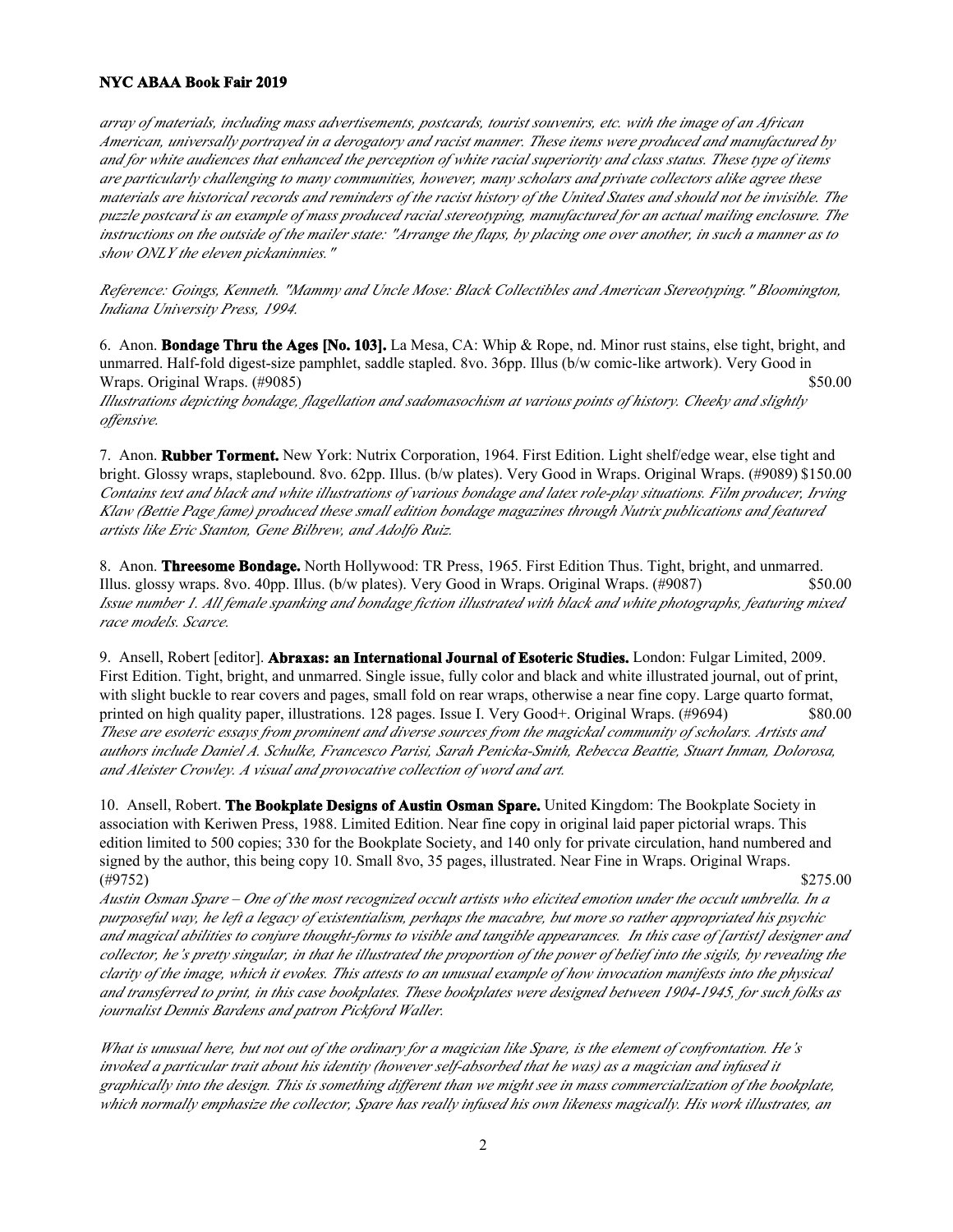*array of materials, including mass advertisements, postcards, tourist souvenirs, etc. with the image of an African American, universally portrayed in a derogatory and racist manner. These items were produced and manufactured by and for white audiences that enhanced the perception of white racial superiority and class status. These type of items are particularly challenging to many communities, however, many scholars and private collectors alike agree these materials are historical records and reminders of the racist history of the United States and should not be invisible. The puzzle postcard is an example of mass produced racial stereotyping, manufactured for an actual mailing enclosure. The instructions on the outside of the mailer state: "Arrange the flaps, by placing one over another, in such a manner as to show ONLY the eleven pickaninnies."*

*Reference: Goings, Kenneth. "Mammy and Uncle Mose: Black Collectibles and American Stereotyping." Bloomington, Indiana University Press, 1994.*

6. Anon. **Bondage Thru the Ages [No. 103].** La Mesa, CA: Whip & Rope, nd. Minor rust stains, else tight, bright, and unmarred. Half-fold digest-size pamphlet, saddle stapled. 8vo. 36pp. Illus (b/w comic-like artwork). Very Good in Wraps. Original Wraps. (#9085) $50.00
*Illustrations depicting bondage, flagellation and sadomasochism at various points of history. Cheeky and slightly offensive.*

7. Anon. **Rubber Torment.** New York: Nutrix Corporation, 1964. First Edition. Light shelf/edge wear, else tight and bright. Glossy wraps, staplebound. 8vo. 62pp. Illus. (b/w plates). Very Good in Wraps. Original Wraps. (#9089) $150.00
*Contains text and black and white illustrations of various bondage and latex role-play situations. Film producer, Irving Klaw (Bettie Page fame) produced these small edition bondage magazines through Nutrix publications and featured artists like Eric Stanton, Gene Bilbrew, and Adolfo Ruiz.*

8. Anon. **Threesome Bondage.** North Hollywood: TR Press, 1965. First Edition Thus. Tight, bright, and unmarred. Illus. glossy wraps. 8vo. 40pp. Illus. (b/w plates). Very Good in Wraps. Original Wraps. (#9087) $50.00
*Issue number 1. All female spanking and bondage fiction illustrated with black and white photographs, featuring mixed race models. Scarce.*

9. Ansell, Robert [editor]. **Abraxas: an International Journal of Esoteric Studies.** London: Fulgar Limited, 2009. First Edition. Tight, bright, and unmarred. Single issue, fully color and black and white illustrated journal, out of print, with slight buckle to rear covers and pages, small fold on rear wraps, otherwise a near fine copy. Large quarto format, printed on high quality paper, illustrations. 128 pages. Issue I. Very Good+. Original Wraps. (#9694) $80.00
*These are esoteric essays from prominent and diverse sources from the magickal community of scholars. Artists and authors include Daniel A. Schulke, Francesco Parisi, Sarah Penicka-Smith, Rebecca Beattie, Stuart Inman, Dolorosa, and Aleister Crowley. A visual and provocative collection of word and art.*

10. Ansell, Robert. **The Bookplate Designs of Austin Osman Spare.** United Kingdom: The Bookplate Society in association with Keriwen Press, 1988. Limited Edition. Near fine copy in original laid paper pictorial wraps. This edition limited to 500 copies; 330 for the Bookplate Society, and 140 only for private circulation, hand numbered and signed by the author, this being copy 10. Small 8vo, 35 pages, illustrated. Near Fine in Wraps. Original Wraps. (#9752) $275.00
*Austin Osman Spare – One of the most recognized occult artists who elicited emotion under the occult umbrella. In a purposeful way, he left a legacy of existentialism, perhaps the macabre, but more so rather appropriated his psychic and magical abilities to conjure thought-forms to visible and tangible appearances. In this case of [artist] designer and collector, he's pretty singular, in that he illustrated the proportion of the power of belief into the sigils, by revealing the clarity of the image, which it evokes. This attests to an unusual example of how invocation manifests into the physical and transferred to print, in this case bookplates. These bookplates were designed between 1904-1945, for such folks as journalist Dennis Bardens and patron Pickford Waller.*

*What is unusual here, but not out of the ordinary for a magician like Spare, is the element of confrontation. He's invoked a particular trait about his identity (however self-absorbed that he was) as a magician and infused it graphically into the design. This is something different than we might see in mass commercialization of the bookplate, which normally emphasize the collector, Spare has really infused his own likeness magically. His work illustrates, an*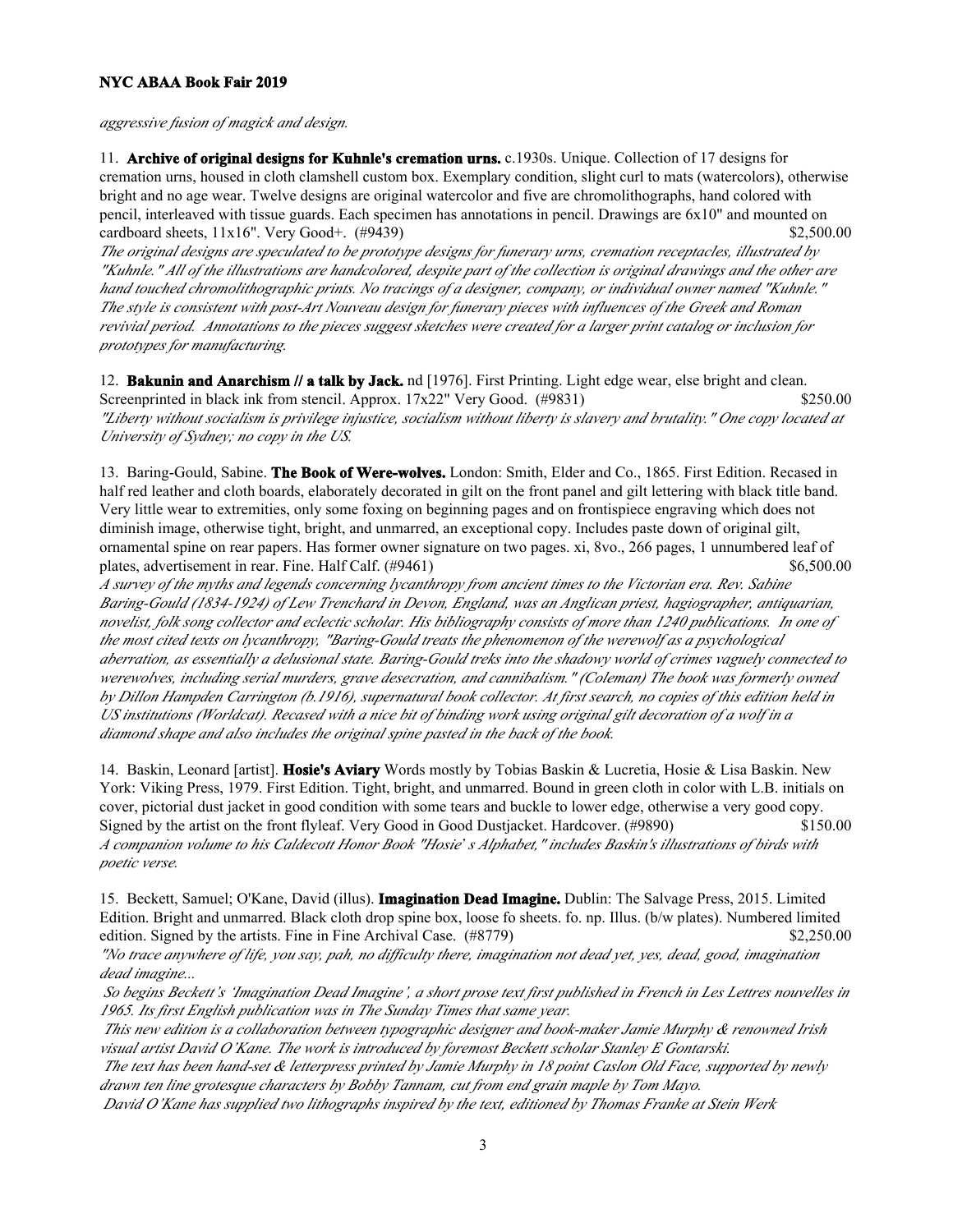*aggressive fusion of magick and design.*

11. **Archive of original designs for Kuhnle's cremation urns.** c.1930s. Unique. Collection of 17 designs for cremation urns, housed in cloth clamshell custom box. Exemplary condition, slight curl to mats (watercolors), otherwise bright and no age wear. Twelve designs are original watercolor and five are chromolithographs, hand colored with pencil, interleaved with tissue guards. Each specimen has annotations in pencil. Drawings are 6x10" and mounted on cardboard sheets, 11x16". Very Good+. (#9439) $2,500.00

*The original designs are speculated to be prototype designs for funerary urns, cremation receptacles, illustrated by "Kuhnle." All of the illustrations are handcolored, despite part of the collection is original drawings and the other are hand touched chromolithographic prints. No tracings of a designer, company, or individual owner named "Kuhnle." The style is consistent with post-Art Nouveau design for funerary pieces with influences of the Greek and Roman revivial period. Annotations to the pieces suggest sketches were created for a larger print catalog or inclusion for prototypes for manufacturing.*

12. **Bakunin and Anarchism // a talk by Jack.** nd [1976]. First Printing. Light edge wear, else bright and clean. Screenprinted in black ink from stencil. Approx. 17x22" Very Good. (#9831) $250.00

*"Liberty without socialism is privilege injustice, socialism without liberty is slavery and brutality." One copy located at University of Sydney; no copy in the US.*

13. Baring-Gould, Sabine. **The Book of Were-wolves.** London: Smith, Elder and Co., 1865. First Edition. Recased in half red leather and cloth boards, elaborately decorated in gilt on the front panel and gilt lettering with black title band. Very little wear to extremities, only some foxing on beginning pages and on frontispiece engraving which does not diminish image, otherwise tight, bright, and unmarred, an exceptional copy. Includes paste down of original gilt, ornamental spine on rear papers. Has former owner signature on two pages. xi, 8vo., 266 pages, 1 unnumbered leaf of plates, advertisement in rear. Fine. Half Calf. (#9461) $6,500.00

*A survey of the myths and legends concerning lycanthropy from ancient times to the Victorian era. Rev. Sabine Baring-Gould (1834-1924) of Lew Trenchard in Devon, England, was an Anglican priest, hagiographer, antiquarian, novelist, folk song collector and eclectic scholar. His bibliography consists of more than 1240 publications. In one of the most cited texts on lycanthropy, "Baring-Gould treats the phenomenon of the werewolf as a psychological aberration, as essentially a delusional state. Baring-Gould treks into the shadowy world of crimes vaguely connected to werewolves, including serial murders, grave desecration, and cannibalism." (Coleman) The book was formerly owned by Dillon Hampden Carrington (b.1916), supernatural book collector. At first search, no copies of this edition held in US institutions (Worldcat). Recased with a nice bit of binding work using original gilt decoration of a wolf in a diamond shape and also includes the original spine pasted in the back of the book.*

14. Baskin, Leonard [artist]. **Hosie's Aviary** Words mostly by Tobias Baskin & Lucretia, Hosie & Lisa Baskin. New York: Viking Press, 1979. First Edition. Tight, bright, and unmarred. Bound in green cloth in color with L.B. initials on cover, pictorial dust jacket in good condition with some tears and buckle to lower edge, otherwise a very good copy. Signed by the artist on the front flyleaf. Very Good in Good Dustjacket. Hardcover. (#9890) $150.00

*A companion volume to his Caldecott Honor Book "Hosie' s Alphabet," includes Baskin's illustrations of birds with poetic verse.*

15. Beckett, Samuel; O'Kane, David (illus). **Imagination Dead Imagine.** Dublin: The Salvage Press, 2015. Limited Edition. Bright and unmarred. Black cloth drop spine box, loose fo sheets. fo. np. Illus. (b/w plates). Numbered limited edition. Signed by the artists. Fine in Fine Archival Case. (#8779) $2,250.00

*"No trace anywhere of life, you say, pah, no difficulty there, imagination not dead yet, yes, dead, good, imagination dead imagine...*

*So begins Beckett's 'Imagination Dead Imagine', a short prose text first published in French in Les Lettres nouvelles in 1965. Its first English publication was in The Sunday Times that same year.*

*This new edition is a collaboration between typographic designer and book-maker Jamie Murphy & renowned Irish visual artist David O'Kane. The work is introduced by foremost Beckett scholar Stanley E Gontarski.*

*The text has been hand-set & letterpress printed by Jamie Murphy in 18 point Caslon Old Face, supported by newly drawn ten line grotesque characters by Bobby Tannam, cut from end grain maple by Tom Mayo.*

*David O'Kane has supplied two lithographs inspired by the text, editioned by Thomas Franke at Stein Werk*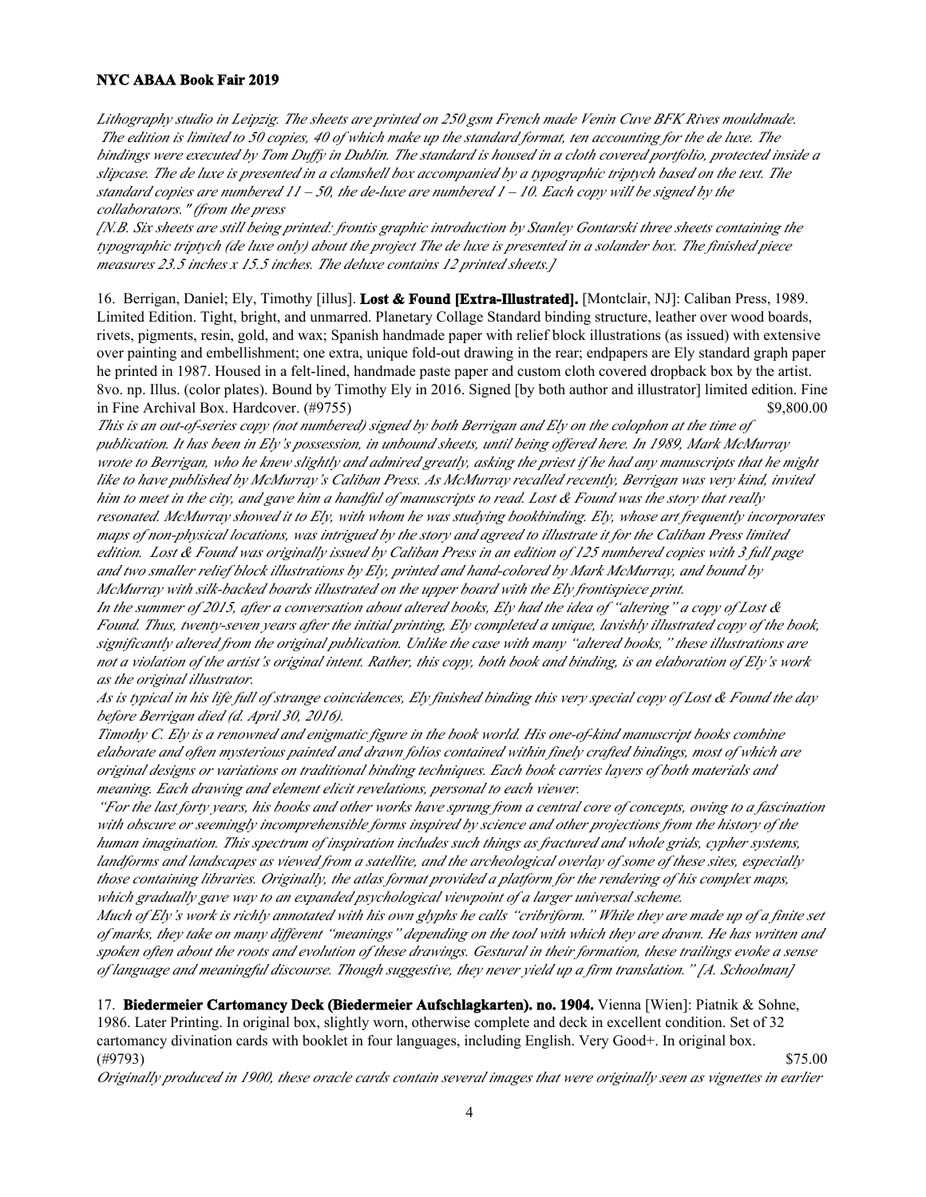*Lithography studio in Leipzig. The sheets are printed on 250 gsm French made Venin Cuve BFK Rives mouldmade. The edition is limited to 50 copies, 40 of which make up the standard format, ten accounting for the de luxe. The bindings were executed by Tom Duffy in Dublin. The standard is housed in a cloth covered portfolio, protected inside a slipcase. The de luxe is presented in a clamshell box accompanied by a typographic triptych based on the text. The standard copies are numbered 11 – 50, the de-luxe are numbered 1 – 10. Each copy will be signed by the collaborators." (from the press*

*[N.B. Six sheets are still being printed: frontis graphic introduction by Stanley Gontarski three sheets containing the typographic triptych (de luxe only) about the project The de luxe is presented in a solander box. The finished piece measures 23.5 inches x 15.5 inches. The deluxe contains 12 printed sheets.]*

16. Berrigan, Daniel; Ely, Timothy [illus]. **Lost & Found [Extra-Illustrated].** [Montclair, NJ]: Caliban Press, 1989. Limited Edition. Tight, bright, and unmarred. Planetary Collage Standard binding structure, leather over wood boards, rivets, pigments, resin, gold, and wax; Spanish handmade paper with relief block illustrations (as issued) with extensive over painting and embellishment; one extra, unique fold-out drawing in the rear; endpapers are Ely standard graph paper he printed in 1987. Housed in a felt-lined, handmade paste paper and custom cloth covered dropback box by the artist. 8vo. np. Illus. (color plates). Bound by Timothy Ely in 2016. Signed [by both author and illustrator] limited edition. Fine in Fine Archival Box. Hardcover. (#9755) $9,800.00

*This is an out-of-series copy (not numbered) signed by both Berrigan and Ely on the colophon at the time of publication. It has been in Ely's possession, in unbound sheets, until being offered here. In 1989, Mark McMurray wrote to Berrigan, who he knew slightly and admired greatly, asking the priest if he had any manuscripts that he might like to have published by McMurray's Caliban Press. As McMurray recalled recently, Berrigan was very kind, invited him to meet in the city, and gave him a handful of manuscripts to read. Lost & Found was the story that really resonated. McMurray showed it to Ely, with whom he was studying bookbinding. Ely, whose art frequently incorporates maps of non-physical locations, was intrigued by the story and agreed to illustrate it for the Caliban Press limited edition. Lost & Found was originally issued by Caliban Press in an edition of 125 numbered copies with 3 full page and two smaller relief block illustrations by Ely, printed and hand-colored by Mark McMurray, and bound by McMurray with silk-backed boards illustrated on the upper board with the Ely frontispiece print.*

*In the summer of 2015, after a conversation about altered books, Ely had the idea of "altering" a copy of Lost & Found. Thus, twenty-seven years after the initial printing, Ely completed a unique, lavishly illustrated copy of the book, significantly altered from the original publication. Unlike the case with many "altered books," these illustrations are not a violation of the artist's original intent. Rather, this copy, both book and binding, is an elaboration of Ely's work as the original illustrator.*

*As is typical in his life full of strange coincidences, Ely finished binding this very special copy of Lost & Found the day before Berrigan died (d. April 30, 2016).*

*Timothy C. Ely is a renowned and enigmatic figure in the book world. His one-of-kind manuscript books combine elaborate and often mysterious painted and drawn folios contained within finely crafted bindings, most of which are original designs or variations on traditional binding techniques. Each book carries layers of both materials and meaning. Each drawing and element elicit revelations, personal to each viewer.*

*"For the last forty years, his books and other works have sprung from a central core of concepts, owing to a fascination with obscure or seemingly incomprehensible forms inspired by science and other projections from the history of the human imagination. This spectrum of inspiration includes such things as fractured and whole grids, cypher systems, landforms and landscapes as viewed from a satellite, and the archeological overlay of some of these sites, especially those containing libraries. Originally, the atlas format provided a platform for the rendering of his complex maps, which gradually gave way to an expanded psychological viewpoint of a larger universal scheme.*

*Much of Ely's work is richly annotated with his own glyphs he calls "cribriform." While they are made up of a finite set of marks, they take on many different "meanings" depending on the tool with which they are drawn. He has written and spoken often about the roots and evolution of these drawings. Gestural in their formation, these trailings evoke a sense of language and meaningful discourse. Though suggestive, they never yield up a firm translation." [A. Schoolman]*

17. **Biedermeier Cartomancy Deck (Biedermeier Aufschlagkarten). no. 1904.** Vienna [Wien]: Piatnik & Sohne, 1986. Later Printing. In original box, slightly worn, otherwise complete and deck in excellent condition. Set of 32 cartomancy divination cards with booklet in four languages, including English. Very Good+. In original box. (#9793) $75.00

*Originally produced in 1900, these oracle cards contain several images that were originally seen as vignettes in earlier*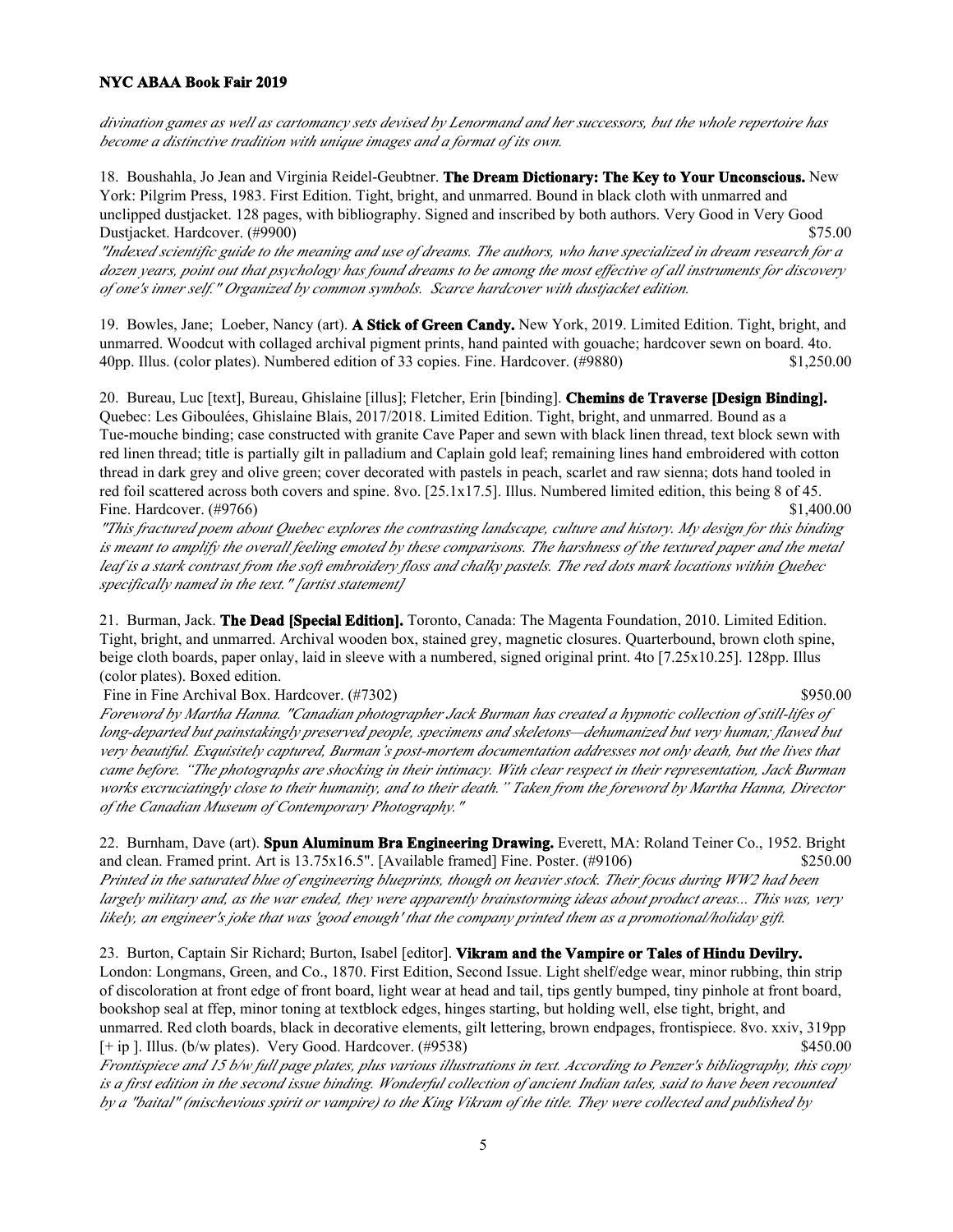*divination games as well as cartomancy sets devised by Lenormand and her successors, but the whole repertoire has become a distinctive tradition with unique images and a format of its own.*

18. Boushahla, Jo Jean and Virginia Reidel-Geubtner. **The Dream Dictionary: The Key to Your Unconscious.** New York: Pilgrim Press, 1983. First Edition. Tight, bright, and unmarred. Bound in black cloth with unmarred and unclipped dustjacket. 128 pages, with bibliography. Signed and inscribed by both authors. Very Good in Very Good Dustjacket. Hardcover. (#9900) $75.00

*"Indexed scientific guide to the meaning and use of dreams. The authors, who have specialized in dream research for a dozen years, point out that psychology has found dreams to be among the most effective of all instruments for discovery of one's inner self." Organized by common symbols. Scarce hardcover with dustjacket edition.*

19. Bowles, Jane; Loeber, Nancy (art). **A Stick of Green Candy.** New York, 2019. Limited Edition. Tight, bright, and unmarred. Woodcut with collaged archival pigment prints, hand painted with gouache; hardcover sewn on board. 4to. 40pp. Illus. (color plates). Numbered edition of 33 copies. Fine. Hardcover. (#9880) $1,250.00

20. Bureau, Luc [text], Bureau, Ghislaine [illus]; Fletcher, Erin [binding]. **Chemins de Traverse [Design Binding].** Quebec: Les Giboulées, Ghislaine Blais, 2017/2018. Limited Edition. Tight, bright, and unmarred. Bound as a Tue-mouche binding; case constructed with granite Cave Paper and sewn with black linen thread, text block sewn with red linen thread; title is partially gilt in palladium and Caplain gold leaf; remaining lines hand embroidered with cotton thread in dark grey and olive green; cover decorated with pastels in peach, scarlet and raw sienna; dots hand tooled in red foil scattered across both covers and spine. 8vo. [25.1x17.5]. Illus. Numbered limited edition, this being 8 of 45. Fine. Hardcover. (#9766) $1,400.00

*"This fractured poem about Quebec explores the contrasting landscape, culture and history. My design for this binding is meant to amplify the overall feeling emoted by these comparisons. The harshness of the textured paper and the metal leaf is a stark contrast from the soft embroidery floss and chalky pastels. The red dots mark locations within Quebec specifically named in the text." [artist statement]*

21. Burman, Jack. **The Dead [Special Edition].** Toronto, Canada: The Magenta Foundation, 2010. Limited Edition. Tight, bright, and unmarred. Archival wooden box, stained grey, magnetic closures. Quarterbound, brown cloth spine, beige cloth boards, paper onlay, laid in sleeve with a numbered, signed original print. 4to [7.25x10.25]. 128pp. Illus (color plates). Boxed edition.
Fine in Fine Archival Box. Hardcover. (#7302) $950.00

*Foreword by Martha Hanna. "Canadian photographer Jack Burman has created a hypnotic collection of still-lifes of long-departed but painstakingly preserved people, specimens and skeletons—dehumanized but very human; flawed but very beautiful. Exquisitely captured, Burman's post-mortem documentation addresses not only death, but the lives that came before. "The photographs are shocking in their intimacy. With clear respect in their representation, Jack Burman works excruciatingly close to their humanity, and to their death." Taken from the foreword by Martha Hanna, Director of the Canadian Museum of Contemporary Photography."*

22. Burnham, Dave (art). **Spun Aluminum Bra Engineering Drawing.** Everett, MA: Roland Teiner Co., 1952. Bright and clean. Framed print. Art is 13.75x16.5". [Available framed] Fine. Poster. (#9106) $250.00

*Printed in the saturated blue of engineering blueprints, though on heavier stock. Their focus during WW2 had been largely military and, as the war ended, they were apparently brainstorming ideas about product areas... This was, very likely, an engineer's joke that was 'good enough' that the company printed them as a promotional/holiday gift.*

23. Burton, Captain Sir Richard; Burton, Isabel [editor]. **Vikram and the Vampire or Tales of Hindu Devilry.** London: Longmans, Green, and Co., 1870. First Edition, Second Issue. Light shelf/edge wear, minor rubbing, thin strip of discoloration at front edge of front board, light wear at head and tail, tips gently bumped, tiny pinhole at front board, bookshop seal at ffep, minor toning at textblock edges, hinges starting, but holding well, else tight, bright, and unmarred. Red cloth boards, black in decorative elements, gilt lettering, brown endpages, frontispiece. 8vo. xxiv, 319pp [+ ip ]. Illus. (b/w plates). Very Good. Hardcover. (#9538) $450.00

*Frontispiece and 15 b/w full page plates, plus various illustrations in text. According to Penzer's bibliography, this copy is a first edition in the second issue binding. Wonderful collection of ancient Indian tales, said to have been recounted by a "baital" (mischevious spirit or vampire) to the King Vikram of the title. They were collected and published by*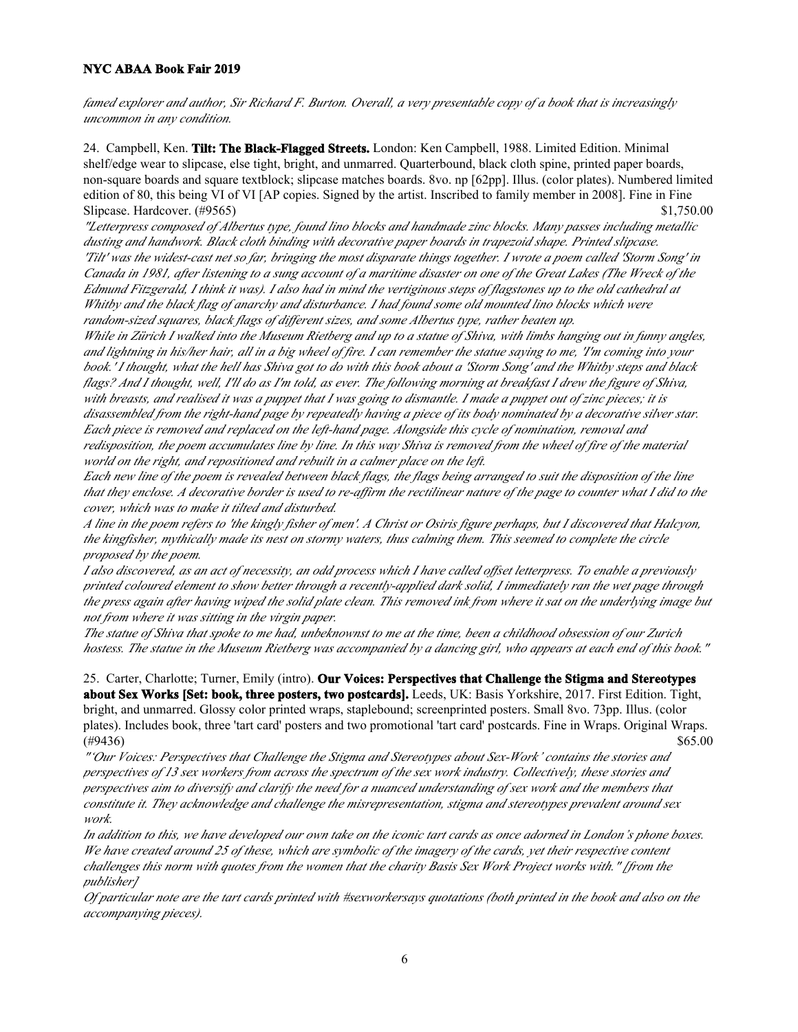*famed explorer and author, Sir Richard F. Burton. Overall, a very presentable copy of a book that is increasingly uncommon in any condition.*

24. Campbell, Ken. **Tilt: The Black-Flagged Streets.** London: Ken Campbell, 1988. Limited Edition. Minimal shelf/edge wear to slipcase, else tight, bright, and unmarred. Quarterbound, black cloth spine, printed paper boards, non-square boards and square textblock; slipcase matches boards. 8vo. np [62pp]. Illus. (color plates). Numbered limited edition of 80, this being VI of VI [AP copies. Signed by the artist. Inscribed to family member in 2008]. Fine in Fine Slipcase. Hardcover. (#9565) $1,750.00

*"Letterpress composed of Albertus type, found lino blocks and handmade zinc blocks. Many passes including metallic dusting and handwork. Black cloth binding with decorative paper boards in trapezoid shape. Printed slipcase. 'Tilt' was the widest-cast net so far, bringing the most disparate things together. I wrote a poem called 'Storm Song' in Canada in 1981, after listening to a sung account of a maritime disaster on one of the Great Lakes (The Wreck of the Edmund Fitzgerald, I think it was). I also had in mind the vertiginous steps of flagstones up to the old cathedral at Whitby and the black flag of anarchy and disturbance. I had found some old mounted lino blocks which were random-sized squares, black flags of different sizes, and some Albertus type, rather beaten up.*

*While in Zürich I walked into the Museum Rietberg and up to a statue of Shiva, with limbs hanging out in funny angles, and lightning in his/her hair, all in a big wheel of fire. I can remember the statue saying to me, 'I'm coming into your book.' I thought, what the hell has Shiva got to do with this book about a 'Storm Song' and the Whitby steps and black flags? And I thought, well, I'll do as I'm told, as ever. The following morning at breakfast I drew the figure of Shiva, with breasts, and realised it was a puppet that I was going to dismantle. I made a puppet out of zinc pieces; it is disassembled from the right-hand page by repeatedly having a piece of its body nominated by a decorative silver star. Each piece is removed and replaced on the left-hand page. Alongside this cycle of nomination, removal and redisposition, the poem accumulates line by line. In this way Shiva is removed from the wheel of fire of the material world on the right, and repositioned and rebuilt in a calmer place on the left.*

*Each new line of the poem is revealed between black flags, the flags being arranged to suit the disposition of the line that they enclose. A decorative border is used to re-affirm the rectilinear nature of the page to counter what I did to the cover, which was to make it tilted and disturbed.*

*A line in the poem refers to 'the kingly fisher of men'. A Christ or Osiris figure perhaps, but I discovered that Halcyon, the kingfisher, mythically made its nest on stormy waters, thus calming them. This seemed to complete the circle proposed by the poem.*

*I also discovered, as an act of necessity, an odd process which I have called offset letterpress. To enable a previously printed coloured element to show better through a recently-applied dark solid, I immediately ran the wet page through the press again after having wiped the solid plate clean. This removed ink from where it sat on the underlying image but not from where it was sitting in the virgin paper.*

*The statue of Shiva that spoke to me had, unbeknownst to me at the time, been a childhood obsession of our Zurich hostess. The statue in the Museum Rietberg was accompanied by a dancing girl, who appears at each end of this book."*

25. Carter, Charlotte; Turner, Emily (intro). **Our Voices: Perspectives that Challenge the Stigma and Stereotypes about Sex Works [Set: book, three posters, two postcards].** Leeds, UK: Basis Yorkshire, 2017. First Edition. Tight, bright, and unmarred. Glossy color printed wraps, staplebound; screenprinted posters. Small 8vo. 73pp. Illus. (color plates). Includes book, three 'tart card' posters and two promotional 'tart card' postcards. Fine in Wraps. Original Wraps. (#9436) $65.00

*"'Our Voices: Perspectives that Challenge the Stigma and Stereotypes about Sex-Work' contains the stories and perspectives of 13 sex workers from across the spectrum of the sex work industry. Collectively, these stories and perspectives aim to diversify and clarify the need for a nuanced understanding of sex work and the members that constitute it. They acknowledge and challenge the misrepresentation, stigma and stereotypes prevalent around sex work.*

*In addition to this, we have developed our own take on the iconic tart cards as once adorned in London's phone boxes. We have created around 25 of these, which are symbolic of the imagery of the cards, yet their respective content challenges this norm with quotes from the women that the charity Basis Sex Work Project works with." [from the publisher]*

*Of particular note are the tart cards printed with #sexworkersays quotations (both printed in the book and also on the accompanying pieces).*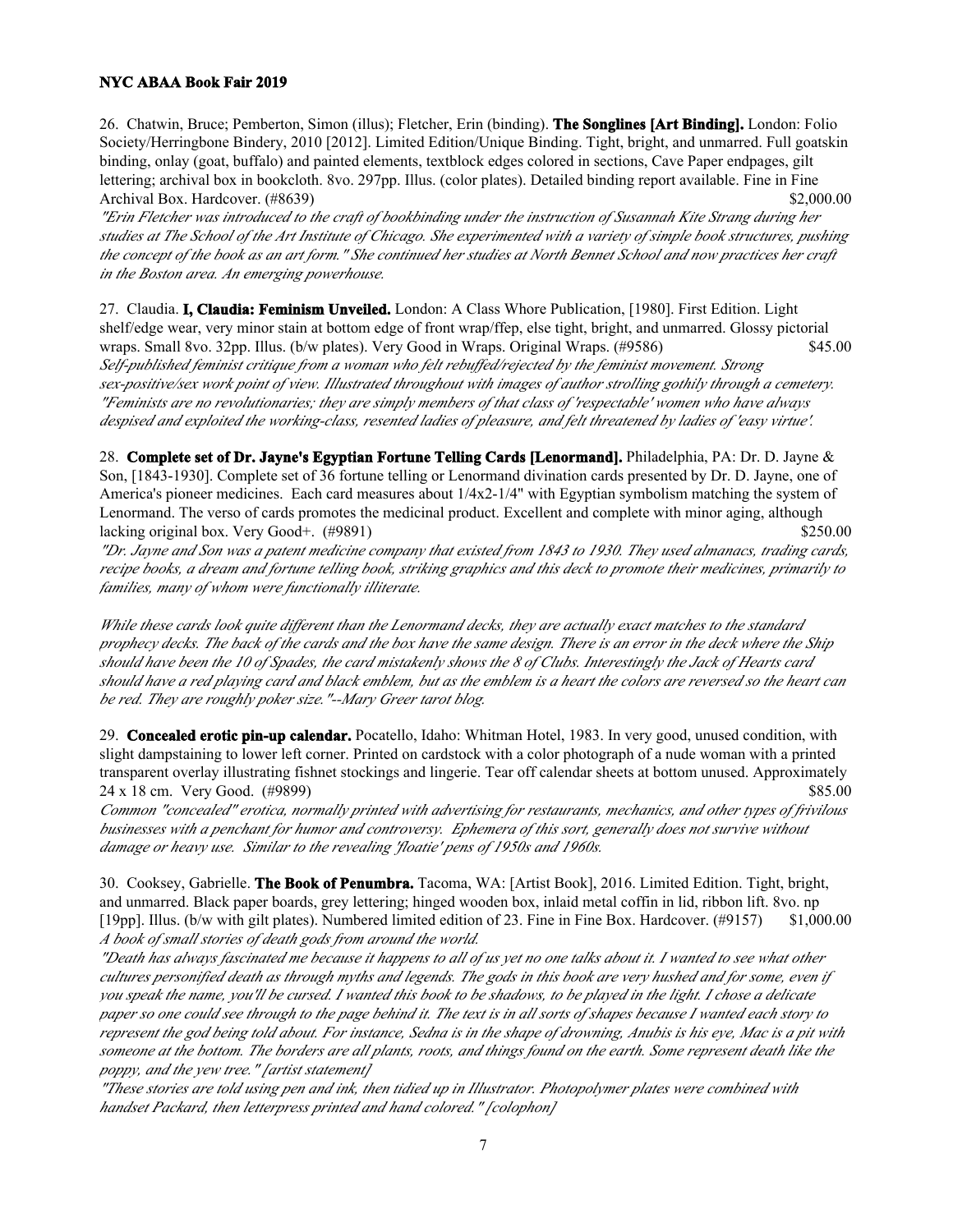26. Chatwin, Bruce; Pemberton, Simon (illus); Fletcher, Erin (binding). **The Songlines [Art Binding].** London: Folio Society/Herringbone Bindery, 2010 [2012]. Limited Edition/Unique Binding. Tight, bright, and unmarred. Full goatskin binding, onlay (goat, buffalo) and painted elements, textblock edges colored in sections, Cave Paper endpages, gilt lettering; archival box in bookcloth. 8vo. 297pp. Illus. (color plates). Detailed binding report available. Fine in Fine Archival Box. Hardcover. (#8639) $2,000.00

*"Erin Fletcher was introduced to the craft of bookbinding under the instruction of Susannah Kite Strang during her studies at The School of the Art Institute of Chicago. She experimented with a variety of simple book structures, pushing the concept of the book as an art form." She continued her studies at North Bennet School and now practices her craft in the Boston area. An emerging powerhouse.*

27. Claudia. **I, Claudia: Feminism Unveiled.** London: A Class Whore Publication, [1980]. First Edition. Light shelf/edge wear, very minor stain at bottom edge of front wrap/ffep, else tight, bright, and unmarred. Glossy pictorial wraps. Small 8vo. 32pp. Illus. (b/w plates). Very Good in Wraps. Original Wraps. (#9586) $45.00

*Self-published feminist critique from a woman who felt rebuffed/rejected by the feminist movement. Strong sex-positive/sex work point of view. Illustrated throughout with images of author strolling gothily through a cemetery. "Feminists are no revolutionaries; they are simply members of that class of 'respectable' women who have always despised and exploited the working-class, resented ladies of pleasure, and felt threatened by ladies of 'easy virtue'.*

28. **Complete set of Dr. Jayne's Egyptian Fortune Telling Cards [Lenormand].** Philadelphia, PA: Dr. D. Jayne & Son, [1843-1930]. Complete set of 36 fortune telling or Lenormand divination cards presented by Dr. D. Jayne, one of America's pioneer medicines. Each card measures about 1/4x2-1/4" with Egyptian symbolism matching the system of Lenormand. The verso of cards promotes the medicinal product. Excellent and complete with minor aging, although lacking original box. Very Good+. (#9891) $250.00

*"Dr. Jayne and Son was a patent medicine company that existed from 1843 to 1930. They used almanacs, trading cards, recipe books, a dream and fortune telling book, striking graphics and this deck to promote their medicines, primarily to families, many of whom were functionally illiterate.*

*While these cards look quite different than the Lenormand decks, they are actually exact matches to the standard prophecy decks. The back of the cards and the box have the same design. There is an error in the deck where the Ship should have been the 10 of Spades, the card mistakenly shows the 8 of Clubs. Interestingly the Jack of Hearts card should have a red playing card and black emblem, but as the emblem is a heart the colors are reversed so the heart can be red. They are roughly poker size."--Mary Greer tarot blog.*

29. **Concealed erotic pin-up calendar.** Pocatello, Idaho: Whitman Hotel, 1983. In very good, unused condition, with slight dampstaining to lower left corner. Printed on cardstock with a color photograph of a nude woman with a printed transparent overlay illustrating fishnet stockings and lingerie. Tear off calendar sheets at bottom unused. Approximately 24 x 18 cm. Very Good. (#9899) $85.00

*Common "concealed" erotica, normally printed with advertising for restaurants, mechanics, and other types of frivilous businesses with a penchant for humor and controversy. Ephemera of this sort, generally does not survive without damage or heavy use. Similar to the revealing 'floatie' pens of 1950s and 1960s.*

30. Cooksey, Gabrielle. **The Book of Penumbra.** Tacoma, WA: [Artist Book], 2016. Limited Edition. Tight, bright, and unmarred. Black paper boards, grey lettering; hinged wooden box, inlaid metal coffin in lid, ribbon lift. 8vo. np [19pp]. Illus. (b/w with gilt plates). Numbered limited edition of 23. Fine in Fine Box. Hardcover. (#9157) $1,000.00

*A book of small stories of death gods from around the world.*

*"Death has always fascinated me because it happens to all of us yet no one talks about it. I wanted to see what other cultures personified death as through myths and legends. The gods in this book are very hushed and for some, even if you speak the name, you'll be cursed. I wanted this book to be shadows, to be played in the light. I chose a delicate paper so one could see through to the page behind it. The text is in all sorts of shapes because I wanted each story to represent the god being told about. For instance, Sedna is in the shape of drowning, Anubis is his eye, Mac is a pit with someone at the bottom. The borders are all plants, roots, and things found on the earth. Some represent death like the poppy, and the yew tree." [artist statement]*

*"These stories are told using pen and ink, then tidied up in Illustrator. Photopolymer plates were combined with handset Packard, then letterpress printed and hand colored." [colophon]*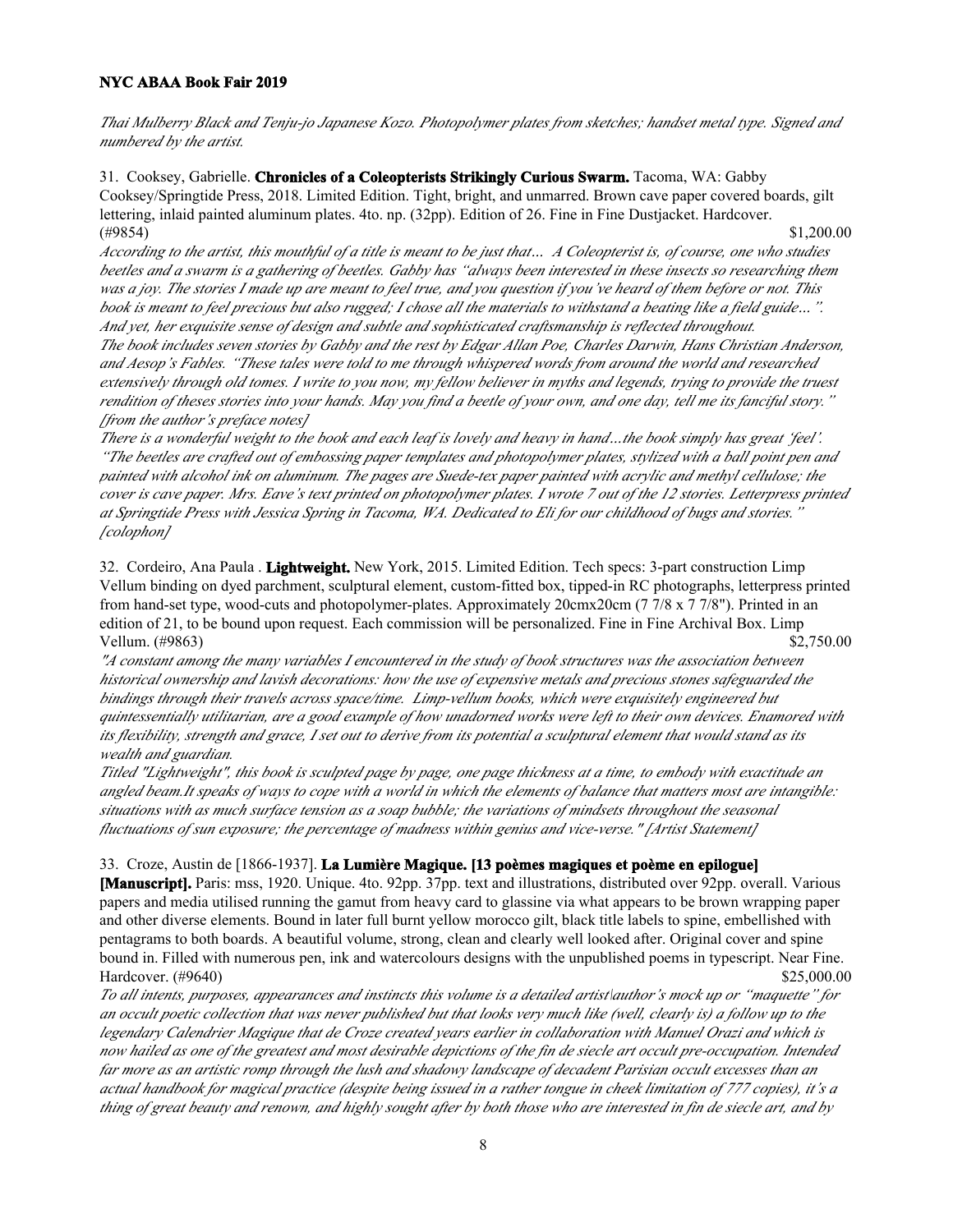*Thai Mulberry Black and Tenju-jo Japanese Kozo. Photopolymer plates from sketches; handset metal type. Signed and numbered by the artist.*

31. Cooksey, Gabrielle. **Chronicles of a Coleopterists Strikingly Curious Swarm.** Tacoma, WA: Gabby Cooksey/Springtide Press, 2018. Limited Edition. Tight, bright, and unmarred. Brown cave paper covered boards, gilt lettering, inlaid painted aluminum plates. 4to. np. (32pp). Edition of 26. Fine in Fine Dustjacket. Hardcover. (#9854) $1,200.00

*According to the artist, this mouthful of a title is meant to be just that… A Coleopterist is, of course, one who studies beetles and a swarm is a gathering of beetles. Gabby has "always been interested in these insects so researching them was a joy. The stories I made up are meant to feel true, and you question if you've heard of them before or not. This book is meant to feel precious but also rugged; I chose all the materials to withstand a beating like a field guide…". And yet, her exquisite sense of design and subtle and sophisticated craftsmanship is reflected throughout.*

*The book includes seven stories by Gabby and the rest by Edgar Allan Poe, Charles Darwin, Hans Christian Anderson, and Aesop's Fables. "These tales were told to me through whispered words from around the world and researched extensively through old tomes. I write to you now, my fellow believer in myths and legends, trying to provide the truest rendition of theses stories into your hands. May you find a beetle of your own, and one day, tell me its fanciful story." [from the author's preface notes]*

*There is a wonderful weight to the book and each leaf is lovely and heavy in hand…the book simply has great 'feel'. "The beetles are crafted out of embossing paper templates and photopolymer plates, stylized with a ball point pen and painted with alcohol ink on aluminum. The pages are Suede-tex paper painted with acrylic and methyl cellulose; the cover is cave paper. Mrs. Eave's text printed on photopolymer plates. I wrote 7 out of the 12 stories. Letterpress printed at Springtide Press with Jessica Spring in Tacoma, WA. Dedicated to Eli for our childhood of bugs and stories." [colophon]*

32. Cordeiro, Ana Paula . **Lightweight.** New York, 2015. Limited Edition. Tech specs: 3-part construction Limp Vellum binding on dyed parchment, sculptural element, custom-fitted box, tipped-in RC photographs, letterpress printed from hand-set type, wood-cuts and photopolymer-plates. Approximately 20cmx20cm (7 7/8 x 7 7/8"). Printed in an edition of 21, to be bound upon request. Each commission will be personalized. Fine in Fine Archival Box. Limp Vellum. (#9863) $2,750.00

*"A constant among the many variables I encountered in the study of book structures was the association between historical ownership and lavish decorations: how the use of expensive metals and precious stones safeguarded the bindings through their travels across space/time. Limp-vellum books, which were exquisitely engineered but quintessentially utilitarian, are a good example of how unadorned works were left to their own devices. Enamored with its flexibility, strength and grace, I set out to derive from its potential a sculptural element that would stand as its wealth and guardian.*

*Titled "Lightweight", this book is sculpted page by page, one page thickness at a time, to embody with exactitude an angled beam.It speaks of ways to cope with a world in which the elements of balance that matters most are intangible: situations with as much surface tension as a soap bubble; the variations of mindsets throughout the seasonal fluctuations of sun exposure; the percentage of madness within genius and vice-verse." [Artist Statement]*

33. Croze, Austin de [1866-1937]. **La Lumière Magique. [13 poèmes magiques et poème en epilogue] [Manuscript].** Paris: mss, 1920. Unique. 4to. 92pp. 37pp. text and illustrations, distributed over 92pp. overall. Various papers and media utilised running the gamut from heavy card to glassine via what appears to be brown wrapping paper and other diverse elements. Bound in later full burnt yellow morocco gilt, black title labels to spine, embellished with pentagrams to both boards. A beautiful volume, strong, clean and clearly well looked after. Original cover and spine bound in. Filled with numerous pen, ink and watercolours designs with the unpublished poems in typescript. Near Fine. Hardcover. (#9640) $25,000.00

*To all intents, purposes, appearances and instincts this volume is a detailed artist\author's mock up or "maquette" for an occult poetic collection that was never published but that looks very much like (well, clearly is) a follow up to the legendary Calendrier Magique that de Croze created years earlier in collaboration with Manuel Orazi and which is now hailed as one of the greatest and most desirable depictions of the fin de siecle art occult pre-occupation. Intended far more as an artistic romp through the lush and shadowy landscape of decadent Parisian occult excesses than an actual handbook for magical practice (despite being issued in a rather tongue in cheek limitation of 777 copies), it's a thing of great beauty and renown, and highly sought after by both those who are interested in fin de siecle art, and by*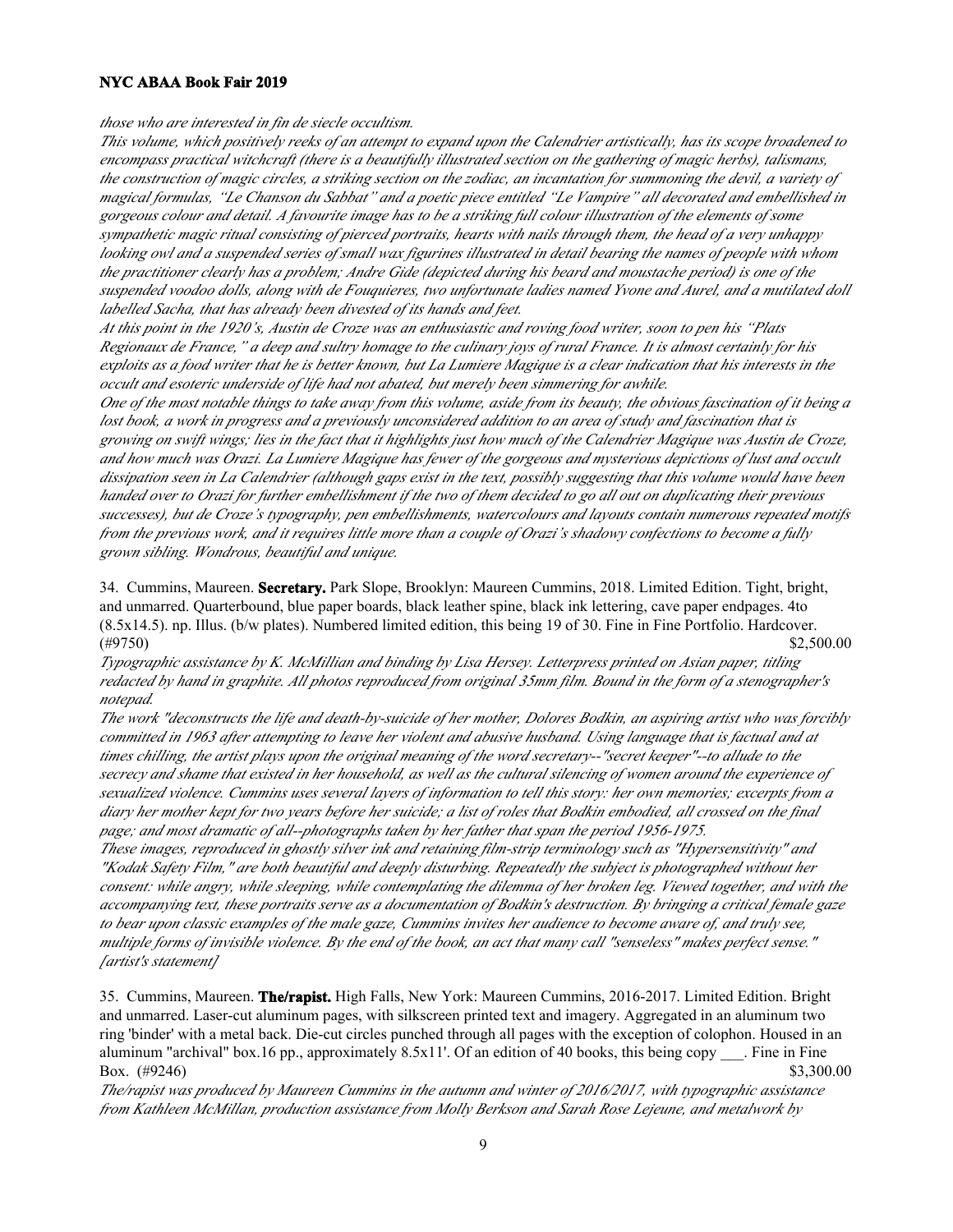*those who are interested in fin de siecle occultism.*

*This volume, which positively reeks of an attempt to expand upon the Calendrier artistically, has its scope broadened to encompass practical witchcraft (there is a beautifully illustrated section on the gathering of magic herbs), talismans, the construction of magic circles, a striking section on the zodiac, an incantation for summoning the devil, a variety of magical formulas, "Le Chanson du Sabbat" and a poetic piece entitled "Le Vampire" all decorated and embellished in gorgeous colour and detail. A favourite image has to be a striking full colour illustration of the elements of some sympathetic magic ritual consisting of pierced portraits, hearts with nails through them, the head of a very unhappy looking owl and a suspended series of small wax figurines illustrated in detail bearing the names of people with whom the practitioner clearly has a problem; Andre Gide (depicted during his beard and moustache period) is one of the suspended voodoo dolls, along with de Fouquieres, two unfortunate ladies named Yvone and Aurel, and a mutilated doll labelled Sacha, that has already been divested of its hands and feet.*

*At this point in the 1920's, Austin de Croze was an enthusiastic and roving food writer, soon to pen his "Plats Regionaux de France," a deep and sultry homage to the culinary joys of rural France. It is almost certainly for his exploits as a food writer that he is better known, but La Lumiere Magique is a clear indication that his interests in the occult and esoteric underside of life had not abated, but merely been simmering for awhile.*

*One of the most notable things to take away from this volume, aside from its beauty, the obvious fascination of it being a lost book, a work in progress and a previously unconsidered addition to an area of study and fascination that is growing on swift wings; lies in the fact that it highlights just how much of the Calendrier Magique was Austin de Croze, and how much was Orazi. La Lumiere Magique has fewer of the gorgeous and mysterious depictions of lust and occult dissipation seen in La Calendrier (although gaps exist in the text, possibly suggesting that this volume would have been handed over to Orazi for further embellishment if the two of them decided to go all out on duplicating their previous successes), but de Croze's typography, pen embellishments, watercolours and layouts contain numerous repeated motifs from the previous work, and it requires little more than a couple of Orazi's shadowy confections to become a fully grown sibling. Wondrous, beautiful and unique.*

34. Cummins, Maureen. **Secretary.** Park Slope, Brooklyn: Maureen Cummins, 2018. Limited Edition. Tight, bright, and unmarred. Quarterbound, blue paper boards, black leather spine, black ink lettering, cave paper endpages. 4to (8.5x14.5). np. Illus. (b/w plates). Numbered limited edition, this being 19 of 30. Fine in Fine Portfolio. Hardcover. (#9750) $2,500.00

*Typographic assistance by K. McMillian and binding by Lisa Hersey. Letterpress printed on Asian paper, titling redacted by hand in graphite. All photos reproduced from original 35mm film. Bound in the form of a stenographer's notepad.*

*The work "deconstructs the life and death-by-suicide of her mother, Dolores Bodkin, an aspiring artist who was forcibly committed in 1963 after attempting to leave her violent and abusive husband. Using language that is factual and at times chilling, the artist plays upon the original meaning of the word secretary--"secret keeper"--to allude to the secrecy and shame that existed in her household, as well as the cultural silencing of women around the experience of sexualized violence. Cummins uses several layers of information to tell this story: her own memories; excerpts from a diary her mother kept for two years before her suicide; a list of roles that Bodkin embodied, all crossed on the final page; and most dramatic of all--photographs taken by her father that span the period 1956-1975.*

*These images, reproduced in ghostly silver ink and retaining film-strip terminology such as "Hypersensitivity" and "Kodak Safety Film," are both beautiful and deeply disturbing. Repeatedly the subject is photographed without her consent: while angry, while sleeping, while contemplating the dilemma of her broken leg. Viewed together, and with the accompanying text, these portraits serve as a documentation of Bodkin's destruction. By bringing a critical female gaze to bear upon classic examples of the male gaze, Cummins invites her audience to become aware of, and truly see, multiple forms of invisible violence. By the end of the book, an act that many call "senseless" makes perfect sense." [artist's statement]*

35. Cummins, Maureen. **The/rapist.** High Falls, New York: Maureen Cummins, 2016-2017. Limited Edition. Bright and unmarred. Laser-cut aluminum pages, with silkscreen printed text and imagery. Aggregated in an aluminum two ring 'binder' with a metal back. Die-cut circles punched through all pages with the exception of colophon. Housed in an aluminum "archival" box.16 pp., approximately 8.5x11'. Of an edition of 40 books, this being copy ___. Fine in Fine Box. (#9246) $3,300.00

*The/rapist was produced by Maureen Cummins in the autumn and winter of 2016/2017, with typographic assistance from Kathleen McMillan, production assistance from Molly Berkson and Sarah Rose Lejeune, and metalwork by*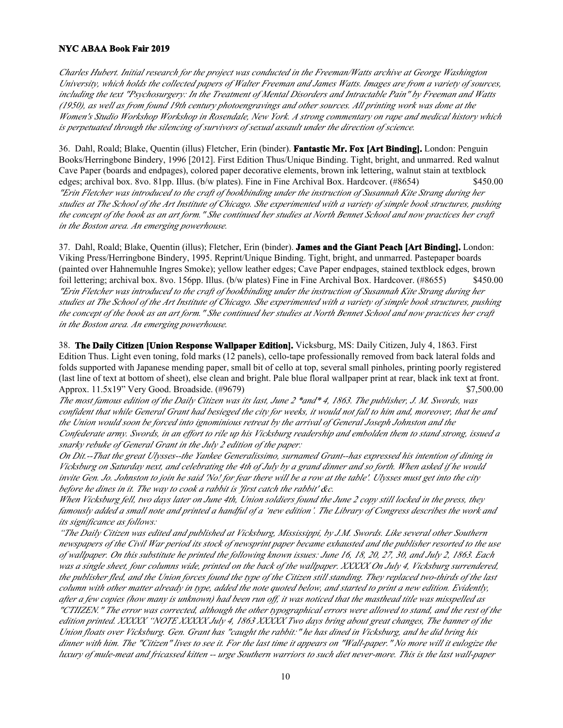*Charles Hubert. Initial research for the project was conducted in the Freeman/Watts archive at George Washington University, which holds the collected papers of Walter Freeman and James Watts. Images are from a variety of sources, including the text "Psychosurgery: In the Treatment of Mental Disorders and Intractable Pain" by Freeman and Watts (1950), as well as from found 19th century photoengravings and other sources. All printing work was done at the Women's Studio Workshop Workshop in Rosendale, New York. A strong commentary on rape and medical history which is perpetuated through the silencing of survivors of sexual assault under the direction of science.*

36. Dahl, Roald; Blake, Quentin (illus) Fletcher, Erin (binder). **Fantastic Mr. Fox [Art Binding].** London: Penguin Books/Herringbone Bindery, 1996 [2012]. First Edition Thus/Unique Binding. Tight, bright, and unmarred. Red walnut Cave Paper (boards and endpages), colored paper decorative elements, brown ink lettering, walnut stain at textblock edges; archival box. 8vo. 81pp. Illus. (b/w plates). Fine in Fine Archival Box. Hardcover. (#8654) $450.00
*"Erin Fletcher was introduced to the craft of bookbinding under the instruction of Susannah Kite Strang during her studies at The School of the Art Institute of Chicago. She experimented with a variety of simple book structures, pushing the concept of the book as an art form." She continued her studies at North Bennet School and now practices her craft in the Boston area. An emerging powerhouse.*

37. Dahl, Roald; Blake, Quentin (illus); Fletcher, Erin (binder). **James and the Giant Peach [Art Binding].** London: Viking Press/Herringbone Bindery, 1995. Reprint/Unique Binding. Tight, bright, and unmarred. Pastepaper boards (painted over Hahnemuhle Ingres Smoke); yellow leather edges; Cave Paper endpages, stained textblock edges, brown foil lettering; archival box. 8vo. 156pp. Illus. (b/w plates) Fine in Fine Archival Box. Hardcover. (#8655) $450.00
*"Erin Fletcher was introduced to the craft of bookbinding under the instruction of Susannah Kite Strang during her studies at The School of the Art Institute of Chicago. She experimented with a variety of simple book structures, pushing the concept of the book as an art form." She continued her studies at North Bennet School and now practices her craft in the Boston area. An emerging powerhouse.*

38. **The Daily Citizen [Union Response Wallpaper Edition].** Vicksburg, MS: Daily Citizen, July 4, 1863. First Edition Thus. Light even toning, fold marks (12 panels), cello-tape professionally removed from back lateral folds and folds supported with Japanese mending paper, small bit of cello at top, several small pinholes, printing poorly registered (last line of text at bottom of sheet), else clean and bright. Pale blue floral wallpaper print at rear, black ink text at front. Approx. 11.5x19" Very Good. Broadside. (#9679) $7,500.00
*The most famous edition of the Daily Citizen was its last, June 2 \*and\* 4, 1863. The publisher, J. M. Swords, was confident that while General Grant had besieged the city for weeks, it would not fall to him and, moreover, that he and the Union would soon be forced into ignominious retreat by the arrival of General Joseph Johnston and the Confederate army. Swords, in an effort to rile up his Vicksburg readership and embolden them to stand strong, issued a snarky rebuke of General Grant in the July 2 edition of the paper:*
*On Dit.--That the great Ulysses--the Yankee Generalissimo, surnamed Grant--has expressed his intention of dining in Vicksburg on Saturday next, and celebrating the 4th of July by a grand dinner and so forth. When asked if he would invite Gen. Jo. Johnston to join he said 'No! for fear there will be a row at the table'. Ulysses must get into the city before he dines in it. The way to cook a rabbit is 'first catch the rabbit' &c.*
*When Vicksburg fell, two days later on June 4th, Union soldiers found the June 2 copy still locked in the press, they famously added a small note and printed a handful of a 'new edition'. The Library of Congress describes the work and its significance as follows:*
*"The Daily Citizen was edited and published at Vicksburg, Mississippi, by J.M. Swords. Like several other Southern newspapers of the Civil War period its stock of newsprint paper became exhausted and the publisher resorted to the use of wallpaper. On this substitute he printed the following known issues: June 16, 18, 20, 27, 30, and July 2, 1863. Each was a single sheet, four columns wide, printed on the back of the wallpaper. XXXXX On July 4, Vicksburg surrendered, the publisher fled, and the Union forces found the type of the Citizen still standing. They replaced two-thirds of the last column with other matter already in type, added the note quoted below, and started to print a new edition. Evidently, after a few copies (how many is unknown) had been run off, it was noticed that the masthead title was misspelled as "CTIIZEN." The error was corrected, although the other typographical errors were allowed to stand, and the rest of the edition printed. XXXXX "NOTE XXXXX July 4, 1863 XXXXX Two days bring about great changes, The banner of the Union floats over Vicksburg. Gen. Grant has "caught the rabbit:" he has dined in Vicksburg, and he did bring his dinner with him. The "Citizen" lives to see it. For the last time it appears on "Wall-paper." No more will it eulogize the luxury of mule-meat and fricassed kitten -- urge Southern warriors to such diet never-more. This is the last wall-paper*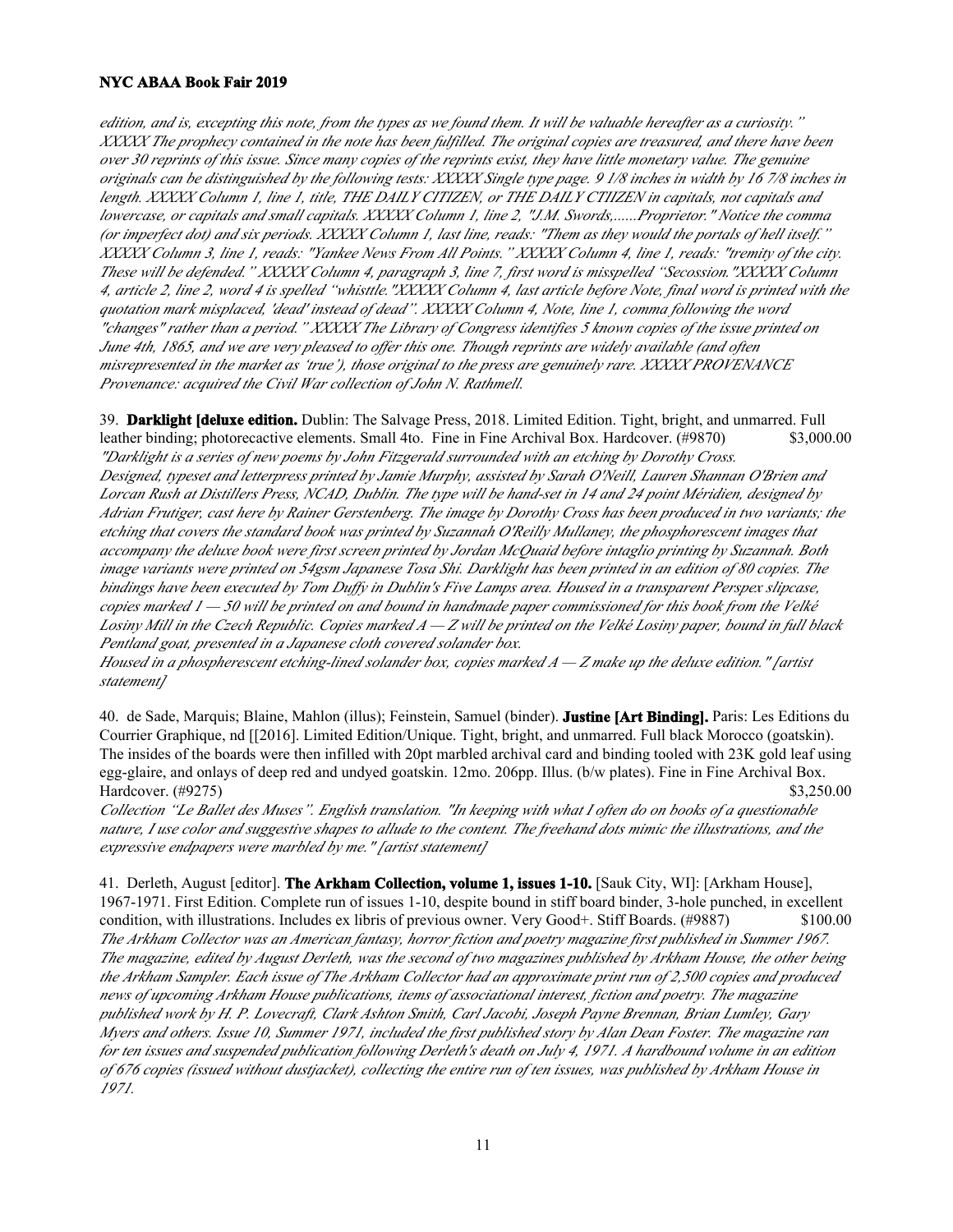*edition, and is, excepting this note, from the types as we found them. It will be valuable hereafter as a curiosity." XXXXX The prophecy contained in the note has been fulfilled. The original copies are treasured, and there have been over 30 reprints of this issue. Since many copies of the reprints exist, they have little monetary value. The genuine originals can be distinguished by the following tests: XXXXX Single type page. 9 1/8 inches in width by 16 7/8 inches in length. XXXXX Column 1, line 1, title, THE DAILY CITIZEN, or THE DAILY CTIIZEN in capitals, not capitals and lowercase, or capitals and small capitals. XXXXX Column 1, line 2, "J.M. Swords,......Proprietor." Notice the comma (or imperfect dot) and six periods. XXXXX Column 1, last line, reads: "Them as they would the portals of hell itself." XXXXX Column 3, line 1, reads: "Yankee News From All Points." XXXXX Column 4, line 1, reads: "tremity of the city. These will be defended." XXXXX Column 4, paragraph 3, line 7, first word is misspelled "Secossion."XXXXX Column 4, article 2, line 2, word 4 is spelled "whisttle."XXXXX Column 4, last article before Note, final word is printed with the quotation mark misplaced, 'dead' instead of dead". XXXXX Column 4, Note, line 1, comma following the word "changes" rather than a period." XXXXX The Library of Congress identifies 5 known copies of the issue printed on June 4th, 1865, and we are very pleased to offer this one. Though reprints are widely available (and often misrepresented in the market as 'true'), those original to the press are genuinely rare. XXXXX PROVENANCE Provenance: acquired the Civil War collection of John N. Rathmell.*

39. **Darklight [deluxe edition.** Dublin: The Salvage Press, 2018. Limited Edition. Tight, bright, and unmarred. Full leather binding; photorecactive elements. Small 4to. Fine in Fine Archival Box. Hardcover. (#9870) $3,000.00
*"Darklight is a series of new poems by John Fitzgerald surrounded with an etching by Dorothy Cross. Designed, typeset and letterpress printed by Jamie Murphy, assisted by Sarah O'Neill, Lauren Shannan O'Brien and Lorcan Rush at Distillers Press, NCAD, Dublin. The type will be hand-set in 14 and 24 point Méridien, designed by Adrian Frutiger, cast here by Rainer Gerstenberg. The image by Dorothy Cross has been produced in two variants; the etching that covers the standard book was printed by Suzannah O'Reilly Mullaney, the phosphorescent images that accompany the deluxe book were first screen printed by Jordan McQuaid before intaglio printing by Suzannah. Both image variants were printed on 54gsm Japanese Tosa Shi. Darklight has been printed in an edition of 80 copies. The bindings have been executed by Tom Duffy in Dublin's Five Lamps area. Housed in a transparent Perspex slipcase, copies marked 1 — 50 will be printed on and bound in handmade paper commissioned for this book from the Velké Losiny Mill in the Czech Republic. Copies marked A — Z will be printed on the Velké Losiny paper, bound in full black Pentland goat, presented in a Japanese cloth covered solander box.*
*Housed in a phospherescent etching-lined solander box, copies marked A — Z make up the deluxe edition." [artist statement]*

40. de Sade, Marquis; Blaine, Mahlon (illus); Feinstein, Samuel (binder). **Justine [Art Binding].** Paris: Les Editions du Courrier Graphique, nd [[2016]. Limited Edition/Unique. Tight, bright, and unmarred. Full black Morocco (goatskin). The insides of the boards were then infilled with 20pt marbled archival card and binding tooled with 23K gold leaf using egg-glaire, and onlays of deep red and undyed goatskin. 12mo. 206pp. Illus. (b/w plates). Fine in Fine Archival Box. Hardcover. (#9275) $3,250.00
*Collection "Le Ballet des Muses". English translation. "In keeping with what I often do on books of a questionable nature, I use color and suggestive shapes to allude to the content. The freehand dots mimic the illustrations, and the expressive endpapers were marbled by me." [artist statement]*

41. Derleth, August [editor]. **The Arkham Collection, volume 1, issues 1-10.** [Sauk City, WI]: [Arkham House], 1967-1971. First Edition. Complete run of issues 1-10, despite bound in stiff board binder, 3-hole punched, in excellent condition, with illustrations. Includes ex libris of previous owner. Very Good+. Stiff Boards. (#9887) $100.00
*The Arkham Collector was an American fantasy, horror fiction and poetry magazine first published in Summer 1967. The magazine, edited by August Derleth, was the second of two magazines published by Arkham House, the other being the Arkham Sampler. Each issue of The Arkham Collector had an approximate print run of 2,500 copies and produced news of upcoming Arkham House publications, items of associational interest, fiction and poetry. The magazine published work by H. P. Lovecraft, Clark Ashton Smith, Carl Jacobi, Joseph Payne Brennan, Brian Lumley, Gary Myers and others. Issue 10, Summer 1971, included the first published story by Alan Dean Foster. The magazine ran for ten issues and suspended publication following Derleth's death on July 4, 1971. A hardbound volume in an edition of 676 copies (issued without dustjacket), collecting the entire run of ten issues, was published by Arkham House in 1971.*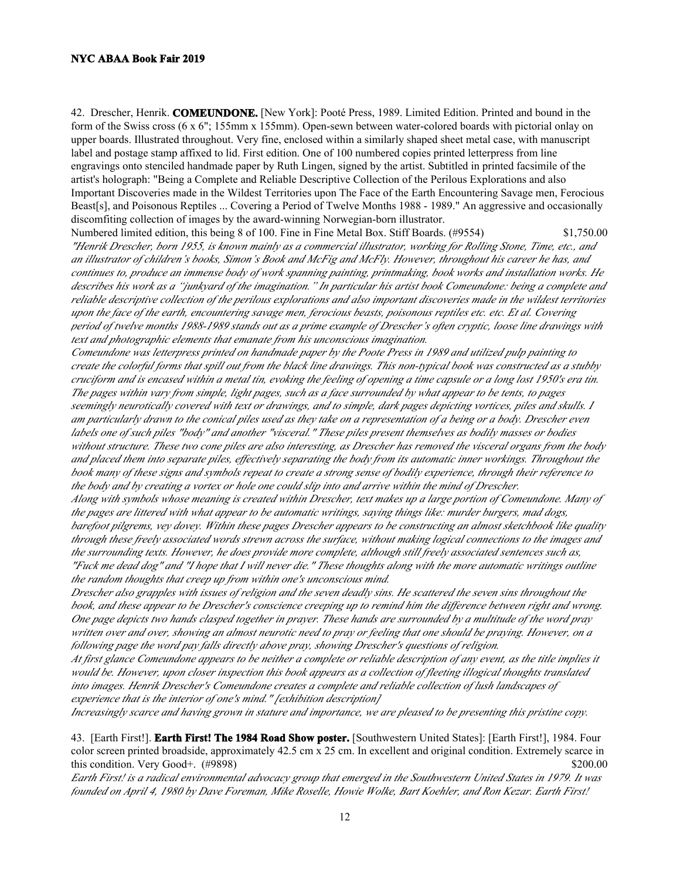42. Drescher, Henrik. **COMEUNDONE.** [New York]: Pooté Press, 1989. Limited Edition. Printed and bound in the form of the Swiss cross (6 x 6"; 155mm x 155mm). Open-sewn between water-colored boards with pictorial onlay on upper boards. Illustrated throughout. Very fine, enclosed within a similarly shaped sheet metal case, with manuscript label and postage stamp affixed to lid. First edition. One of 100 numbered copies printed letterpress from line engravings onto stenciled handmade paper by Ruth Lingen, signed by the artist. Subtitled in printed facsimile of the artist's holograph: "Being a Complete and Reliable Descriptive Collection of the Perilous Explorations and also Important Discoveries made in the Wildest Territories upon The Face of the Earth Encountering Savage men, Ferocious Beast[s], and Poisonous Reptiles ... Covering a Period of Twelve Months 1988 - 1989." An aggressive and occasionally discomfiting collection of images by the award-winning Norwegian-born illustrator.

Numbered limited edition, this being 8 of 100. Fine in Fine Metal Box. Stiff Boards. (#9554) $1,750.00

*"Henrik Drescher, born 1955, is known mainly as a commercial illustrator, working for Rolling Stone, Time, etc., and an illustrator of children's books, Simon's Book and McFig and McFly. However, throughout his career he has, and continues to, produce an immense body of work spanning painting, printmaking, book works and installation works. He describes his work as a "junkyard of the imagination." In particular his artist book Comeundone: being a complete and reliable descriptive collection of the perilous explorations and also important discoveries made in the wildest territories upon the face of the earth, encountering savage men, ferocious beasts, poisonous reptiles etc. etc. Et al. Covering period of twelve months 1988-1989 stands out as a prime example of Drescher's often cryptic, loose line drawings with text and photographic elements that emanate from his unconscious imagination.*

*Comeundone was letterpress printed on handmade paper by the Poote Press in 1989 and utilized pulp painting to create the colorful forms that spill out from the black line drawings. This non-typical book was constructed as a stubby cruciform and is encased within a metal tin, evoking the feeling of opening a time capsule or a long lost 1950's era tin. The pages within vary from simple, light pages, such as a face surrounded by what appear to be tents, to pages seemingly neurotically covered with text or drawings, and to simple, dark pages depicting vortices, piles and skulls. I am particularly drawn to the conical piles used as they take on a representation of a being or a body. Drescher even labels one of such piles "body" and another "visceral." These piles present themselves as bodily masses or bodies without structure. These two cone piles are also interesting, as Drescher has removed the visceral organs from the body and placed them into separate piles, effectively separating the body from its automatic inner workings. Throughout the book many of these signs and symbols repeat to create a strong sense of bodily experience, through their reference to the body and by creating a vortex or hole one could slip into and arrive within the mind of Drescher.*

*Along with symbols whose meaning is created within Drescher, text makes up a large portion of Comeundone. Many of the pages are littered with what appear to be automatic writings, saying things like: murder burgers, mad dogs, barefoot pilgrems, vey dovey. Within these pages Drescher appears to be constructing an almost sketchbook like quality through these freely associated words strewn across the surface, without making logical connections to the images and the surrounding texts. However, he does provide more complete, although still freely associated sentences such as, "Fuck me dead dog" and "I hope that I will never die." These thoughts along with the more automatic writings outline the random thoughts that creep up from within one's unconscious mind.*

*Drescher also grapples with issues of religion and the seven deadly sins. He scattered the seven sins throughout the book, and these appear to be Drescher's conscience creeping up to remind him the difference between right and wrong. One page depicts two hands clasped together in prayer. These hands are surrounded by a multitude of the word pray written over and over, showing an almost neurotic need to pray or feeling that one should be praying. However, on a following page the word pay falls directly above pray, showing Drescher's questions of religion.*

*At first glance Comeundone appears to be neither a complete or reliable description of any event, as the title implies it would be. However, upon closer inspection this book appears as a collection of fleeting illogical thoughts translated into images. Henrik Drescher's Comeundone creates a complete and reliable collection of lush landscapes of experience that is the interior of one's mind." [exhibition description]*

*Increasingly scarce and having grown in stature and importance, we are pleased to be presenting this pristine copy.*

43. [Earth First!]. **Earth First! The 1984 Road Show poster.** [Southwestern United States]: [Earth First!], 1984. Four color screen printed broadside, approximately 42.5 cm x 25 cm. In excellent and original condition. Extremely scarce in this condition. Very Good+. (#9898) $200.00

*Earth First! is a radical environmental advocacy group that emerged in the Southwestern United States in 1979. It was founded on April 4, 1980 by Dave Foreman, Mike Roselle, Howie Wolke, Bart Koehler, and Ron Kezar. Earth First!*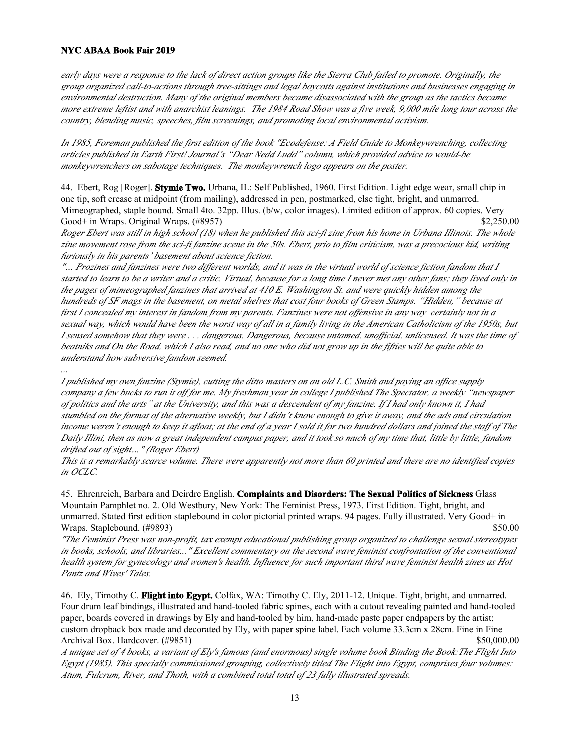*early days were a response to the lack of direct action groups like the Sierra Club failed to promote. Originally, the group organized call-to-actions through tree-sittings and legal boycotts against institutions and businesses engaging in environmental destruction. Many of the original members became disassociated with the group as the tactics became more extreme leftist and with anarchist leanings. The 1984 Road Show was a five week, 9,000 mile long tour across the country, blending music, speeches, film screenings, and promoting local environmental activism.*

*In 1985, Foreman published the first edition of the book "Ecodefense: A Field Guide to Monkeywrenching, collecting articles published in Earth First! Journal's "Dear Nedd Ludd" column, which provided advice to would-be monkeywrenchers on sabotage techniques. The monkeywrench logo appears on the poster.*

44. Ebert, Rog [Roger]. **Stymie Two.** Urbana, IL: Self Published, 1960. First Edition. Light edge wear, small chip in one tip, soft crease at midpoint (from mailing), addressed in pen, postmarked, else tight, bright, and unmarred. Mimeographed, staple bound. Small 4to. 32pp. Illus. (b/w, color images). Limited edition of approx. 60 copies. Very Good+ in Wraps. Original Wraps. (#8957) $2,250.00

*Roger Ebert was still in high school (18) when he published this sci-fi zine from his home in Urbana Illinois. The whole zine movement rose from the sci-fi fanzine scene in the 50s. Ebert, prio to film criticism, was a precocious kid, writing furiously in his parents' basement about science fiction.*

*"... Prozines and fanzines were two different worlds, and it was in the virtual world of science fiction fandom that I started to learn to be a writer and a critic. Virtual, because for a long time I never met any other fans; they lived only in the pages of mimeographed fanzines that arrived at 410 E. Washington St. and were quickly hidden among the hundreds of SF mags in the basement, on metal shelves that cost four books of Green Stamps. "Hidden," because at first I concealed my interest in fandom from my parents. Fanzines were not offensive in any way–certainly not in a sexual way, which would have been the worst way of all in a family living in the American Catholicism of the 1950s, but I sensed somehow that they were . . . dangerous. Dangerous, because untamed, unofficial, unlicensed. It was the time of beatniks and On the Road, which I also read, and no one who did not grow up in the fifties will be quite able to understand how subversive fandom seemed.*

*...*

*I published my own fanzine (Stymie), cutting the ditto masters on an old L.C. Smith and paying an office supply company a few bucks to run it off for me. My freshman year in college I published The Spectator, a weekly "newspaper of politics and the arts" at the University, and this was a descendent of my fanzine. If I had only known it, I had stumbled on the format of the alternative weekly, but I didn't know enough to give it away, and the ads and circulation income weren't enough to keep it afloat; at the end of a year I sold it for two hundred dollars and joined the staff of The Daily Illini, then as now a great independent campus paper, and it took so much of my time that, little by little, fandom drifted out of sight…" (Roger Ebert)*

*This is a remarkably scarce volume. There were apparently not more than 60 printed and there are no identified copies in OCLC.*

45. Ehrenreich, Barbara and Deirdre English. **Complaints and Disorders: The Sexual Politics of Sickness** Glass Mountain Pamphlet no. 2. Old Westbury, New York: The Feminist Press, 1973. First Edition. Tight, bright, and unmarred. Stated first edition staplebound in color pictorial printed wraps. 94 pages. Fully illustrated. Very Good+ in Wraps. Staplebound. (#9893) $50.00

*"The Feminist Press was non-profit, tax exempt educational publishing group organized to challenge sexual stereotypes in books, schools, and libraries..." Excellent commentary on the second wave feminist confrontation of the conventional health system for gynecology and women's health. Influence for such important third wave feminist health zines as Hot Pantz and Wives' Tales.*

46. Ely, Timothy C. **Flight into Egypt.** Colfax, WA: Timothy C. Ely, 2011-12. Unique. Tight, bright, and unmarred. Four drum leaf bindings, illustrated and hand-tooled fabric spines, each with a cutout revealing painted and hand-tooled paper, boards covered in drawings by Ely and hand-tooled by him, hand-made paste paper endpapers by the artist; custom dropback box made and decorated by Ely, with paper spine label. Each volume 33.3cm x 28cm. Fine in Fine Archival Box. Hardcover. (#9851) $50,000.00

*A unique set of 4 books, a variant of Ely's famous (and enormous) single volume book Binding the Book:The Flight Into Egypt (1985). This specially commissioned grouping, collectively titled The Flight into Egypt, comprises four volumes: Atum, Fulcrum, River, and Thoth, with a combined total total of 23 fully illustrated spreads.*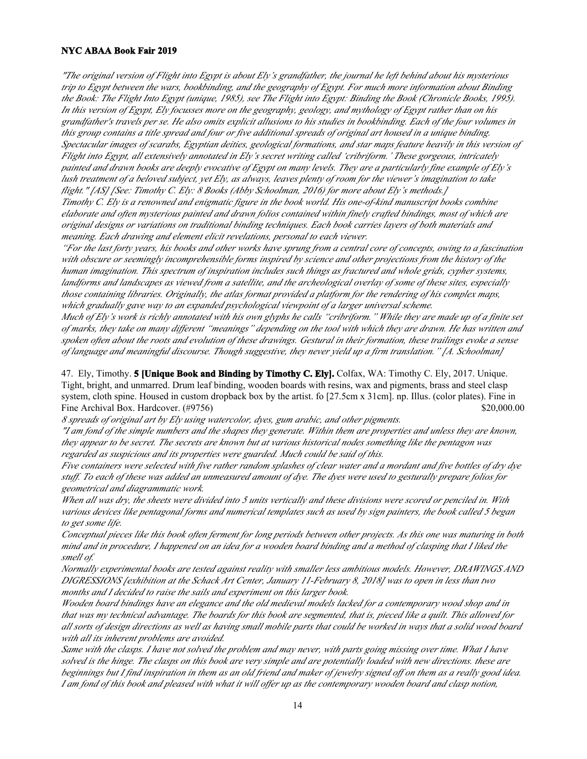*"The original version of Flight into Egypt is about Ely's grandfather, the journal he left behind about his mysterious trip to Egypt between the wars, bookbinding, and the geography of Egypt. For much more information about Binding the Book: The Flight Into Egypt (unique, 1985), see The Flight into Egypt: Binding the Book (Chronicle Books, 1995). In this version of Egypt, Ely focusses more on the geography, geology, and mythology of Egypt rather than on his grandfather's travels per se. He also omits explicit allusions to his studies in bookbinding. Each of the four volumes in this group contains a title spread and four or five additional spreads of original art housed in a unique binding. Spectacular images of scarabs, Egyptian deities, geological formations, and star maps feature heavily in this version of Flight into Egypt, all extensively annotated in Ely's secret writing called 'cribriform.' These gorgeous, intricately painted and drawn books are deeply evocative of Egypt on many levels. They are a particularly fine example of Ely's lush treatment of a beloved subject, yet Ely, as always, leaves plenty of room for the viewer's imagination to take flight." [AS] [See: Timothy C. Ely: 8 Books (Abby Schoolman, 2016) for more about Ely's methods.]*

*Timothy C. Ely is a renowned and enigmatic figure in the book world. His one-of-kind manuscript books combine elaborate and often mysterious painted and drawn folios contained within finely crafted bindings, most of which are original designs or variations on traditional binding techniques. Each book carries layers of both materials and meaning. Each drawing and element elicit revelations, personal to each viewer.*

*"For the last forty years, his books and other works have sprung from a central core of concepts, owing to a fascination with obscure or seemingly incomprehensible forms inspired by science and other projections from the history of the human imagination. This spectrum of inspiration includes such things as fractured and whole grids, cypher systems, landforms and landscapes as viewed from a satellite, and the archeological overlay of some of these sites, especially those containing libraries. Originally, the atlas format provided a platform for the rendering of his complex maps, which gradually gave way to an expanded psychological viewpoint of a larger universal scheme.*

*Much of Ely's work is richly annotated with his own glyphs he calls "cribriform." While they are made up of a finite set of marks, they take on many different "meanings" depending on the tool with which they are drawn. He has written and spoken often about the roots and evolution of these drawings. Gestural in their formation, these trailings evoke a sense of language and meaningful discourse. Though suggestive, they never yield up a firm translation." [A. Schoolman]*

47. Ely, Timothy. **5 [Unique Book and Binding by Timothy C. Ely].** Colfax, WA: Timothy C. Ely, 2017. Unique. Tight, bright, and unmarred. Drum leaf binding, wooden boards with resins, wax and pigments, brass and steel clasp system, cloth spine. Housed in custom dropback box by the artist. fo [27.5cm x 31cm]. np. Illus. (color plates). Fine in Fine Archival Box. Hardcover. (#9756) $20,000.00

*8 spreads of original art by Ely using watercolor, dyes, gum arabic, and other pigments.*

*"I am fond of the simple numbers and the shapes they generate. Within them are properties and unless they are known, they appear to be secret. The secrets are known but at various historical nodes something like the pentagon was regarded as suspicious and its properties were guarded. Much could be said of this.*

*Five containers were selected with five rather random splashes of clear water and a mordant and five bottles of dry dye stuff. To each of these was added an unmeasured amount of dye. The dyes were used to gesturally prepare folios for geometrical and diagrammatic work.*

*When all was dry, the sheets were divided into 5 units vertically and these divisions were scored or penciled in. With various devices like pentagonal forms and numerical templates such as used by sign painters, the book called 5 began to get some life.*

*Conceptual pieces like this book often ferment for long periods between other projects. As this one was maturing in both mind and in procedure, I happened on an idea for a wooden board binding and a method of clasping that I liked the smell of.*

*Normally experimental books are tested against reality with smaller less ambitious models. However, DRAWINGS AND DIGRESSIONS [exhibition at the Schack Art Center, January 11-February 8, 2018] was to open in less than two months and I decided to raise the sails and experiment on this larger book.*

*Wooden board bindings have an elegance and the old medieval models lacked for a contemporary wood shop and in that was my technical advantage. The boards for this book are segmented, that is, pieced like a quilt. This allowed for all sorts of design directions as well as having small mobile parts that could be worked in ways that a solid wood board with all its inherent problems are avoided.*

*Same with the clasps. I have not solved the problem and may never, with parts going missing over time. What I have solved is the hinge. The clasps on this book are very simple and are potentially loaded with new directions. these are beginnings but I find inspiration in them as an old friend and maker of jewelry signed off on them as a really good idea. I am fond of this book and pleased with what it will offer up as the contemporary wooden board and clasp notion,*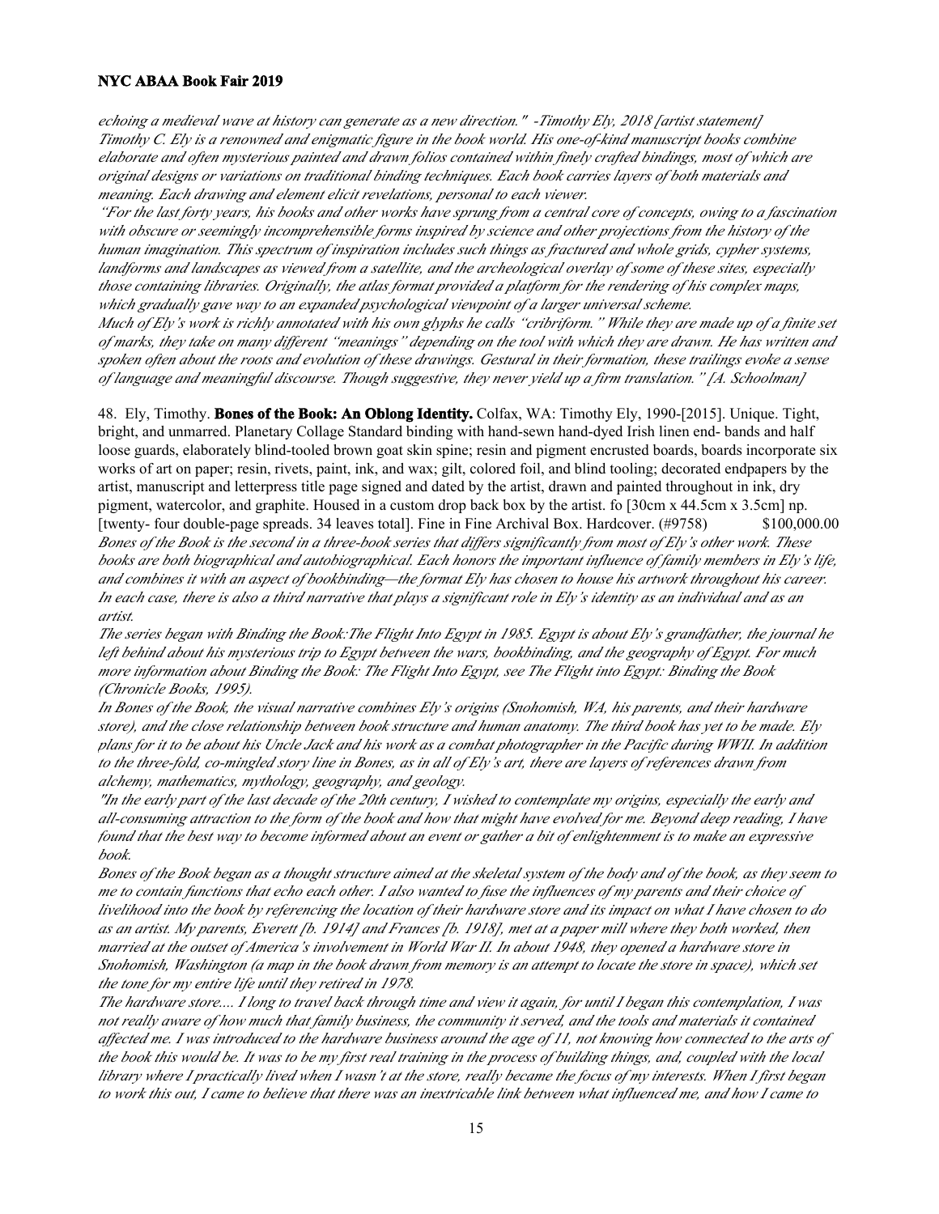*echoing a medieval wave at history can generate as a new direction." -Timothy Ely, 2018 [artist statement]*
*Timothy C. Ely is a renowned and enigmatic figure in the book world. His one-of-kind manuscript books combine elaborate and often mysterious painted and drawn folios contained within finely crafted bindings, most of which are original designs or variations on traditional binding techniques. Each book carries layers of both materials and meaning. Each drawing and element elicit revelations, personal to each viewer.*
*"For the last forty years, his books and other works have sprung from a central core of concepts, owing to a fascination with obscure or seemingly incomprehensible forms inspired by science and other projections from the history of the human imagination. This spectrum of inspiration includes such things as fractured and whole grids, cypher systems, landforms and landscapes as viewed from a satellite, and the archeological overlay of some of these sites, especially those containing libraries. Originally, the atlas format provided a platform for the rendering of his complex maps, which gradually gave way to an expanded psychological viewpoint of a larger universal scheme.*
*Much of Ely's work is richly annotated with his own glyphs he calls "cribriform." While they are made up of a finite set of marks, they take on many different "meanings" depending on the tool with which they are drawn. He has written and spoken often about the roots and evolution of these drawings. Gestural in their formation, these trailings evoke a sense of language and meaningful discourse. Though suggestive, they never yield up a firm translation." [A. Schoolman]*

48. Ely, Timothy. **Bones of the Book: An Oblong Identity.** Colfax, WA: Timothy Ely, 1990-[2015]. Unique. Tight, bright, and unmarred. Planetary Collage Standard binding with hand-sewn hand-dyed Irish linen end- bands and half loose guards, elaborately blind-tooled brown goat skin spine; resin and pigment encrusted boards, boards incorporate six works of art on paper; resin, rivets, paint, ink, and wax; gilt, colored foil, and blind tooling; decorated endpapers by the artist, manuscript and letterpress title page signed and dated by the artist, drawn and painted throughout in ink, dry pigment, watercolor, and graphite. Housed in a custom drop back box by the artist. fo [30cm x 44.5cm x 3.5cm] np. [twenty- four double-page spreads. 34 leaves total]. Fine in Fine Archival Box. Hardcover. (#9758) $100,000.00
*Bones of the Book is the second in a three-book series that differs significantly from most of Ely's other work. These books are both biographical and autobiographical. Each honors the important influence of family members in Ely's life, and combines it with an aspect of bookbinding—the format Ely has chosen to house his artwork throughout his career. In each case, there is also a third narrative that plays a significant role in Ely's identity as an individual and as an artist.*
*The series began with Binding the Book:The Flight Into Egypt in 1985. Egypt is about Ely's grandfather, the journal he left behind about his mysterious trip to Egypt between the wars, bookbinding, and the geography of Egypt. For much more information about Binding the Book: The Flight Into Egypt, see The Flight into Egypt: Binding the Book (Chronicle Books, 1995).*
*In Bones of the Book, the visual narrative combines Ely's origins (Snohomish, WA, his parents, and their hardware store), and the close relationship between book structure and human anatomy. The third book has yet to be made. Ely plans for it to be about his Uncle Jack and his work as a combat photographer in the Pacific during WWII. In addition to the three-fold, co-mingled story line in Bones, as in all of Ely's art, there are layers of references drawn from alchemy, mathematics, mythology, geography, and geology.*
*"In the early part of the last decade of the 20th century, I wished to contemplate my origins, especially the early and all-consuming attraction to the form of the book and how that might have evolved for me. Beyond deep reading, I have found that the best way to become informed about an event or gather a bit of enlightenment is to make an expressive book.*
*Bones of the Book began as a thought structure aimed at the skeletal system of the body and of the book, as they seem to me to contain functions that echo each other. I also wanted to fuse the influences of my parents and their choice of livelihood into the book by referencing the location of their hardware store and its impact on what I have chosen to do as an artist. My parents, Everett [b. 1914] and Frances [b. 1918], met at a paper mill where they both worked, then married at the outset of America's involvement in World War II. In about 1948, they opened a hardware store in Snohomish, Washington (a map in the book drawn from memory is an attempt to locate the store in space), which set the tone for my entire life until they retired in 1978.*
*The hardware store.... I long to travel back through time and view it again, for until I began this contemplation, I was not really aware of how much that family business, the community it served, and the tools and materials it contained affected me. I was introduced to the hardware business around the age of 11, not knowing how connected to the arts of the book this would be. It was to be my first real training in the process of building things, and, coupled with the local library where I practically lived when I wasn't at the store, really became the focus of my interests. When I first began to work this out, I came to believe that there was an inextricable link between what influenced me, and how I came to*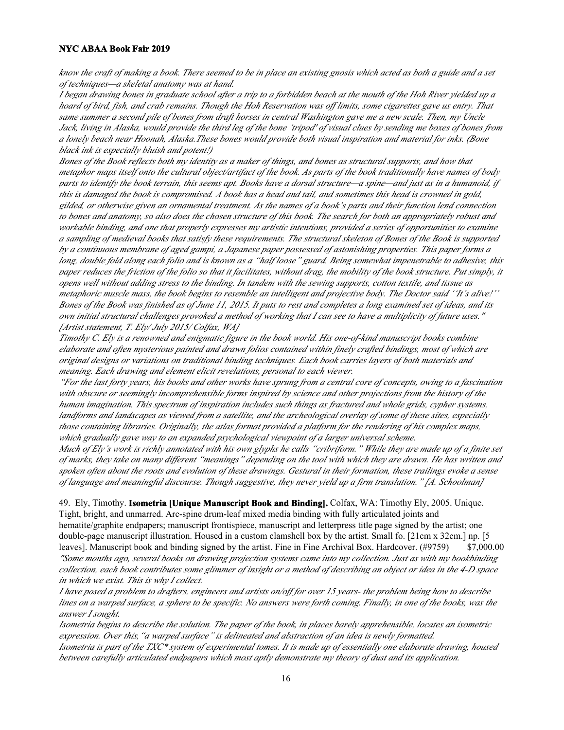*know the craft of making a book. There seemed to be in place an existing gnosis which acted as both a guide and a set of techniques—a skeletal anatomy was at hand.*

*I began drawing bones in graduate school after a trip to a forbidden beach at the mouth of the Hoh River yielded up a hoard of bird, fish, and crab remains. Though the Hoh Reservation was off limits, some cigarettes gave us entry. That same summer a second pile of bones from draft horses in central Washington gave me a new scale. Then, my Uncle Jack, living in Alaska, would provide the third leg of the bone 'tripod' of visual clues by sending me boxes of bones from a lonely beach near Hoonah, Alaska.These bones would provide both visual inspiration and material for inks. (Bone black ink is especially bluish and potent!)*

*Bones of the Book reflects both my identity as a maker of things, and bones as structural supports, and how that metaphor maps itself onto the cultural object/artifact of the book. As parts of the book traditionally have names of body parts to identify the book terrain, this seems apt. Books have a dorsal structure—a spine—and just as in a humanoid, if this is damaged the book is compromised. A book has a head and tail, and sometimes this head is crowned in gold, gilded, or otherwise given an ornamental treatment. As the names of a book's parts and their function lend connection to bones and anatomy, so also does the chosen structure of this book. The search for both an appropriately robust and workable binding, and one that properly expresses my artistic intentions, provided a series of opportunities to examine a sampling of medieval books that satisfy these requirements. The structural skeleton of Bones of the Book is supported by a continuous membrane of aged gampi, a Japanese paper possessed of astonishing properties. This paper forms a long, double fold along each folio and is known as a "half loose" guard. Being somewhat impenetrable to adhesive, this paper reduces the friction of the folio so that it facilitates, without drag, the mobility of the book structure. Put simply, it opens well without adding stress to the binding. In tandem with the sewing supports, cotton textile, and tissue as metaphoric muscle mass, the book begins to resemble an intelligent and projective body. The Doctor said ''It's alive!'' Bones of the Book was finished as of June 11, 2015. It puts to rest and completes a long examined set of ideas, and its own initial structural challenges provoked a method of working that I can see to have a multiplicity of future uses." [Artist statement, T. Ely/ July 2015/ Colfax, WA]*

*Timothy C. Ely is a renowned and enigmatic figure in the book world. His one-of-kind manuscript books combine elaborate and often mysterious painted and drawn folios contained within finely crafted bindings, most of which are original designs or variations on traditional binding techniques. Each book carries layers of both materials and meaning. Each drawing and element elicit revelations, personal to each viewer.*

*"For the last forty years, his books and other works have sprung from a central core of concepts, owing to a fascination with obscure or seemingly incomprehensible forms inspired by science and other projections from the history of the human imagination. This spectrum of inspiration includes such things as fractured and whole grids, cypher systems, landforms and landscapes as viewed from a satellite, and the archeological overlay of some of these sites, especially those containing libraries. Originally, the atlas format provided a platform for the rendering of his complex maps, which gradually gave way to an expanded psychological viewpoint of a larger universal scheme.*

*Much of Ely's work is richly annotated with his own glyphs he calls "cribriform." While they are made up of a finite set of marks, they take on many different "meanings" depending on the tool with which they are drawn. He has written and spoken often about the roots and evolution of these drawings. Gestural in their formation, these trailings evoke a sense of language and meaningful discourse. Though suggestive, they never yield up a firm translation." [A. Schoolman]*

49. Ely, Timothy. **Isometria [Unique Manuscript Book and Binding].** Colfax, WA: Timothy Ely, 2005. Unique. Tight, bright, and unmarred. Arc-spine drum-leaf mixed media binding with fully articulated joints and hematite/graphite endpapers; manuscript frontispiece, manuscript and letterpress title page signed by the artist; one double-page manuscript illustration. Housed in a custom clamshell box by the artist. Small fo. [21cm x 32cm.] np. [5 leaves]. Manuscript book and binding signed by the artist. Fine in Fine Archival Box. Hardcover. (#9759) $7,000.00

*"Some months ago, several books on drawing projection systems came into my collection. Just as with my bookbinding collection, each book contributes some glimmer of insight or a method of describing an object or idea in the 4-D space in which we exist. This is why I collect.*

*I have posed a problem to drafters, engineers and artists on/off for over 15 years- the problem being how to describe lines on a warped surface, a sphere to be specific. No answers were forth coming. Finally, in one of the books, was the answer I sought.*

*Isometria begins to describe the solution. The paper of the book, in places barely apprehensible, locates an isometric expression. Over this,"a warped surface" is delineated and abstraction of an idea is newly formatted.*

*Isometria is part of the TXC\* system of experimental tomes. It is made up of essentially one elaborate drawing, housed between carefully articulated endpapers which most aptly demonstrate my theory of dust and its application.*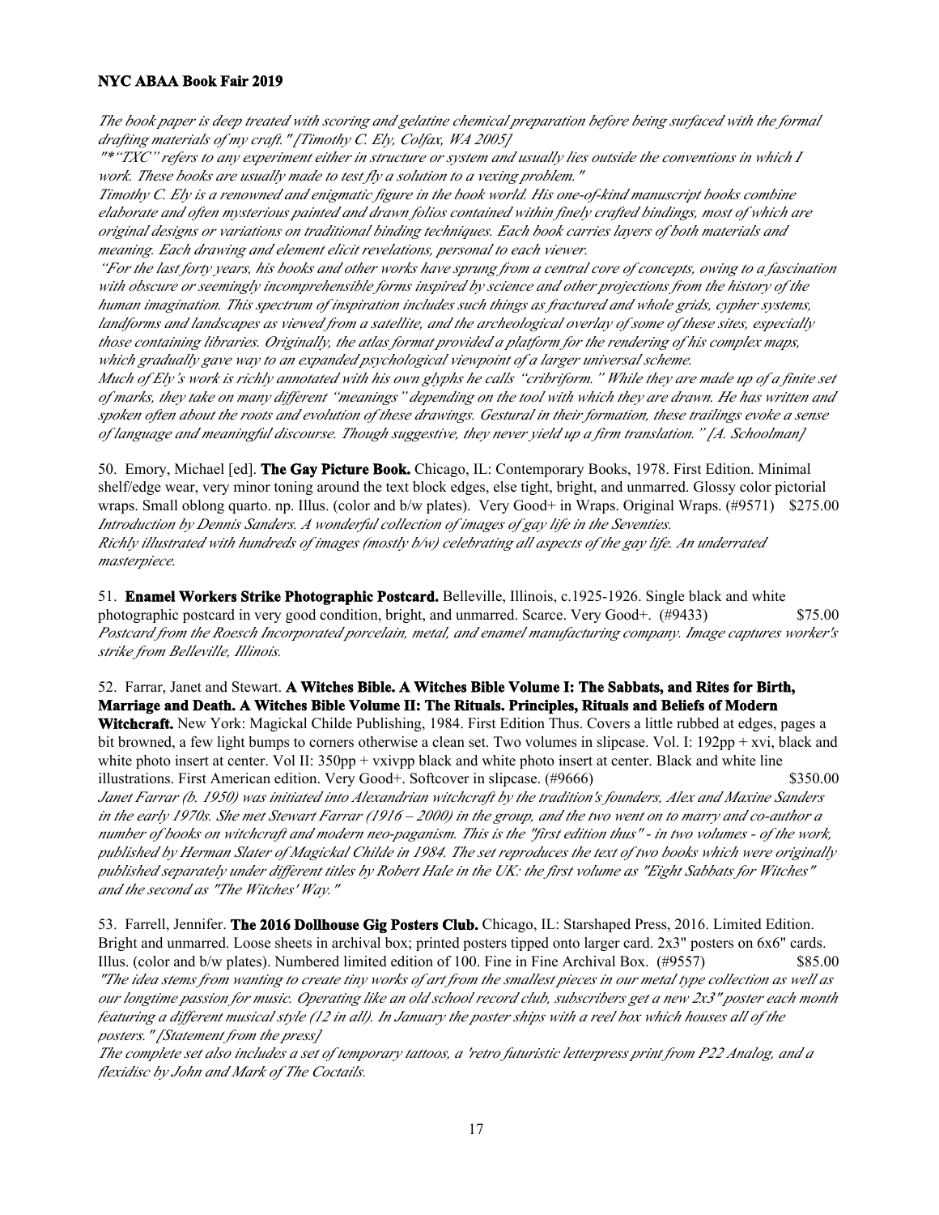*The book paper is deep treated with scoring and gelatine chemical preparation before being surfaced with the formal drafting materials of my craft." [Timothy C. Ely, Colfax, WA 2005]*

*"*"TXC" refers to any experiment either in structure or system and usually lies outside the conventions in which I work. These books are usually made to test fly a solution to a vexing problem."*

*Timothy C. Ely is a renowned and enigmatic figure in the book world. His one-of-kind manuscript books combine elaborate and often mysterious painted and drawn folios contained within finely crafted bindings, most of which are original designs or variations on traditional binding techniques. Each book carries layers of both materials and meaning. Each drawing and element elicit revelations, personal to each viewer.*

*"For the last forty years, his books and other works have sprung from a central core of concepts, owing to a fascination with obscure or seemingly incomprehensible forms inspired by science and other projections from the history of the human imagination. This spectrum of inspiration includes such things as fractured and whole grids, cypher systems, landforms and landscapes as viewed from a satellite, and the archeological overlay of some of these sites, especially those containing libraries. Originally, the atlas format provided a platform for the rendering of his complex maps, which gradually gave way to an expanded psychological viewpoint of a larger universal scheme.*

*Much of Ely's work is richly annotated with his own glyphs he calls "cribriform." While they are made up of a finite set of marks, they take on many different "meanings" depending on the tool with which they are drawn. He has written and spoken often about the roots and evolution of these drawings. Gestural in their formation, these trailings evoke a sense of language and meaningful discourse. Though suggestive, they never yield up a firm translation." [A. Schoolman]*

50. Emory, Michael [ed]. **The Gay Picture Book.** Chicago, IL: Contemporary Books, 1978. First Edition. Minimal shelf/edge wear, very minor toning around the text block edges, else tight, bright, and unmarred. Glossy color pictorial wraps. Small oblong quarto. np. Illus. (color and b/w plates). Very Good+ in Wraps. Original Wraps. (#9571) $275.00
*Introduction by Dennis Sanders. A wonderful collection of images of gay life in the Seventies.*
*Richly illustrated with hundreds of images (mostly b/w) celebrating all aspects of the gay life. An underrated masterpiece.*

51. **Enamel Workers Strike Photographic Postcard.** Belleville, Illinois, c.1925-1926. Single black and white photographic postcard in very good condition, bright, and unmarred. Scarce. Very Good+. (#9433) $75.00
*Postcard from the Roesch Incorporated porcelain, metal, and enamel manufacturing company. Image captures worker's strike from Belleville, Illinois.*

52. Farrar, Janet and Stewart. **A Witches Bible. A Witches Bible Volume I: The Sabbats, and Rites for Birth, Marriage and Death. A Witches Bible Volume II: The Rituals. Principles, Rituals and Beliefs of Modern Witchcraft.** New York: Magickal Childe Publishing, 1984. First Edition Thus. Covers a little rubbed at edges, pages a bit browned, a few light bumps to corners otherwise a clean set. Two volumes in slipcase. Vol. I: 192pp + xvi, black and white photo insert at center. Vol II: 350pp + vxivpp black and white photo insert at center. Black and white line illustrations. First American edition. Very Good+. Softcover in slipcase. (#9666) $350.00
*Janet Farrar (b. 1950) was initiated into Alexandrian witchcraft by the tradition's founders, Alex and Maxine Sanders in the early 1970s. She met Stewart Farrar (1916 – 2000) in the group, and the two went on to marry and co-author a number of books on witchcraft and modern neo-paganism. This is the "first edition thus" - in two volumes - of the work, published by Herman Slater of Magickal Childe in 1984. The set reproduces the text of two books which were originally published separately under different titles by Robert Hale in the UK: the first volume as "Eight Sabbats for Witches" and the second as "The Witches' Way."*

53. Farrell, Jennifer. **The 2016 Dollhouse Gig Posters Club.** Chicago, IL: Starshaped Press, 2016. Limited Edition. Bright and unmarred. Loose sheets in archival box; printed posters tipped onto larger card. 2x3" posters on 6x6" cards. Illus. (color and b/w plates). Numbered limited edition of 100. Fine in Fine Archival Box. (#9557) $85.00
*"The idea stems from wanting to create tiny works of art from the smallest pieces in our metal type collection as well as our longtime passion for music. Operating like an old school record club, subscribers get a new 2x3" poster each month featuring a different musical style (12 in all). In January the poster ships with a reel box which houses all of the posters." [Statement from the press]*
*The complete set also includes a set of temporary tattoos, a 'retro futuristic letterpress print from P22 Analog, and a flexidisc by John and Mark of The Coctails.*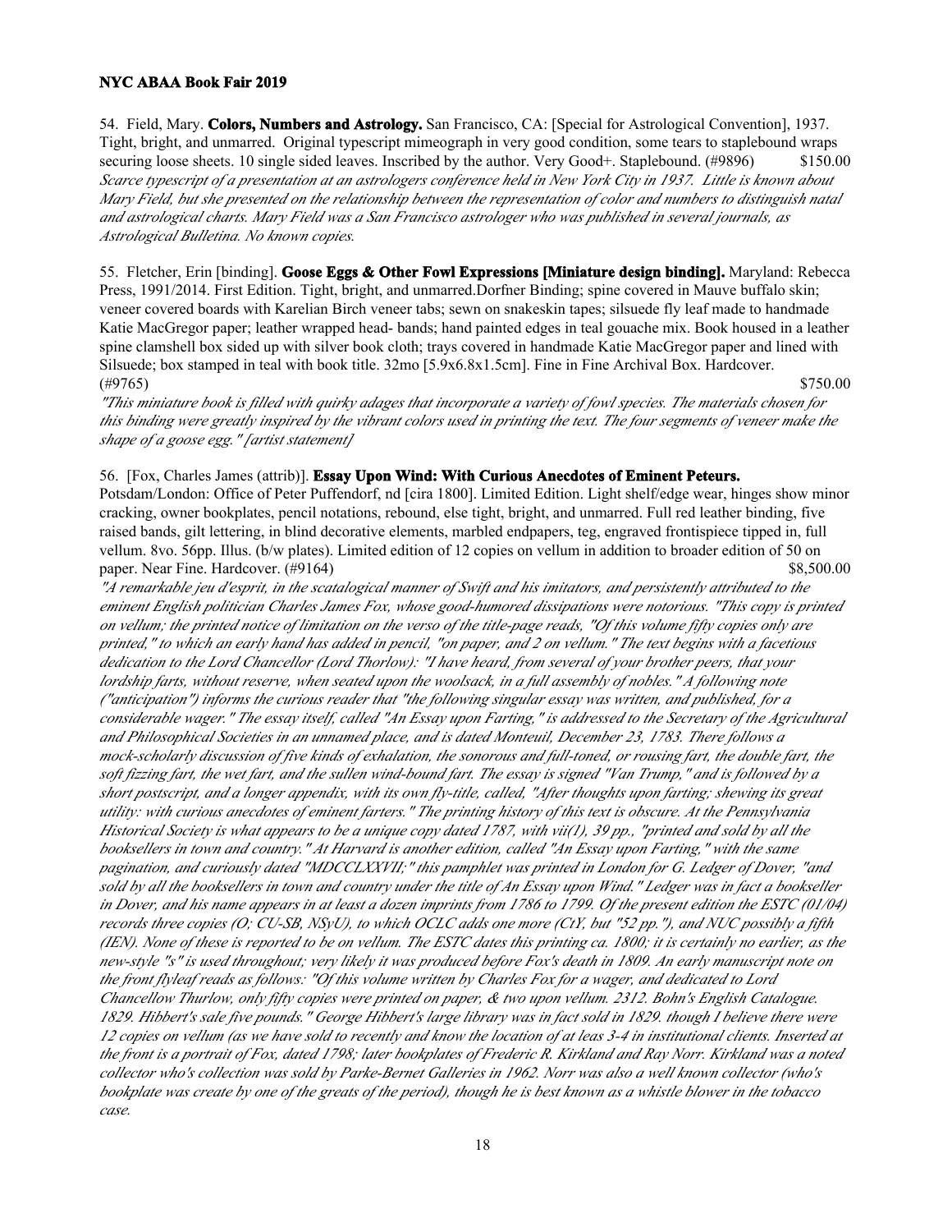54. Field, Mary. **Colors, Numbers and Astrology.** San Francisco, CA: [Special for Astrological Convention], 1937. Tight, bright, and unmarred. Original typescript mimeograph in very good condition, some tears to staplebound wraps securing loose sheets. 10 single sided leaves. Inscribed by the author. Very Good+. Staplebound. (#9896) $150.00

*Scarce typescript of a presentation at an astrologers conference held in New York City in 1937. Little is known about Mary Field, but she presented on the relationship between the representation of color and numbers to distinguish natal and astrological charts. Mary Field was a San Francisco astrologer who was published in several journals, as Astrological Bulletina. No known copies.*

55. Fletcher, Erin [binding]. **Goose Eggs & Other Fowl Expressions [Miniature design binding].** Maryland: Rebecca Press, 1991/2014. First Edition. Tight, bright, and unmarred.Dorfner Binding; spine covered in Mauve buffalo skin; veneer covered boards with Karelian Birch veneer tabs; sewn on snakeskin tapes; silsuede fly leaf made to handmade Katie MacGregor paper; leather wrapped head- bands; hand painted edges in teal gouache mix. Book housed in a leather spine clamshell box sided up with silver book cloth; trays covered in handmade Katie MacGregor paper and lined with Silsuede; box stamped in teal with book title. 32mo [5.9x6.8x1.5cm]. Fine in Fine Archival Box. Hardcover. (#9765) $750.00

*"This miniature book is filled with quirky adages that incorporate a variety of fowl species. The materials chosen for this binding were greatly inspired by the vibrant colors used in printing the text. The four segments of veneer make the shape of a goose egg." [artist statement]*

56. [Fox, Charles James (attrib)]. **Essay Upon Wind: With Curious Anecdotes of Eminent Peteurs.** Potsdam/London: Office of Peter Puffendorf, nd [cira 1800]. Limited Edition. Light shelf/edge wear, hinges show minor cracking, owner bookplates, pencil notations, rebound, else tight, bright, and unmarred. Full red leather binding, five raised bands, gilt lettering, in blind decorative elements, marbled endpapers, teg, engraved frontispiece tipped in, full vellum. 8vo. 56pp. Illus. (b/w plates). Limited edition of 12 copies on vellum in addition to broader edition of 50 on paper. Near Fine. Hardcover. (#9164) $8,500.00

*"A remarkable jeu d'esprit, in the scatalogical manner of Swift and his imitators, and persistently attributed to the eminent English politician Charles James Fox, whose good-humored dissipations were notorious. "This copy is printed on vellum; the printed notice of limitation on the verso of the title-page reads, "Of this volume fifty copies only are printed," to which an early hand has added in pencil, "on paper, and 2 on vellum." The text begins with a facetious dedication to the Lord Chancellor (Lord Thorlow): "I have heard, from several of your brother peers, that your lordship farts, without reserve, when seated upon the woolsack, in a full assembly of nobles." A following note ("anticipation") informs the curious reader that "the following singular essay was written, and published, for a considerable wager." The essay itself, called "An Essay upon Farting," is addressed to the Secretary of the Agricultural and Philosophical Societies in an unnamed place, and is dated Monteuil, December 23, 1783. There follows a mock-scholarly discussion of five kinds of exhalation, the sonorous and full-toned, or rousing fart, the double fart, the soft fizzing fart, the wet fart, and the sullen wind-bound fart. The essay is signed "Van Trump," and is followed by a short postscript, and a longer appendix, with its own fly-title, called, "After thoughts upon farting; shewing its great utility: with curious anecdotes of eminent farters." The printing history of this text is obscure. At the Pennsylvania Historical Society is what appears to be a unique copy dated 1787, with vii(1), 39 pp., "printed and sold by all the booksellers in town and country." At Harvard is another edition, called "An Essay upon Farting," with the same pagination, and curiously dated "MDCCLXXVII;" this pamphlet was printed in London for G. Ledger of Dover, "and sold by all the booksellers in town and country under the title of An Essay upon Wind." Ledger was in fact a bookseller in Dover, and his name appears in at least a dozen imprints from 1786 to 1799. Of the present edition the ESTC (01/04) records three copies (O; CU-SB, NSyU), to which OCLC adds one more (CtY, but "52 pp."), and NUC possibly a fifth (IEN). None of these is reported to be on vellum. The ESTC dates this printing ca. 1800; it is certainly no earlier, as the new-style "s" is used throughout; very likely it was produced before Fox's death in 1809. An early manuscript note on the front flyleaf reads as follows: "Of this volume written by Charles Fox for a wager, and dedicated to Lord Chancellow Thurlow, only fifty copies were printed on paper, & two upon vellum. 2312. Bohn's English Catalogue. 1829. Hibbert's sale five pounds." George Hibbert's large library was in fact sold in 1829. though I believe there were 12 copies on vellum (as we have sold to recently and know the location of at leas 3-4 in institutional clients. Inserted at the front is a portrait of Fox, dated 1798; later bookplates of Frederic R. Kirkland and Ray Norr. Kirkland was a noted collector who's collection was sold by Parke-Bernet Galleries in 1962. Norr was also a well known collector (who's bookplate was create by one of the greats of the period), though he is best known as a whistle blower in the tobacco case.*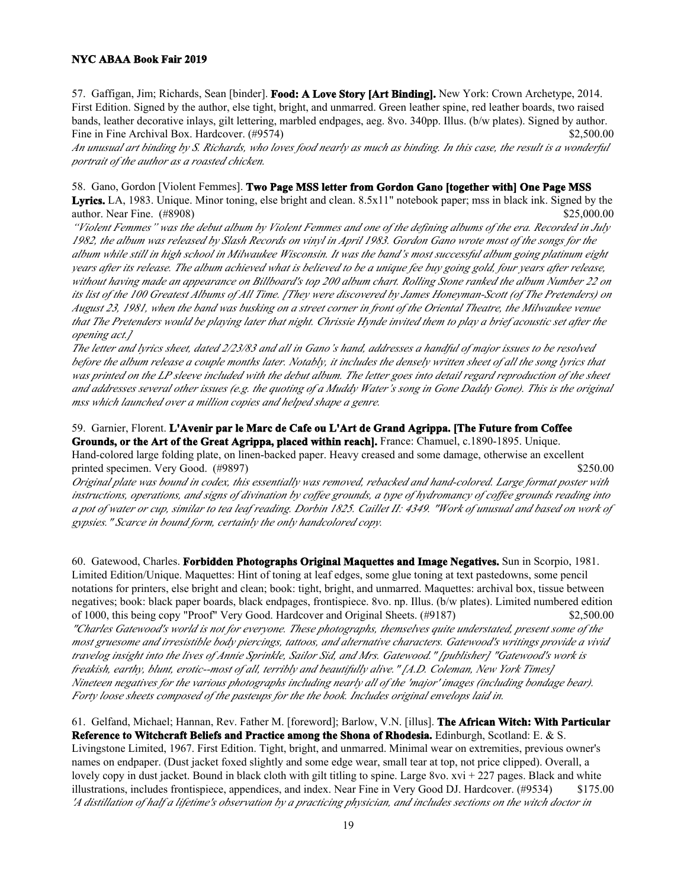57. Gaffigan, Jim; Richards, Sean [binder]. **Food: A Love Story [Art Binding].** New York: Crown Archetype, 2014. First Edition. Signed by the author, else tight, bright, and unmarred. Green leather spine, red leather boards, two raised bands, leather decorative inlays, gilt lettering, marbled endpages, aeg. 8vo. 340pp. Illus. (b/w plates). Signed by author. Fine in Fine Archival Box. Hardcover. (#9574) $2,500.00

*An unusual art binding by S. Richards, who loves food nearly as much as binding. In this case, the result is a wonderful portrait of the author as a roasted chicken.*

58. Gano, Gordon [Violent Femmes]. **Two Page MSS letter from Gordon Gano [together with] One Page MSS Lyrics.** LA, 1983. Unique. Minor toning, else bright and clean. 8.5x11" notebook paper; mss in black ink. Signed by the author. Near Fine. (#8908) $25,000.00

*"Violent Femmes" was the debut album by Violent Femmes and one of the defining albums of the era. Recorded in July 1982, the album was released by Slash Records on vinyl in April 1983. Gordon Gano wrote most of the songs for the album while still in high school in Milwaukee Wisconsin. It was the band's most successful album going platinum eight years after its release. The album achieved what is believed to be a unique fee buy going gold, four years after release, without having made an appearance on Billboard's top 200 album chart. Rolling Stone ranked the album Number 22 on its list of the 100 Greatest Albums of All Time. [They were discovered by James Honeyman-Scott (of The Pretenders) on August 23, 1981, when the band was busking on a street corner in front of the Oriental Theatre, the Milwaukee venue that The Pretenders would be playing later that night. Chrissie Hynde invited them to play a brief acoustic set after the opening act.]*

*The letter and lyrics sheet, dated 2/23/83 and all in Gano's hand, addresses a handful of major issues to be resolved before the album release a couple months later. Notably, it includes the densely written sheet of all the song lyrics that was printed on the LP sleeve included with the debut album. The letter goes into detail regard reproduction of the sheet and addresses several other issues (e.g. the quoting of a Muddy Water's song in Gone Daddy Gone). This is the original mss which launched over a million copies and helped shape a genre.*

59. Garnier, Florent. **L'Avenir par le Marc de Cafe ou L'Art de Grand Agrippa. [The Future from Coffee Grounds, or the Art of the Great Agrippa, placed within reach].** France: Chamuel, c.1890-1895. Unique. Hand-colored large folding plate, on linen-backed paper. Heavy creased and some damage, otherwise an excellent printed specimen. Very Good. (#9897) $250.00

*Original plate was bound in codex, this essentially was removed, rebacked and hand-colored. Large format poster with instructions, operations, and signs of divination by coffee grounds, a type of hydromancy of coffee grounds reading into a pot of water or cup, similar to tea leaf reading. Dorbin 1825. Caillet II: 4349. "Work of unusual and based on work of gypsies." Scarce in bound form, certainly the only handcolored copy.*

60. Gatewood, Charles. **Forbidden Photographs Original Maquettes and Image Negatives.** Sun in Scorpio, 1981. Limited Edition/Unique. Maquettes: Hint of toning at leaf edges, some glue toning at text pastedowns, some pencil notations for printers, else bright and clean; book: tight, bright, and unmarred. Maquettes: archival box, tissue between negatives; book: black paper boards, black endpages, frontispiece. 8vo. np. Illus. (b/w plates). Limited numbered edition of 1000, this being copy "Proof" Very Good. Hardcover and Original Sheets. (#9187) $2,500.00

*"Charles Gatewood's world is not for everyone. These photographs, themselves quite understated, present some of the most gruesome and irresistible body piercings, tattoos, and alternative characters. Gatewood's writings provide a vivid travelog insight into the lives of Annie Sprinkle, Sailor Sid, and Mrs. Gatewood." [publisher] "Gatewood's work is freakish, earthy, blunt, erotic--most of all, terribly and beautifully alive." [A.D. Coleman, New York Times]*
*Nineteen negatives for the various photographs including nearly all of the 'major' images (including bondage bear). Forty loose sheets composed of the pasteups for the the book. Includes original envelops laid in.*

61. Gelfand, Michael; Hannan, Rev. Father M. [foreword]; Barlow, V.N. [illus]. **The African Witch: With Particular Reference to Witchcraft Beliefs and Practice among the Shona of Rhodesia.** Edinburgh, Scotland: E. & S. Livingstone Limited, 1967. First Edition. Tight, bright, and unmarred. Minimal wear on extremities, previous owner's names on endpaper. (Dust jacket foxed slightly and some edge wear, small tear at top, not price clipped). Overall, a lovely copy in dust jacket. Bound in black cloth with gilt titling to spine. Large 8vo. xvi + 227 pages. Black and white illustrations, includes frontispiece, appendices, and index. Near Fine in Very Good DJ. Hardcover. (#9534) $175.00

*'A distillation of half a lifetime's observation by a practicing physician, and includes sections on the witch doctor in*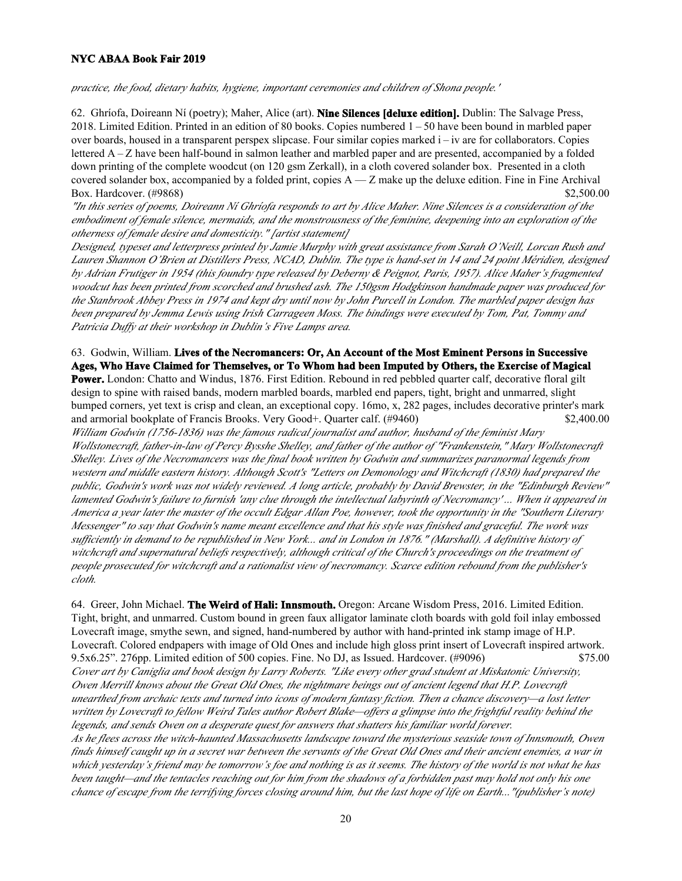*practice, the food, dietary habits, hygiene, important ceremonies and children of Shona people.'*

62. Ghríofa, Doireann Ní (poetry); Maher, Alice (art). **Nine Silences [deluxe edition].** Dublin: The Salvage Press, 2018. Limited Edition. Printed in an edition of 80 books. Copies numbered 1 – 50 have been bound in marbled paper over boards, housed in a transparent perspex slipcase. Four similar copies marked i – iv are for collaborators. Copies lettered A – Z have been half-bound in salmon leather and marbled paper and are presented, accompanied by a folded down printing of the complete woodcut (on 120 gsm Zerkall), in a cloth covered solander box. Presented in a cloth covered solander box, accompanied by a folded print, copies A — Z make up the deluxe edition. Fine in Fine Archival Box. Hardcover. (#9868) $2,500.00

*"In this series of poems, Doireann Ní Ghríofa responds to art by Alice Maher. Nine Silences is a consideration of the embodiment of female silence, mermaids, and the monstrousness of the feminine, deepening into an exploration of the otherness of female desire and domesticity." [artist statement]*

*Designed, typeset and letterpress printed by Jamie Murphy with great assistance from Sarah O'Neill, Lorcan Rush and Lauren Shannon O'Brien at Distillers Press, NCAD, Dublin. The type is hand-set in 14 and 24 point Méridien, designed by Adrian Frutiger in 1954 (this foundry type released by Deberny & Peignot, Paris, 1957). Alice Maher's fragmented woodcut has been printed from scorched and brushed ash. The 150gsm Hodgkinson handmade paper was produced for the Stanbrook Abbey Press in 1974 and kept dry until now by John Purcell in London. The marbled paper design has been prepared by Jemma Lewis using Irish Carrageen Moss. The bindings were executed by Tom, Pat, Tommy and Patricia Duffy at their workshop in Dublin's Five Lamps area.*

63. Godwin, William. **Lives of the Necromancers: Or, An Account of the Most Eminent Persons in Successive Ages, Who Have Claimed for Themselves, or To Whom had been Imputed by Others, the Exercise of Magical Power.** London: Chatto and Windus, 1876. First Edition. Rebound in red pebbled quarter calf, decorative floral gilt design to spine with raised bands, modern marbled boards, marbled end papers, tight, bright and unmarred, slight bumped corners, yet text is crisp and clean, an exceptional copy. 16mo, x, 282 pages, includes decorative printer's mark and armorial bookplate of Francis Brooks. Very Good+. Quarter calf. (#9460) $2,400.00

*William Godwin (1756-1836) was the famous radical journalist and author, husband of the feminist Mary Wollstonecraft, father-in-law of Percy Bysshe Shelley, and father of the author of "Frankenstein," Mary Wollstonecraft Shelley. Lives of the Necromancers was the final book written by Godwin and summarizes paranormal legends from western and middle eastern history. Although Scott's "Letters on Demonology and Witchcraft (1830) had prepared the public, Godwin's work was not widely reviewed. A long article, probably by David Brewster, in the "Edinburgh Review" lamented Godwin's failure to furnish 'any clue through the intellectual labyrinth of Necromancy' ... When it appeared in America a year later the master of the occult Edgar Allan Poe, however, took the opportunity in the "Southern Literary Messenger" to say that Godwin's name meant excellence and that his style was finished and graceful. The work was sufficiently in demand to be republished in New York... and in London in 1876." (Marshall). A definitive history of witchcraft and supernatural beliefs respectively, although critical of the Church's proceedings on the treatment of people prosecuted for witchcraft and a rationalist view of necromancy. Scarce edition rebound from the publisher's cloth.*

64. Greer, John Michael. **The Weird of Hali: Innsmouth.** Oregon: Arcane Wisdom Press, 2016. Limited Edition. Tight, bright, and unmarred. Custom bound in green faux alligator laminate cloth boards with gold foil inlay embossed Lovecraft image, smythe sewn, and signed, hand-numbered by author with hand-printed ink stamp image of H.P. Lovecraft. Colored endpapers with image of Old Ones and include high gloss print insert of Lovecraft inspired artwork. 9.5x6.25". 276pp. Limited edition of 500 copies. Fine. No DJ, as Issued. Hardcover. (#9096) $75.00

*Cover art by Caniglia and book design by Larry Roberts. "Like every other grad student at Miskatonic University, Owen Merrill knows about the Great Old Ones, the nightmare beings out of ancient legend that H.P. Lovecraft unearthed from archaic texts and turned into icons of modern fantasy fiction. Then a chance discovery—a lost letter written by Lovecraft to fellow Weird Tales author Robert Blake—offers a glimpse into the frightful reality behind the legends, and sends Owen on a desperate quest for answers that shatters his familiar world forever.*

*As he flees across the witch-haunted Massachusetts landscape toward the mysterious seaside town of Innsmouth, Owen finds himself caught up in a secret war between the servants of the Great Old Ones and their ancient enemies, a war in which yesterday's friend may be tomorrow's foe and nothing is as it seems. The history of the world is not what he has been taught—and the tentacles reaching out for him from the shadows of a forbidden past may hold not only his one chance of escape from the terrifying forces closing around him, but the last hope of life on Earth..."(publisher's note)*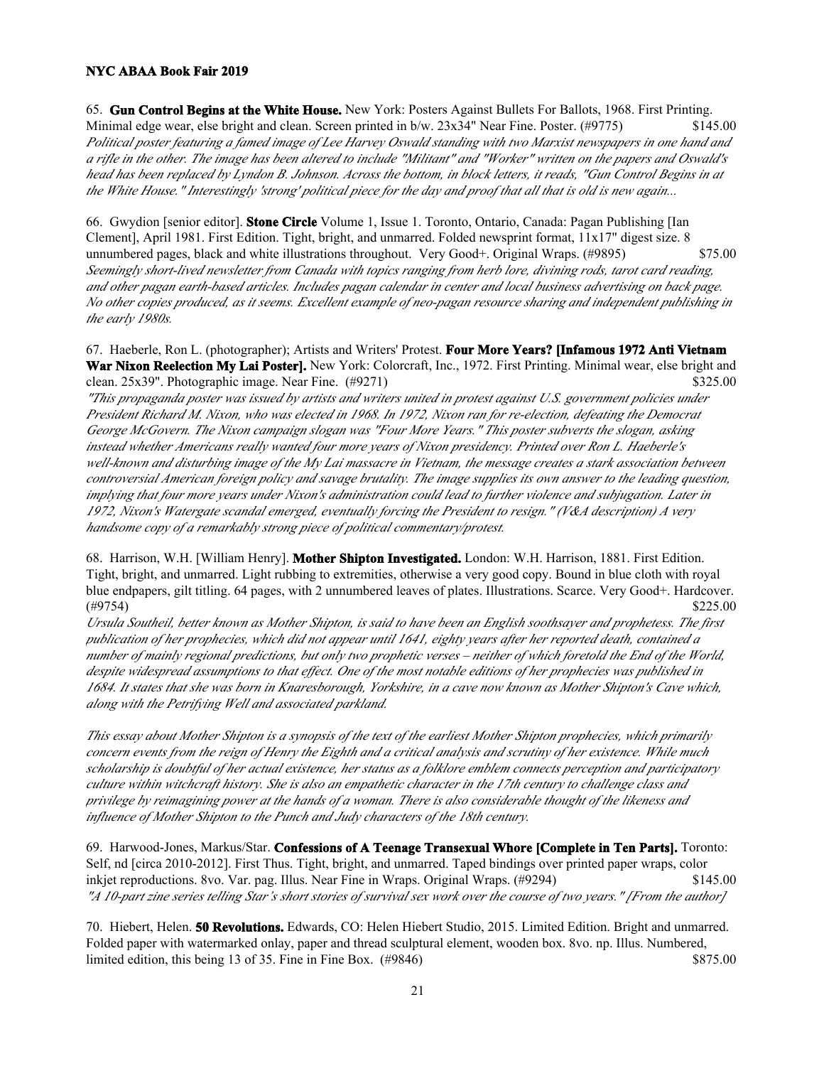65. **Gun Control Begins at the White House.** New York: Posters Against Bullets For Ballots, 1968. First Printing. Minimal edge wear, else bright and clean. Screen printed in b/w. 23x34" Near Fine. Poster. (#9775) $145.00

*Political poster featuring a famed image of Lee Harvey Oswald standing with two Marxist newspapers in one hand and a rifle in the other. The image has been altered to include "Militant" and "Worker" written on the papers and Oswald's head has been replaced by Lyndon B. Johnson. Across the bottom, in block letters, it reads, "Gun Control Begins in at the White House." Interestingly 'strong' political piece for the day and proof that all that is old is new again...*

66. Gwydion [senior editor]. **Stone Circle** Volume 1, Issue 1. Toronto, Ontario, Canada: Pagan Publishing [Ian Clement], April 1981. First Edition. Tight, bright, and unmarred. Folded newsprint format, 11x17" digest size. 8 unnumbered pages, black and white illustrations throughout. Very Good+. Original Wraps. (#9895) $75.00

*Seemingly short-lived newsletter from Canada with topics ranging from herb lore, divining rods, tarot card reading, and other pagan earth-based articles. Includes pagan calendar in center and local business advertising on back page. No other copies produced, as it seems. Excellent example of neo-pagan resource sharing and independent publishing in the early 1980s.*

67. Haeberle, Ron L. (photographer); Artists and Writers' Protest. **Four More Years? [Infamous 1972 Anti Vietnam War Nixon Reelection My Lai Poster].** New York: Colorcraft, Inc., 1972. First Printing. Minimal wear, else bright and clean. 25x39". Photographic image. Near Fine. (#9271) $325.00

*"This propaganda poster was issued by artists and writers united in protest against U.S. government policies under President Richard M. Nixon, who was elected in 1968. In 1972, Nixon ran for re-election, defeating the Democrat George McGovern. The Nixon campaign slogan was "Four More Years." This poster subverts the slogan, asking instead whether Americans really wanted four more years of Nixon presidency. Printed over Ron L. Haeberle's well-known and disturbing image of the My Lai massacre in Vietnam, the message creates a stark association between controversial American foreign policy and savage brutality. The image supplies its own answer to the leading question, implying that four more years under Nixon's administration could lead to further violence and subjugation. Later in 1972, Nixon's Watergate scandal emerged, eventually forcing the President to resign." (V&A description) A very handsome copy of a remarkably strong piece of political commentary/protest.*

68. Harrison, W.H. [William Henry]. **Mother Shipton Investigated.** London: W.H. Harrison, 1881. First Edition. Tight, bright, and unmarred. Light rubbing to extremities, otherwise a very good copy. Bound in blue cloth with royal blue endpapers, gilt titling. 64 pages, with 2 unnumbered leaves of plates. Illustrations. Scarce. Very Good+. Hardcover. (#9754) $225.00

*Ursula Southeil, better known as Mother Shipton, is said to have been an English soothsayer and prophetess. The first publication of her prophecies, which did not appear until 1641, eighty years after her reported death, contained a number of mainly regional predictions, but only two prophetic verses – neither of which foretold the End of the World, despite widespread assumptions to that effect. One of the most notable editions of her prophecies was published in 1684. It states that she was born in Knaresborough, Yorkshire, in a cave now known as Mother Shipton's Cave which, along with the Petrifying Well and associated parkland.*

*This essay about Mother Shipton is a synopsis of the text of the earliest Mother Shipton prophecies, which primarily concern events from the reign of Henry the Eighth and a critical analysis and scrutiny of her existence. While much scholarship is doubtful of her actual existence, her status as a folklore emblem connects perception and participatory culture within witchcraft history. She is also an empathetic character in the 17th century to challenge class and privilege by reimagining power at the hands of a woman. There is also considerable thought of the likeness and influence of Mother Shipton to the Punch and Judy characters of the 18th century.*

69. Harwood-Jones, Markus/Star. **Confessions of A Teenage Transexual Whore [Complete in Ten Parts].** Toronto: Self, nd [circa 2010-2012]. First Thus. Tight, bright, and unmarred. Taped bindings over printed paper wraps, color inkjet reproductions. 8vo. Var. pag. Illus. Near Fine in Wraps. Original Wraps. (#9294) $145.00

*"A 10-part zine series telling Star's short stories of survival sex work over the course of two years." [From the author]*

70. Hiebert, Helen. **50 Revolutions.** Edwards, CO: Helen Hiebert Studio, 2015. Limited Edition. Bright and unmarred. Folded paper with watermarked onlay, paper and thread sculptural element, wooden box. 8vo. np. Illus. Numbered, limited edition, this being 13 of 35. Fine in Fine Box. (#9846) $875.00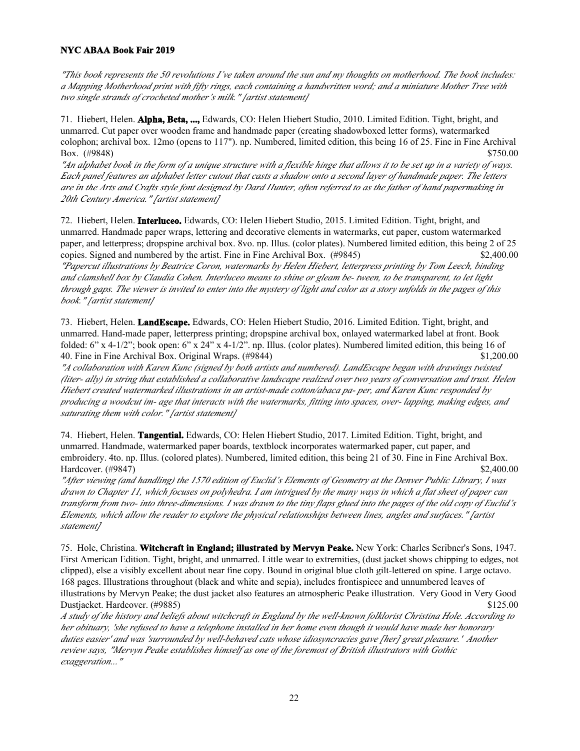*"This book represents the 50 revolutions I've taken around the sun and my thoughts on motherhood. The book includes: a Mapping Motherhood print with fifty rings, each containing a handwritten word; and a miniature Mother Tree with two single strands of crocheted mother's milk." [artist statement]*

71. Hiebert, Helen. **Alpha, Beta, ...,** Edwards, CO: Helen Hiebert Studio, 2010. Limited Edition. Tight, bright, and unmarred. Cut paper over wooden frame and handmade paper (creating shadowboxed letter forms), watermarked colophon; archival box. 12mo (opens to 117"). np. Numbered, limited edition, this being 16 of 25. Fine in Fine Archival Box. (#9848) $750.00

*"An alphabet book in the form of a unique structure with a flexible hinge that allows it to be set up in a variety of ways. Each panel features an alphabet letter cutout that casts a shadow onto a second layer of handmade paper. The letters are in the Arts and Crafts style font designed by Dard Hunter, often referred to as the father of hand papermaking in 20th Century America." [artist statement]*

72. Hiebert, Helen. **Interluceo.** Edwards, CO: Helen Hiebert Studio, 2015. Limited Edition. Tight, bright, and unmarred. Handmade paper wraps, lettering and decorative elements in watermarks, cut paper, custom watermarked paper, and letterpress; dropspine archival box. 8vo. np. Illus. (color plates). Numbered limited edition, this being 2 of 25 copies. Signed and numbered by the artist. Fine in Fine Archival Box. (#9845) $2,400.00

*"Papercut illustrations by Beatrice Coron, watermarks by Helen Hiebert, letterpress printing by Tom Leech, binding and clamshell box by Claudia Cohen. Interluceo means to shine or gleam be- tween, to be transparent, to let light through gaps. The viewer is invited to enter into the mystery of light and color as a story unfolds in the pages of this book." [artist statement]*

73. Hiebert, Helen. **LandEscape.** Edwards, CO: Helen Hiebert Studio, 2016. Limited Edition. Tight, bright, and unmarred. Hand-made paper, letterpress printing; dropspine archival box, onlayed watermarked label at front. Book folded: 6" x 4-1/2"; book open: 6" x 24" x 4-1/2". np. Illus. (color plates). Numbered limited edition, this being 16 of 40. Fine in Fine Archival Box. Original Wraps. (#9844) $1,200.00

*"A collaboration with Karen Kunc (signed by both artists and numbered). LandEscape began with drawings twisted (liter- ally) in string that established a collaborative landscape realized over two years of conversation and trust. Helen Hiebert created watermarked illustrations in an artist-made cotton/abaca pa- per, and Karen Kunc responded by producing a woodcut im- age that interacts with the watermarks, fitting into spaces, over- lapping, making edges, and saturating them with color." [artist statement]*

74. Hiebert, Helen. **Tangential.** Edwards, CO: Helen Hiebert Studio, 2017. Limited Edition. Tight, bright, and unmarred. Handmade, watermarked paper boards, textblock incorporates watermarked paper, cut paper, and embroidery. 4to. np. Illus. (colored plates). Numbered, limited edition, this being 21 of 30. Fine in Fine Archival Box. Hardcover. (#9847) $2,400.00

*"After viewing (and handling) the 1570 edition of Euclid's Elements of Geometry at the Denver Public Library, I was drawn to Chapter 11, which focuses on polyhedra. I am intrigued by the many ways in which a flat sheet of paper can transform from two- into three-dimensions. I was drawn to the tiny flaps glued into the pages of the old copy of Euclid's Elements, which allow the reader to explore the physical relationships between lines, angles and surfaces." [artist statement]*

75. Hole, Christina. **Witchcraft in England; illustrated by Mervyn Peake.** New York: Charles Scribner's Sons, 1947. First American Edition. Tight, bright, and unmarred. Little wear to extremities, (dust jacket shows chipping to edges, not clipped), else a visibly excellent about near fine copy. Bound in original blue cloth gilt-lettered on spine. Large octavo. 168 pages. Illustrations throughout (black and white and sepia), includes frontispiece and unnumbered leaves of illustrations by Mervyn Peake; the dust jacket also features an atmospheric Peake illustration. Very Good in Very Good Dustjacket. Hardcover. (#9885) $125.00

*A study of the history and beliefs about witchcraft in England by the well-known folklorist Christina Hole. According to her obituary, 'she refused to have a telephone installed in her home even though it would have made her honorary duties easier' and was 'surrounded by well-behaved cats whose idiosyncracies gave [her] great pleasure.' Another review says, "Mervyn Peake establishes himself as one of the foremost of British illustrators with Gothic exaggeration..."*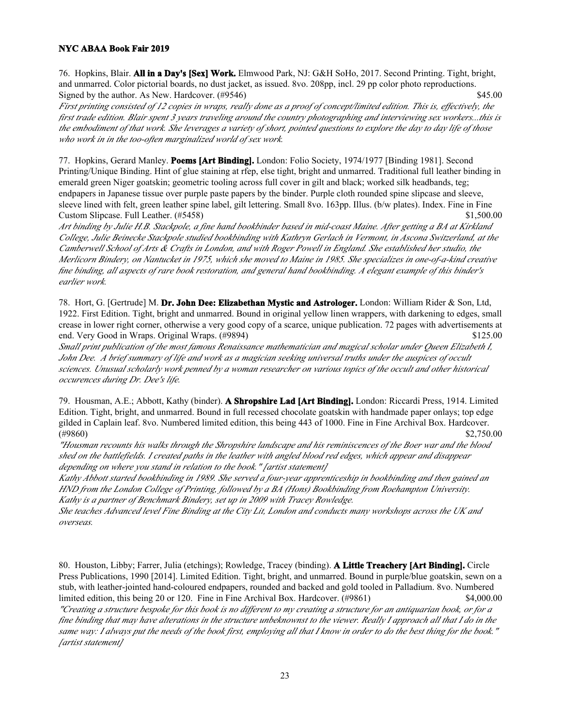76. Hopkins, Blair. **All in a Day's [Sex] Work.** Elmwood Park, NJ: G&H SoHo, 2017. Second Printing. Tight, bright, and unmarred. Color pictorial boards, no dust jacket, as issued. 8vo. 208pp, incl. 29 pp color photo reproductions. Signed by the author. As New. Hardcover. (#9546) $45.00

*First printing consisted of 12 copies in wraps, really done as a proof of concept/limited edition. This is, effectively, the first trade edition. Blair spent 3 years traveling around the country photographing and interviewing sex workers...this is the embodiment of that work. She leverages a variety of short, pointed questions to explore the day to day life of those who work in in the too-often marginalized world of sex work.*

77. Hopkins, Gerard Manley. **Poems [Art Binding].** London: Folio Society, 1974/1977 [Binding 1981]. Second Printing/Unique Binding. Hint of glue staining at rfep, else tight, bright and unmarred. Traditional full leather binding in emerald green Niger goatskin; geometric tooling across full cover in gilt and black; worked silk headbands, teg; endpapers in Japanese tissue over purple paste papers by the binder. Purple cloth rounded spine slipcase and sleeve, sleeve lined with felt, green leather spine label, gilt lettering. Small 8vo. 163pp. Illus. (b/w plates). Index. Fine in Fine Custom Slipcase. Full Leather. (#5458) $1,500.00

*Art binding by Julie H.B. Stackpole, a fine hand bookbinder based in mid-coast Maine. After getting a BA at Kirkland College, Julie Beinecke Stackpole studied bookbinding with Kathryn Gerlach in Vermont, in Ascona Switzerland, at the Camberwell School of Arts & Crafts in London, and with Roger Powell in England. She established her studio, the Merlicorn Bindery, on Nantucket in 1975, which she moved to Maine in 1985. She specializes in one-of-a-kind creative fine binding, all aspects of rare book restoration, and general hand bookbinding. A elegant example of this binder's earlier work.*

78. Hort, G. [Gertrude] M. **Dr. John Dee: Elizabethan Mystic and Astrologer.** London: William Rider & Son, Ltd, 1922. First Edition. Tight, bright and unmarred. Bound in original yellow linen wrappers, with darkening to edges, small crease in lower right corner, otherwise a very good copy of a scarce, unique publication. 72 pages with advertisements at end. Very Good in Wraps. Original Wraps. (#9894) $125.00

*Small print publication of the most famous Renaissance mathematician and magical scholar under Queen Elizabeth I, John Dee. A brief summary of life and work as a magician seeking universal truths under the auspices of occult sciences. Unusual scholarly work penned by a woman researcher on various topics of the occult and other historical occurences during Dr. Dee's life.*

79. Housman, A.E.; Abbott, Kathy (binder). **A Shropshire Lad [Art Binding].** London: Riccardi Press, 1914. Limited Edition. Tight, bright, and unmarred. Bound in full recessed chocolate goatskin with handmade paper onlays; top edge gilded in Caplain leaf. 8vo. Numbered limited edition, this being 443 of 1000. Fine in Fine Archival Box. Hardcover. (#9860) $2,750.00

*"Housman recounts his walks through the Shropshire landscape and his reminiscences of the Boer war and the blood shed on the battlefields. I created paths in the leather with angled blood red edges, which appear and disappear depending on where you stand in relation to the book." [artist statement]*

*Kathy Abbott started bookbinding in 1989. She served a four-year apprenticeship in bookbinding and then gained an HND from the London College of Printing, followed by a BA (Hons) Bookbinding from Roehampton University. Kathy is a partner of Benchmark Bindery, set up in 2009 with Tracey Rowledge.*

*She teaches Advanced level Fine Binding at the City Lit, London and conducts many workshops across the UK and overseas.*

80. Houston, Libby; Farrer, Julia (etchings); Rowledge, Tracey (binding). **A Little Treachery [Art Binding].** Circle Press Publications, 1990 [2014]. Limited Edition. Tight, bright, and unmarred. Bound in purple/blue goatskin, sewn on a stub, with leather-jointed hand-coloured endpapers, rounded and backed and gold tooled in Palladium. 8vo. Numbered limited edition, this being 20 or 120. Fine in Fine Archival Box. Hardcover. (#9861) $4,000.00

*"Creating a structure bespoke for this book is no different to my creating a structure for an antiquarian book, or for a fine binding that may have alterations in the structure unbeknownst to the viewer. Really I approach all that I do in the same way: I always put the needs of the book first, employing all that I know in order to do the best thing for the book." [artist statement]*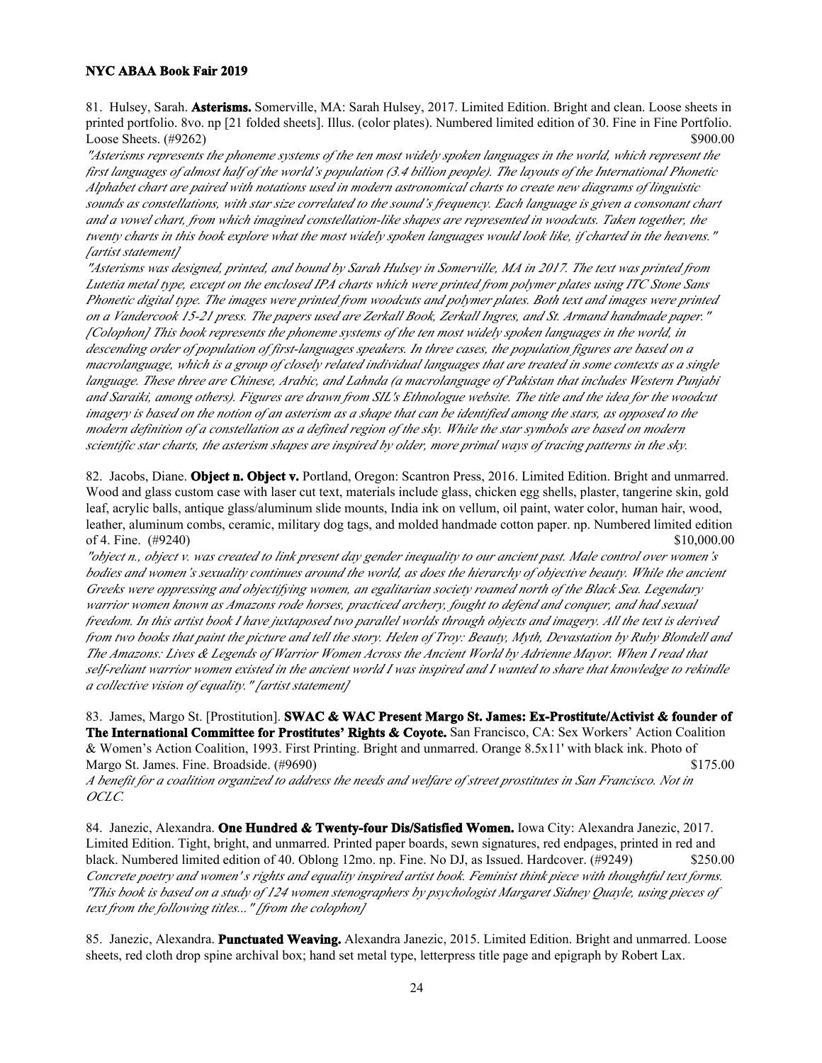81. Hulsey, Sarah. **Asterisms.** Somerville, MA: Sarah Hulsey, 2017. Limited Edition. Bright and clean. Loose sheets in printed portfolio. 8vo. np [21 folded sheets]. Illus. (color plates). Numbered limited edition of 30. Fine in Fine Portfolio. Loose Sheets. (#9262) $900.00

*"Asterisms represents the phoneme systems of the ten most widely spoken languages in the world, which represent the first languages of almost half of the world's population (3.4 billion people). The layouts of the International Phonetic Alphabet chart are paired with notations used in modern astronomical charts to create new diagrams of linguistic sounds as constellations, with star size correlated to the sound's frequency. Each language is given a consonant chart and a vowel chart, from which imagined constellation-like shapes are represented in woodcuts. Taken together, the twenty charts in this book explore what the most widely spoken languages would look like, if charted in the heavens." [artist statement]*

*"Asterisms was designed, printed, and bound by Sarah Hulsey in Somerville, MA in 2017. The text was printed from Lutetia metal type, except on the enclosed IPA charts which were printed from polymer plates using ITC Stone Sans Phonetic digital type. The images were printed from woodcuts and polymer plates. Both text and images were printed on a Vandercook 15-21 press. The papers used are Zerkall Book, Zerkall Ingres, and St. Armand handmade paper." [Colophon] This book represents the phoneme systems of the ten most widely spoken languages in the world, in descending order of population of first-languages speakers. In three cases, the population figures are based on a macrolanguage, which is a group of closely related individual languages that are treated in some contexts as a single language. These three are Chinese, Arabic, and Lahnda (a macrolanguage of Pakistan that includes Western Punjabi and Saraiki, among others). Figures are drawn from SIL's Ethnologue website. The title and the idea for the woodcut imagery is based on the notion of an asterism as a shape that can be identified among the stars, as opposed to the modern definition of a constellation as a defined region of the sky. While the star symbols are based on modern scientific star charts, the asterism shapes are inspired by older, more primal ways of tracing patterns in the sky.*

82. Jacobs, Diane. **Object n. Object v.** Portland, Oregon: Scantron Press, 2016. Limited Edition. Bright and unmarred. Wood and glass custom case with laser cut text, materials include glass, chicken egg shells, plaster, tangerine skin, gold leaf, acrylic balls, antique glass/aluminum slide mounts, India ink on vellum, oil paint, water color, human hair, wood, leather, aluminum combs, ceramic, military dog tags, and molded handmade cotton paper. np. Numbered limited edition of 4. Fine. (#9240) $10,000.00

*"object n., object v. was created to link present day gender inequality to our ancient past. Male control over women's bodies and women's sexuality continues around the world, as does the hierarchy of objective beauty. While the ancient Greeks were oppressing and objectifying women, an egalitarian society roamed north of the Black Sea. Legendary warrior women known as Amazons rode horses, practiced archery, fought to defend and conquer, and had sexual freedom. In this artist book I have juxtaposed two parallel worlds through objects and imagery. All the text is derived from two books that paint the picture and tell the story. Helen of Troy: Beauty, Myth, Devastation by Ruby Blondell and The Amazons: Lives & Legends of Warrior Women Across the Ancient World by Adrienne Mayor. When I read that self-reliant warrior women existed in the ancient world I was inspired and I wanted to share that knowledge to rekindle a collective vision of equality." [artist statement]*

83. James, Margo St. [Prostitution]. **SWAC & WAC Present Margo St. James: Ex-Prostitute/Activist & founder of The International Committee for Prostitutes' Rights & Coyote.** San Francisco, CA: Sex Workers' Action Coalition & Women's Action Coalition, 1993. First Printing. Bright and unmarred. Orange 8.5x11' with black ink. Photo of Margo St. James. Fine. Broadside. (#9690) $175.00

*A benefit for a coalition organized to address the needs and welfare of street prostitutes in San Francisco. Not in OCLC.*

84. Janezic, Alexandra. **One Hundred & Twenty-four Dis/Satisfied Women.** Iowa City: Alexandra Janezic, 2017. Limited Edition. Tight, bright, and unmarred. Printed paper boards, sewn signatures, red endpages, printed in red and black. Numbered limited edition of 40. Oblong 12mo. np. Fine. No DJ, as Issued. Hardcover. (#9249) $250.00

*Concrete poetry and women's rights and equality inspired artist book. Feminist think piece with thoughtful text forms. "This book is based on a study of 124 women stenographers by psychologist Margaret Sidney Quayle, using pieces of text from the following titles..." [from the colophon]*

85. Janezic, Alexandra. **Punctuated Weaving.** Alexandra Janezic, 2015. Limited Edition. Bright and unmarred. Loose sheets, red cloth drop spine archival box; hand set metal type, letterpress title page and epigraph by Robert Lax.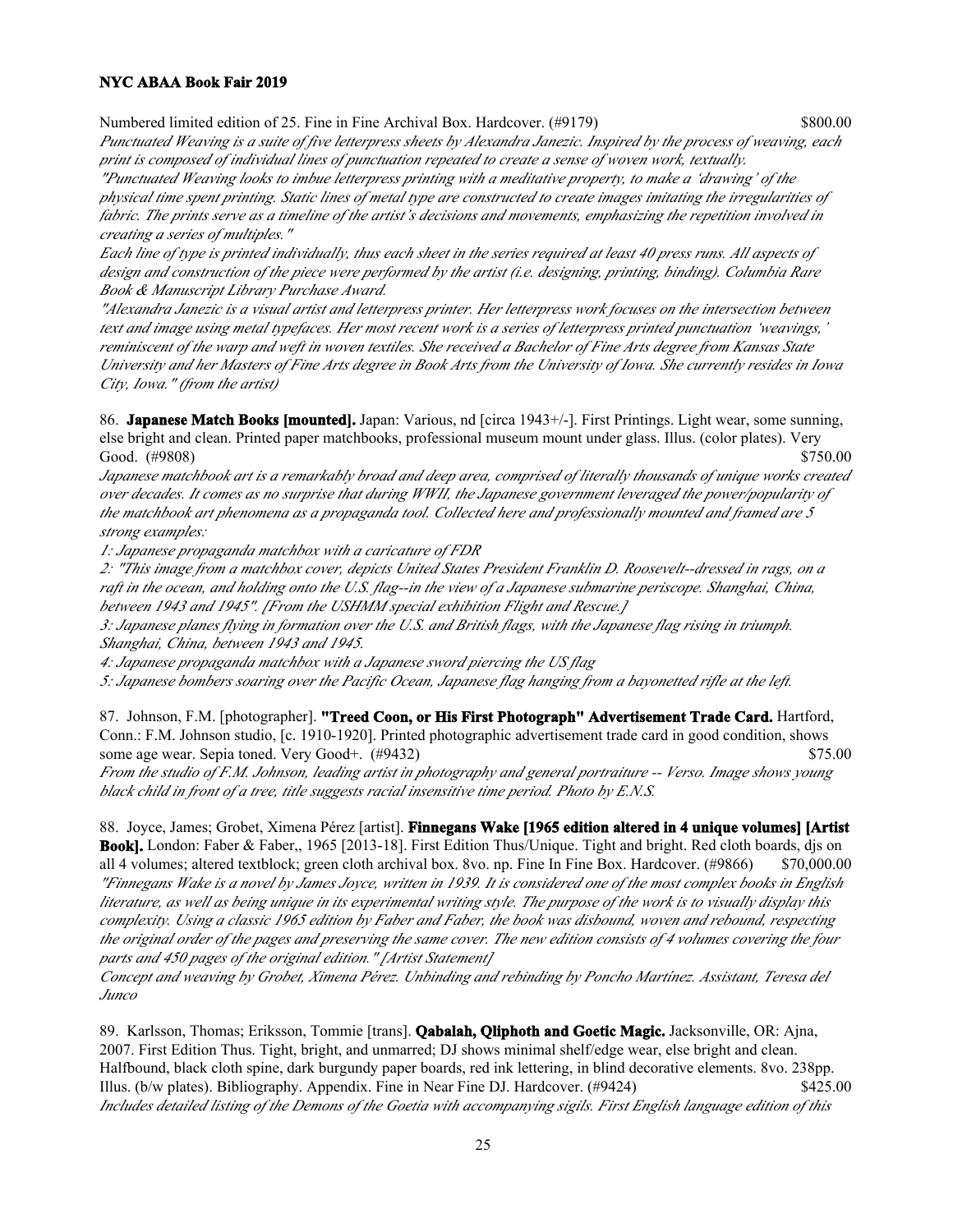Numbered limited edition of 25. Fine in Fine Archival Box. Hardcover. (#9179) $800.00

*Punctuated Weaving is a suite of five letterpress sheets by Alexandra Janezic. Inspired by the process of weaving, each print is composed of individual lines of punctuation repeated to create a sense of woven work, textually.*

*"Punctuated Weaving looks to imbue letterpress printing with a meditative property, to make a 'drawing' of the physical time spent printing. Static lines of metal type are constructed to create images imitating the irregularities of fabric. The prints serve as a timeline of the artist's decisions and movements, emphasizing the repetition involved in creating a series of multiples."*

*Each line of type is printed individually, thus each sheet in the series required at least 40 press runs. All aspects of design and construction of the piece were performed by the artist (i.e. designing, printing, binding). Columbia Rare Book & Manuscript Library Purchase Award.*

*"Alexandra Janezic is a visual artist and letterpress printer. Her letterpress work focuses on the intersection between text and image using metal typefaces. Her most recent work is a series of letterpress printed punctuation 'weavings,' reminiscent of the warp and weft in woven textiles. She received a Bachelor of Fine Arts degree from Kansas State University and her Masters of Fine Arts degree in Book Arts from the University of Iowa. She currently resides in Iowa City, Iowa." (from the artist)*

86. **Japanese Match Books [mounted].** Japan: Various, nd [circa 1943+/-]. First Printings. Light wear, some sunning, else bright and clean. Printed paper matchbooks, professional museum mount under glass. Illus. (color plates). Very Good. (#9808) $750.00

*Japanese matchbook art is a remarkably broad and deep area, comprised of literally thousands of unique works created over decades. It comes as no surprise that during WWII, the Japanese government leveraged the power/popularity of the matchbook art phenomena as a propaganda tool. Collected here and professionally mounted and framed are 5 strong examples:*

*1: Japanese propaganda matchbox with a caricature of FDR*

*2: "This image from a matchbox cover, depicts United States President Franklin D. Roosevelt--dressed in rags, on a raft in the ocean, and holding onto the U.S. flag--in the view of a Japanese submarine periscope. Shanghai, China, between 1943 and 1945". [From the USHMM special exhibition Flight and Rescue.]*

*3: Japanese planes flying in formation over the U.S. and British flags, with the Japanese flag rising in triumph. Shanghai, China, between 1943 and 1945.*

*4: Japanese propaganda matchbox with a Japanese sword piercing the US flag*

*5: Japanese bombers soaring over the Pacific Ocean, Japanese flag hanging from a bayonetted rifle at the left.*

87. Johnson, F.M. [photographer]. **"Treed Coon, or His First Photograph" Advertisement Trade Card.** Hartford, Conn.: F.M. Johnson studio, [c. 1910-1920]. Printed photographic advertisement trade card in good condition, shows some age wear. Sepia toned. Very Good+. (#9432) $75.00

*From the studio of F.M. Johnson, leading artist in photography and general portraiture -- Verso. Image shows young black child in front of a tree, title suggests racial insensitive time period. Photo by E.N.S.*

88. Joyce, James; Grobet, Ximena Pérez [artist]. **Finnegans Wake [1965 edition altered in 4 unique volumes] [Artist Book].** London: Faber & Faber,, 1965 [2013-18]. First Edition Thus/Unique. Tight and bright. Red cloth boards, djs on all 4 volumes; altered textblock; green cloth archival box. 8vo. np. Fine In Fine Box. Hardcover. (#9866) $70,000.00

*"Finnegans Wake is a novel by James Joyce, written in 1939. It is considered one of the most complex books in English literature, as well as being unique in its experimental writing style. The purpose of the work is to visually display this complexity. Using a classic 1965 edition by Faber and Faber, the book was disbound, woven and rebound, respecting the original order of the pages and preserving the same cover. The new edition consists of 4 volumes covering the four parts and 450 pages of the original edition." [Artist Statement]*

*Concept and weaving by Grobet, Ximena Pérez. Unbinding and rebinding by Poncho Martínez. Assistant, Teresa del Junco*

89. Karlsson, Thomas; Eriksson, Tommie [trans]. **Qabalah, Qliphoth and Goetic Magic.** Jacksonville, OR: Ajna, 2007. First Edition Thus. Tight, bright, and unmarred; DJ shows minimal shelf/edge wear, else bright and clean. Halfbound, black cloth spine, dark burgundy paper boards, red ink lettering, in blind decorative elements. 8vo. 238pp. Illus. (b/w plates). Bibliography. Appendix. Fine in Near Fine DJ. Hardcover. (#9424) $425.00

*Includes detailed listing of the Demons of the Goetia with accompanying sigils. First English language edition of this*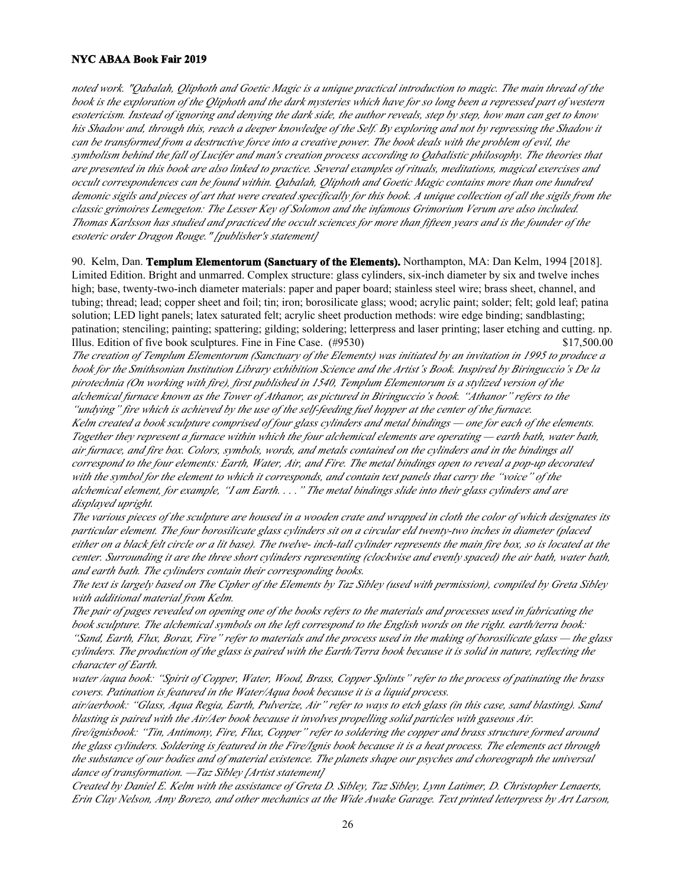*noted work. "Qabalah, Qliphoth and Goetic Magic is a unique practical introduction to magic. The main thread of the book is the exploration of the Qliphoth and the dark mysteries which have for so long been a repressed part of western esotericism. Instead of ignoring and denying the dark side, the author reveals, step by step, how man can get to know his Shadow and, through this, reach a deeper knowledge of the Self. By exploring and not by repressing the Shadow it can be transformed from a destructive force into a creative power. The book deals with the problem of evil, the symbolism behind the fall of Lucifer and man's creation process according to Qabalistic philosophy. The theories that are presented in this book are also linked to practice. Several examples of rituals, meditations, magical exercises and occult correspondences can be found within. Qabalah, Qliphoth and Goetic Magic contains more than one hundred demonic sigils and pieces of art that were created specifically for this book. A unique collection of all the sigils from the classic grimoires Lemegeton: The Lesser Key of Solomon and the infamous Grimorium Verum are also included. Thomas Karlsson has studied and practiced the occult sciences for more than fifteen years and is the founder of the esoteric order Dragon Rouge." [publisher's statement]*

90. Kelm, Dan. **Templum Elementorum (Sanctuary of the Elements).** Northampton, MA: Dan Kelm, 1994 [2018]. Limited Edition. Bright and unmarred. Complex structure: glass cylinders, six-inch diameter by six and twelve inches high; base, twenty-two-inch diameter materials: paper and paper board; stainless steel wire; brass sheet, channel, and tubing; thread; lead; copper sheet and foil; tin; iron; borosilicate glass; wood; acrylic paint; solder; felt; gold leaf; patina solution; LED light panels; latex saturated felt; acrylic sheet production methods: wire edge binding; sandblasting; patination; stenciling; painting; spattering; gilding; soldering; letterpress and laser printing; laser etching and cutting. np. Illus. Edition of five book sculptures. Fine in Fine Case. (#9530) $17,500.00

*The creation of Templum Elementorum (Sanctuary of the Elements) was initiated by an invitation in 1995 to produce a book for the Smithsonian Institution Library exhibition Science and the Artist's Book. Inspired by Biringuccio's De la pirotechnia (On working with fire), first published in 1540, Templum Elementorum is a stylized version of the alchemical furnace known as the Tower of Athanor, as pictured in Biringuccio's book. "Athanor" refers to the "undying" fire which is achieved by the use of the self-feeding fuel hopper at the center of the furnace.*

*Kelm created a book sculpture comprised of four glass cylinders and metal bindings — one for each of the elements. Together they represent a furnace within which the four alchemical elements are operating — earth bath, water bath, air furnace, and fire box. Colors, symbols, words, and metals contained on the cylinders and in the bindings all correspond to the four elements: Earth, Water, Air, and Fire. The metal bindings open to reveal a pop-up decorated with the symbol for the element to which it corresponds, and contain text panels that carry the "voice" of the alchemical element, for example, "I am Earth. . . ." The metal bindings slide into their glass cylinders and are displayed upright.*

*The various pieces of the sculpture are housed in a wooden crate and wrapped in cloth the color of which designates its particular element. The four borosilicate glass cylinders sit on a circular eld twenty-two inches in diameter (placed either on a black felt circle or a lit base). The twelve- inch-tall cylinder represents the main fire box, so is located at the center. Surrounding it are the three short cylinders representing (clockwise and evenly spaced) the air bath, water bath, and earth bath. The cylinders contain their corresponding books.*

*The text is largely based on The Cipher of the Elements by Taz Sibley (used with permission), compiled by Greta Sibley with additional material from Kelm.*

*The pair of pages revealed on opening one of the books refers to the materials and processes used in fabricating the book sculpture. The alchemical symbols on the left correspond to the English words on the right. earth/terra book: "Sand, Earth, Flux, Borax, Fire" refer to materials and the process used in the making of borosilicate glass — the glass cylinders. The production of the glass is paired with the Earth/Terra book because it is solid in nature, reflecting the character of Earth.*

*water /aqua book: "Spirit of Copper, Water, Wood, Brass, Copper Splints" refer to the process of patinating the brass covers. Patination is featured in the Water/Aqua book because it is a liquid process.*

*air/aerbook: "Glass, Aqua Regia, Earth, Pulverize, Air" refer to ways to etch glass (in this case, sand blasting). Sand blasting is paired with the Air/Aer book because it involves propelling solid particles with gaseous Air.*

*fire/ignisbook: "Tin, Antimony, Fire, Flux, Copper" refer to soldering the copper and brass structure formed around the glass cylinders. Soldering is featured in the Fire/Ignis book because it is a heat process. The elements act through the substance of our bodies and of material existence. The planets shape our psyches and choreograph the universal dance of transformation. —Taz Sibley [Artist statement]*

*Created by Daniel E. Kelm with the assistance of Greta D. Sibley, Taz Sibley, Lynn Latimer, D. Christopher Lenaerts, Erin Clay Nelson, Amy Borezo, and other mechanics at the Wide Awake Garage. Text printed letterpress by Art Larson,*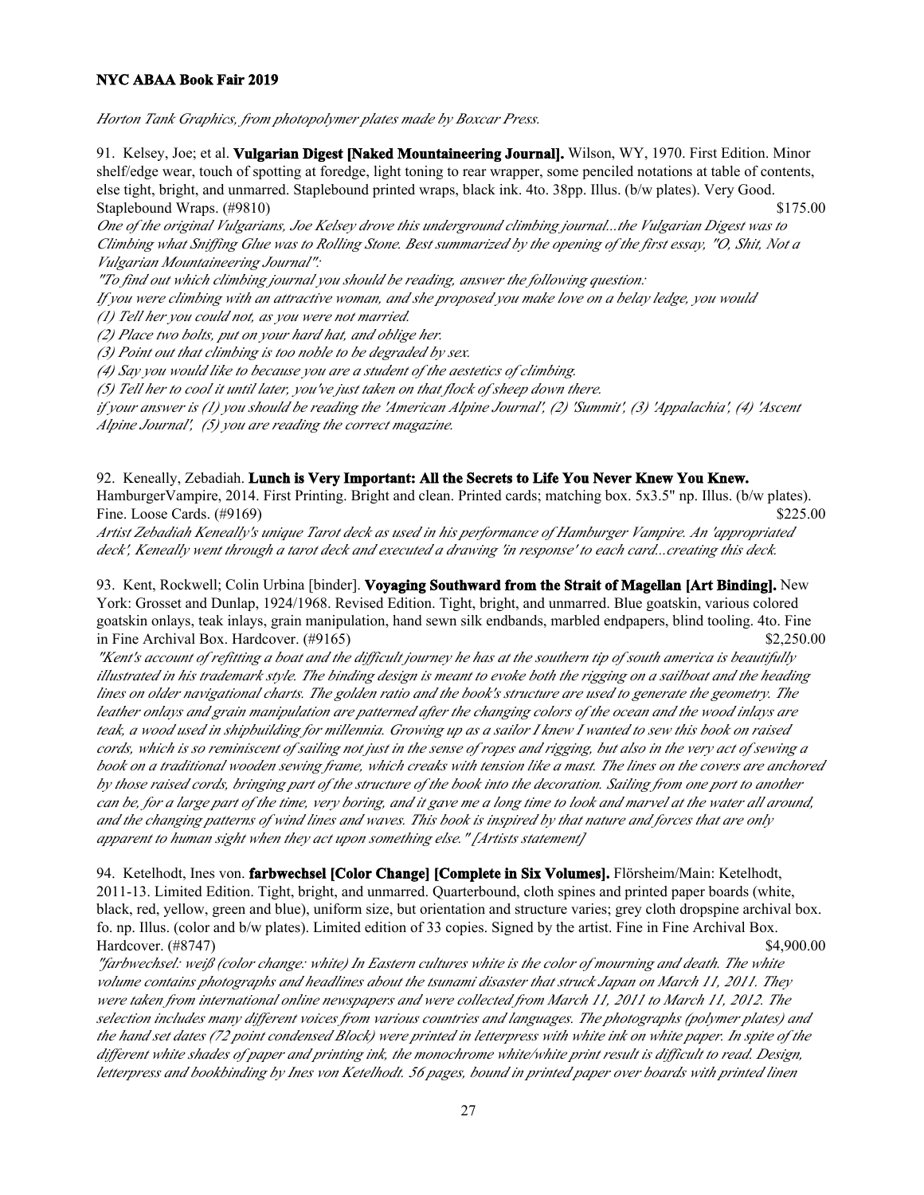*Horton Tank Graphics, from photopolymer plates made by Boxcar Press.*

91. Kelsey, Joe; et al. **Vulgarian Digest [Naked Mountaineering Journal].** Wilson, WY, 1970. First Edition. Minor shelf/edge wear, touch of spotting at foredge, light toning to rear wrapper, some penciled notations at table of contents, else tight, bright, and unmarred. Staplebound printed wraps, black ink. 4to. 38pp. Illus. (b/w plates). Very Good. Staplebound Wraps. (#9810) $175.00

*One of the original Vulgarians, Joe Kelsey drove this underground climbing journal...the Vulgarian Digest was to Climbing what Sniffing Glue was to Rolling Stone. Best summarized by the opening of the first essay, "O, Shit, Not a Vulgarian Mountaineering Journal":*

*"To find out which climbing journal you should be reading, answer the following question:*

*If you were climbing with an attractive woman, and she proposed you make love on a belay ledge, you would*

*(1) Tell her you could not, as you were not married.*

*(2) Place two bolts, put on your hard hat, and oblige her.*

*(3) Point out that climbing is too noble to be degraded by sex.*

*(4) Say you would like to because you are a student of the aestetics of climbing.*

*(5) Tell her to cool it until later, you've just taken on that flock of sheep down there.*

*if your answer is (1) you should be reading the 'American Alpine Journal', (2) 'Summit', (3) 'Appalachia', (4) 'Ascent Alpine Journal', (5) you are reading the correct magazine.*

92. Keneally, Zebadiah. **Lunch is Very Important: All the Secrets to Life You Never Knew You Knew.** HamburgerVampire, 2014. First Printing. Bright and clean. Printed cards; matching box. 5x3.5" np. Illus. (b/w plates). Fine. Loose Cards. (#9169) $225.00

*Artist Zebadiah Keneally's unique Tarot deck as used in his performance of Hamburger Vampire. An 'appropriated deck', Keneally went through a tarot deck and executed a drawing 'in response' to each card...creating this deck.*

93. Kent, Rockwell; Colin Urbina [binder]. **Voyaging Southward from the Strait of Magellan [Art Binding].** New York: Grosset and Dunlap, 1924/1968. Revised Edition. Tight, bright, and unmarred. Blue goatskin, various colored goatskin onlays, teak inlays, grain manipulation, hand sewn silk endbands, marbled endpapers, blind tooling. 4to. Fine in Fine Archival Box. Hardcover. (#9165) $2,250.00

*"Kent's account of refitting a boat and the difficult journey he has at the southern tip of south america is beautifully illustrated in his trademark style. The binding design is meant to evoke both the rigging on a sailboat and the heading lines on older navigational charts. The golden ratio and the book's structure are used to generate the geometry. The leather onlays and grain manipulation are patterned after the changing colors of the ocean and the wood inlays are teak, a wood used in shipbuilding for millennia. Growing up as a sailor I knew I wanted to sew this book on raised cords, which is so reminiscent of sailing not just in the sense of ropes and rigging, but also in the very act of sewing a book on a traditional wooden sewing frame, which creaks with tension like a mast. The lines on the covers are anchored by those raised cords, bringing part of the structure of the book into the decoration. Sailing from one port to another can be, for a large part of the time, very boring, and it gave me a long time to look and marvel at the water all around, and the changing patterns of wind lines and waves. This book is inspired by that nature and forces that are only apparent to human sight when they act upon something else." [Artists statement]*

94. Ketelhodt, Ines von. **farbwechsel [Color Change] [Complete in Six Volumes].** Flörsheim/Main: Ketelhodt, 2011-13. Limited Edition. Tight, bright, and unmarred. Quarterbound, cloth spines and printed paper boards (white, black, red, yellow, green and blue), uniform size, but orientation and structure varies; grey cloth dropspine archival box. fo. np. Illus. (color and b/w plates). Limited edition of 33 copies. Signed by the artist. Fine in Fine Archival Box. Hardcover. (#8747) $4,900.00

*"farbwechsel: weiß (color change: white) In Eastern cultures white is the color of mourning and death. The white volume contains photographs and headlines about the tsunami disaster that struck Japan on March 11, 2011. They were taken from international online newspapers and were collected from March 11, 2011 to March 11, 2012. The selection includes many different voices from various countries and languages. The photographs (polymer plates) and the hand set dates (72 point condensed Block) were printed in letterpress with white ink on white paper. In spite of the different white shades of paper and printing ink, the monochrome white/white print result is difficult to read. Design, letterpress and bookbinding by Ines von Ketelhodt. 56 pages, bound in printed paper over boards with printed linen*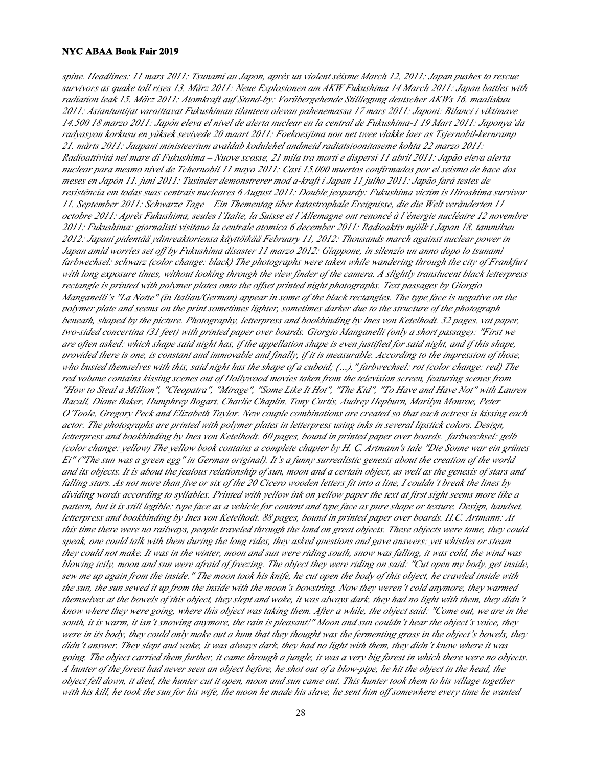*spine. Headlines: 11 mars 2011: Tsunami au Japon, après un violent séisme March 12, 2011: Japan pushes to rescue survivors as quake toll rises 13. März 2011: Neue Explosionen am AKW Fukushima 14 March 2011: Japan battles with radiation leak 15. März 2011: Atomkraft auf Stand-by: Vorübergehende Stilllegung deutscher AKWs 16. maaliskuu 2011: Asiantuntijat varoittavat Fukushiman tilanteen olevan pahenemassa 17 mars 2011: Japoni: Bilanci i viktimave 14.500 18 marzo 2011: Japón eleva el nivel de alerta nuclear en la central de Fukushima-1 19 Mart 2011: Japonya'da radyasyon korkusu en yüksek seviyede 20 maart 2011: Foekoesjima nou net twee vlakke laer as Tsjernobil-kernramp 21. märts 2011: Jaapani ministeerium avaldab kodulehel andmeid radiatsioonitaseme kohta 22 marzo 2011: Radioattività nel mare di Fukushima – Nuove scosse, 21 mila tra morti e dispersi 11 abril 2011: Japão eleva alerta nuclear para mesmo nível de Tchernobil 11 mayo 2011: Casi 15.000 muertos confirmados por el seísmo de hace dos meses en Japón 11. juni 2011: Tusinder demonstrerer mod a-kraft i Japan 11 julho 2011: Japão fará testes de resistência em todas suas centrais nucleares 6 August 2011: Double jeopardy: Fukushima victim is Hiroshima survivor 11. September 2011: Schwarze Tage – Ein Thementag über katastrophale Ereignisse, die die Welt veränderten 11 octobre 2011: Après Fukushima, seules l'Italie, la Suisse et l'Allemagne ont renoncé à l'énergie nucléaire 12 novembre 2011: Fukushima: giornalisti visitano la centrale atomica 6 december 2011: Radioaktiv mjölk i Japan 18. tammikuu 2012: Japani pidentää ydinreaktoriensa käyttöikää February 11, 2012: Thousands march against nuclear power in Japan amid worries set off by Fukushima disaster 11 marzo 2012: Giappone, in silenzio un anno dopo lo tsunami farbwechsel: schwarz (color change: black) The photographs were taken while wandering through the city of Frankfurt with long exposure times, without looking through the view finder of the camera. A slightly translucent black letterpress rectangle is printed with polymer plates onto the offset printed night photographs. Text passages by Giorgio Manganelli's "La Notte" (in Italian/German) appear in some of the black rectangles. The type face is negative on the polymer plate and seems on the print sometimes lighter, sometimes darker due to the structure of the photograph beneath, shaped by the picture. Photography, letterpress and bookbinding by Ines von Ketelhodt. 32 pages, vat paper, two-sided concertina (31 feet) with printed paper over boards. Giorgio Manganelli (only a short passage): "First we are often asked: which shape said night has, if the appellation shape is even justified for said night, and if this shape, provided there is one, is constant and immovable and finally, if it is measurable. According to the impression of those, who busied themselves with this, said night has the shape of a cuboid; (…)." farbwechsel: rot (color change: red) The red volume contains kissing scenes out of Hollywood movies taken from the television screen, featuring scenes from "How to Steal a Million", "Cleopatra", "Mirage", "Some Like It Hot", "The Kid", "To Have and Have Not" with Lauren Bacall, Diane Baker, Humphrey Bogart, Charlie Chaplin, Tony Curtis, Audrey Hepburn, Marilyn Monroe, Peter O'Toole, Gregory Peck and Elizabeth Taylor. New couple combinations are created so that each actress is kissing each actor. The photographs are printed with polymer plates in letterpress using inks in several lipstick colors. Design, letterpress and bookbinding by Ines von Ketelhodt. 60 pages, bound in printed paper over boards. farbwechsel: gelb (color change: yellow) The yellow book contains a complete chapter by H. C. Artmann's tale "Die Sonne war ein grünes Ei" ("The sun was a green egg" in German original). It's a funny surrealistic genesis about the creation of the world and its objects. It is about the jealous relationship of sun, moon and a certain object, as well as the genesis of stars and falling stars. As not more than five or six of the 20 Cicero wooden letters fit into a line, I couldn't break the lines by dividing words according to syllables. Printed with yellow ink on yellow paper the text at first sight seems more like a pattern, but it is still legible: type face as a vehicle for content and type face as pure shape or texture. Design, handset, letterpress and bookbinding by Ines von Ketelhodt. 88 pages, bound in printed paper over boards. H.C. Artmann: At this time there were no railways, people traveled through the land on great objects. These objects were tame, they could speak, one could talk with them during the long rides, they asked questions and gave answers; yet whistles or steam they could not make. It was in the winter, moon and sun were riding south, snow was falling, it was cold, the wind was blowing icily, moon and sun were afraid of freezing. The object they were riding on said: "Cut open my body, get inside, sew me up again from the inside." The moon took his knife, he cut open the body of this object, he crawled inside with the sun, the sun sewed it up from the inside with the moon's bowstring. Now they weren't cold anymore, they warmed themselves at the bowels of this object, they slept and woke, it was always dark, they had no light with them, they didn't know where they were going, where this object was taking them. After a while, the object said: "Come out, we are in the south, it is warm, it isn't snowing anymore, the rain is pleasant!" Moon and sun couldn't hear the object's voice, they were in its body, they could only make out a hum that they thought was the fermenting grass in the object's bowels, they didn't answer. They slept and woke, it was always dark, they had no light with them, they didn't know where it was going. The object carried them further, it came through a jungle, it was a very big forest in which there were no objects. A hunter of the forest had never seen an object before, he shot out of a blow-pipe, he hit the object in the head, the object fell down, it died, the hunter cut it open, moon and sun came out. This hunter took them to his village together with his kill, he took the sun for his wife, the moon he made his slave, he sent him off somewhere every time he wanted*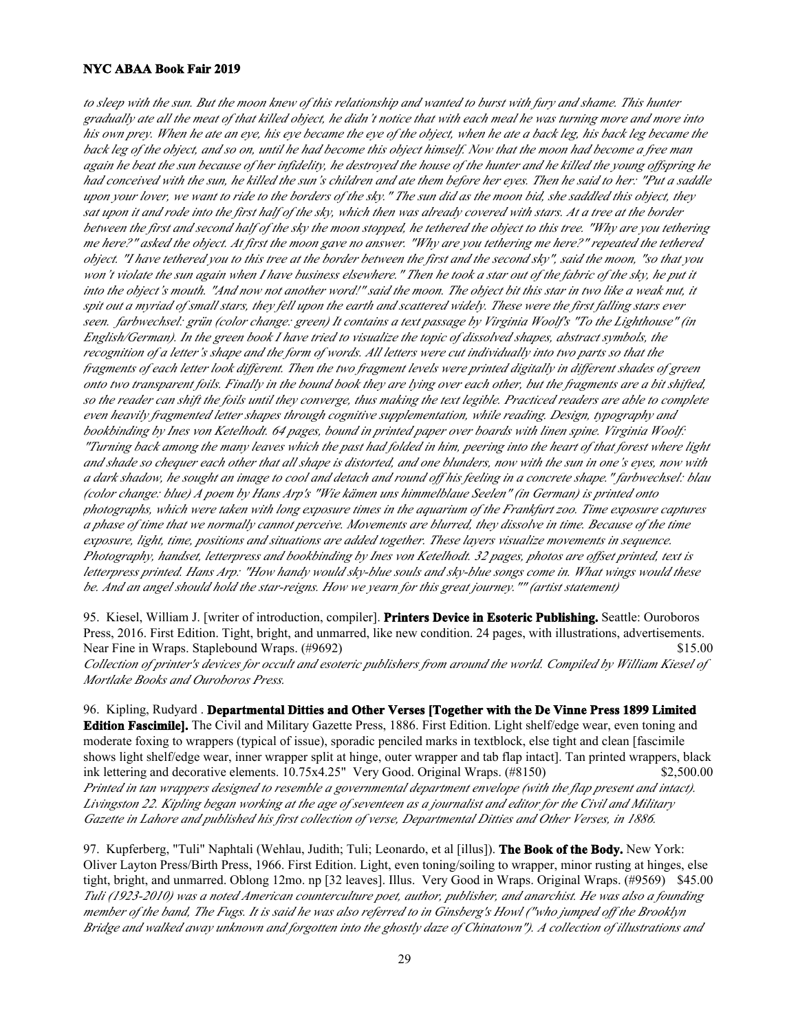*to sleep with the sun. But the moon knew of this relationship and wanted to burst with fury and shame. This hunter gradually ate all the meat of that killed object, he didn't notice that with each meal he was turning more and more into his own prey. When he ate an eye, his eye became the eye of the object, when he ate a back leg, his back leg became the back leg of the object, and so on, until he had become this object himself. Now that the moon had become a free man again he beat the sun because of her infidelity, he destroyed the house of the hunter and he killed the young offspring he had conceived with the sun, he killed the sun's children and ate them before her eyes. Then he said to her: "Put a saddle upon your lover, we want to ride to the borders of the sky." The sun did as the moon bid, she saddled this object, they sat upon it and rode into the first half of the sky, which then was already covered with stars. At a tree at the border between the first and second half of the sky the moon stopped, he tethered the object to this tree. "Why are you tethering me here?" asked the object. At first the moon gave no answer. "Why are you tethering me here?" repeated the tethered object. "I have tethered you to this tree at the border between the first and the second sky", said the moon, "so that you won't violate the sun again when I have business elsewhere." Then he took a star out of the fabric of the sky, he put it into the object's mouth. "And now not another word!" said the moon. The object bit this star in two like a weak nut, it spit out a myriad of small stars, they fell upon the earth and scattered widely. These were the first falling stars ever seen. farbwechsel: grün (color change: green) It contains a text passage by Virginia Woolf's "To the Lighthouse" (in English/German). In the green book I have tried to visualize the topic of dissolved shapes, abstract symbols, the recognition of a letter's shape and the form of words. All letters were cut individually into two parts so that the fragments of each letter look different. Then the two fragment levels were printed digitally in different shades of green onto two transparent foils. Finally in the bound book they are lying over each other, but the fragments are a bit shifted, so the reader can shift the foils until they converge, thus making the text legible. Practiced readers are able to complete even heavily fragmented letter shapes through cognitive supplementation, while reading. Design, typography and bookbinding by Ines von Ketelhodt. 64 pages, bound in printed paper over boards with linen spine. Virginia Woolf: "Turning back among the many leaves which the past had folded in him, peering into the heart of that forest where light and shade so chequer each other that all shape is distorted, and one blunders, now with the sun in one's eyes, now with a dark shadow, he sought an image to cool and detach and round off his feeling in a concrete shape." farbwechsel: blau (color change: blue) A poem by Hans Arp's "Wie kämen uns himmelblaue Seelen" (in German) is printed onto photographs, which were taken with long exposure times in the aquarium of the Frankfurt zoo. Time exposure captures a phase of time that we normally cannot perceive. Movements are blurred, they dissolve in time. Because of the time exposure, light, time, positions and situations are added together. These layers visualize movements in sequence. Photography, handset, letterpress and bookbinding by Ines von Ketelhodt. 32 pages, photos are offset printed, text is letterpress printed. Hans Arp: "How handy would sky-blue souls and sky-blue songs come in. What wings would these be. And an angel should hold the star-reigns. How we yearn for this great journey."" (artist statement)*

95. Kiesel, William J. [writer of introduction, compiler]. **Printers Device in Esoteric Publishing.** Seattle: Ouroboros Press, 2016. First Edition. Tight, bright, and unmarred, like new condition. 24 pages, with illustrations, advertisements. Near Fine in Wraps. Staplebound Wraps. (#9692) $15.00
*Collection of printer's devices for occult and esoteric publishers from around the world. Compiled by William Kiesel of Mortlake Books and Ouroboros Press.*

96. Kipling, Rudyard . **Departmental Ditties and Other Verses [Together with the De Vinne Press 1899 Limited Edition Fascimile].** The Civil and Military Gazette Press, 1886. First Edition. Light shelf/edge wear, even toning and moderate foxing to wrappers (typical of issue), sporadic penciled marks in textblock, else tight and clean [fascimile shows light shelf/edge wear, inner wrapper split at hinge, outer wrapper and tab flap intact]. Tan printed wrappers, black ink lettering and decorative elements. 10.75x4.25" Very Good. Original Wraps. (#8150) $2,500.00
*Printed in tan wrappers designed to resemble a governmental department envelope (with the flap present and intact). Livingston 22. Kipling began working at the age of seventeen as a journalist and editor for the Civil and Military Gazette in Lahore and published his first collection of verse, Departmental Ditties and Other Verses, in 1886.*

97. Kupferberg, "Tuli" Naphtali (Wehlau, Judith; Tuli; Leonardo, et al [illus]). **The Book of the Body.** New York: Oliver Layton Press/Birth Press, 1966. First Edition. Light, even toning/soiling to wrapper, minor rusting at hinges, else tight, bright, and unmarred. Oblong 12mo. np [32 leaves]. Illus. Very Good in Wraps. Original Wraps. (#9569) $45.00
*Tuli (1923-2010) was a noted American counterculture poet, author, publisher, and anarchist. He was also a founding member of the band, The Fugs. It is said he was also referred to in Ginsberg's Howl ("who jumped off the Brooklyn Bridge and walked away unknown and forgotten into the ghostly daze of Chinatown"). A collection of illustrations and*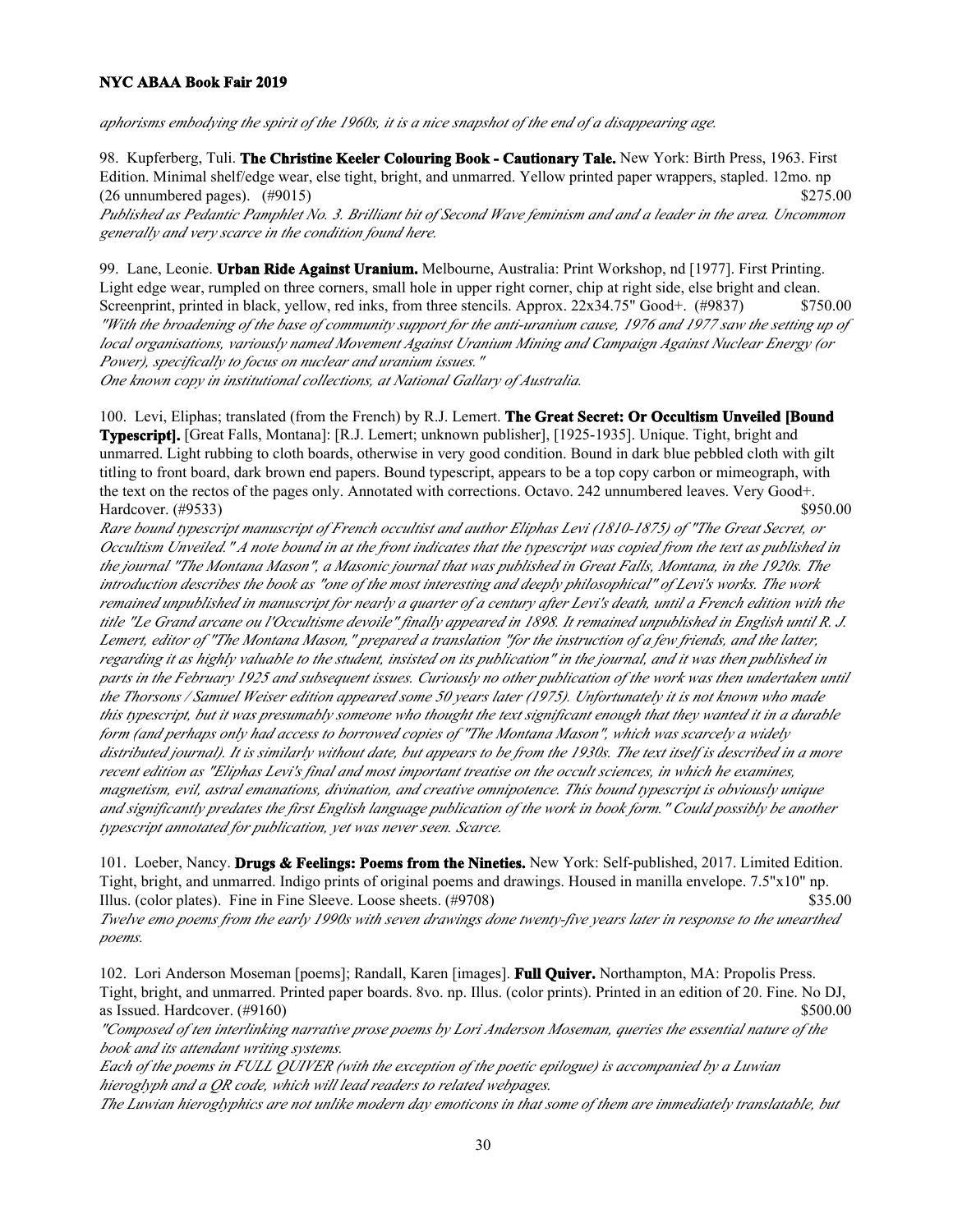*aphorisms embodying the spirit of the 1960s, it is a nice snapshot of the end of a disappearing age.*

98. Kupferberg, Tuli. **The Christine Keeler Colouring Book - Cautionary Tale.** New York: Birth Press, 1963. First Edition. Minimal shelf/edge wear, else tight, bright, and unmarred. Yellow printed paper wrappers, stapled. 12mo. np (26 unnumbered pages). (#9015) $275.00

*Published as Pedantic Pamphlet No. 3. Brilliant bit of Second Wave feminism and and a leader in the area. Uncommon generally and very scarce in the condition found here.*

99. Lane, Leonie. **Urban Ride Against Uranium.** Melbourne, Australia: Print Workshop, nd [1977]. First Printing. Light edge wear, rumpled on three corners, small hole in upper right corner, chip at right side, else bright and clean. Screenprint, printed in black, yellow, red inks, from three stencils. Approx. 22x34.75" Good+. (#9837) $750.00

*"With the broadening of the base of community support for the anti-uranium cause, 1976 and 1977 saw the setting up of local organisations, variously named Movement Against Uranium Mining and Campaign Against Nuclear Energy (or Power), specifically to focus on nuclear and uranium issues."*

*One known copy in institutional collections, at National Gallary of Australia.*

100. Levi, Eliphas; translated (from the French) by R.J. Lemert. **The Great Secret: Or Occultism Unveiled [Bound Typescript].** [Great Falls, Montana]: [R.J. Lemert; unknown publisher], [1925-1935]. Unique. Tight, bright and unmarred. Light rubbing to cloth boards, otherwise in very good condition. Bound in dark blue pebbled cloth with gilt titling to front board, dark brown end papers. Bound typescript, appears to be a top copy carbon or mimeograph, with the text on the rectos of the pages only. Annotated with corrections. Octavo. 242 unnumbered leaves. Very Good+. Hardcover. (#9533) $950.00

*Rare bound typescript manuscript of French occultist and author Eliphas Levi (1810-1875) of "The Great Secret, or Occultism Unveiled." A note bound in at the front indicates that the typescript was copied from the text as published in the journal "The Montana Mason", a Masonic journal that was published in Great Falls, Montana, in the 1920s. The introduction describes the book as "one of the most interesting and deeply philosophical" of Levi's works. The work remained unpublished in manuscript for nearly a quarter of a century after Levi's death, until a French edition with the title "Le Grand arcane ou l'Occultisme devoile" finally appeared in 1898. It remained unpublished in English until R. J. Lemert, editor of "The Montana Mason," prepared a translation "for the instruction of a few friends, and the latter, regarding it as highly valuable to the student, insisted on its publication" in the journal, and it was then published in parts in the February 1925 and subsequent issues. Curiously no other publication of the work was then undertaken until the Thorsons / Samuel Weiser edition appeared some 50 years later (1975). Unfortunately it is not known who made this typescript, but it was presumably someone who thought the text significant enough that they wanted it in a durable form (and perhaps only had access to borrowed copies of "The Montana Mason", which was scarcely a widely distributed journal). It is similarly without date, but appears to be from the 1930s. The text itself is described in a more recent edition as "Eliphas Levi's final and most important treatise on the occult sciences, in which he examines, magnetism, evil, astral emanations, divination, and creative omnipotence. This bound typescript is obviously unique and significantly predates the first English language publication of the work in book form." Could possibly be another typescript annotated for publication, yet was never seen. Scarce.*

101. Loeber, Nancy. **Drugs & Feelings: Poems from the Nineties.** New York: Self-published, 2017. Limited Edition. Tight, bright, and unmarred. Indigo prints of original poems and drawings. Housed in manilla envelope. 7.5"x10" np. Illus. (color plates). Fine in Fine Sleeve. Loose sheets. (#9708) $35.00

*Twelve emo poems from the early 1990s with seven drawings done twenty-five years later in response to the unearthed poems.*

102. Lori Anderson Moseman [poems]; Randall, Karen [images]. **Full Quiver.** Northampton, MA: Propolis Press. Tight, bright, and unmarred. Printed paper boards. 8vo. np. Illus. (color prints). Printed in an edition of 20. Fine. No DJ, as Issued. Hardcover. (#9160) $500.00

*"Composed of ten interlinking narrative prose poems by Lori Anderson Moseman, queries the essential nature of the book and its attendant writing systems.*

*Each of the poems in FULL QUIVER (with the exception of the poetic epilogue) is accompanied by a Luwian hieroglyph and a QR code, which will lead readers to related webpages.*

*The Luwian hieroglyphics are not unlike modern day emoticons in that some of them are immediately translatable, but*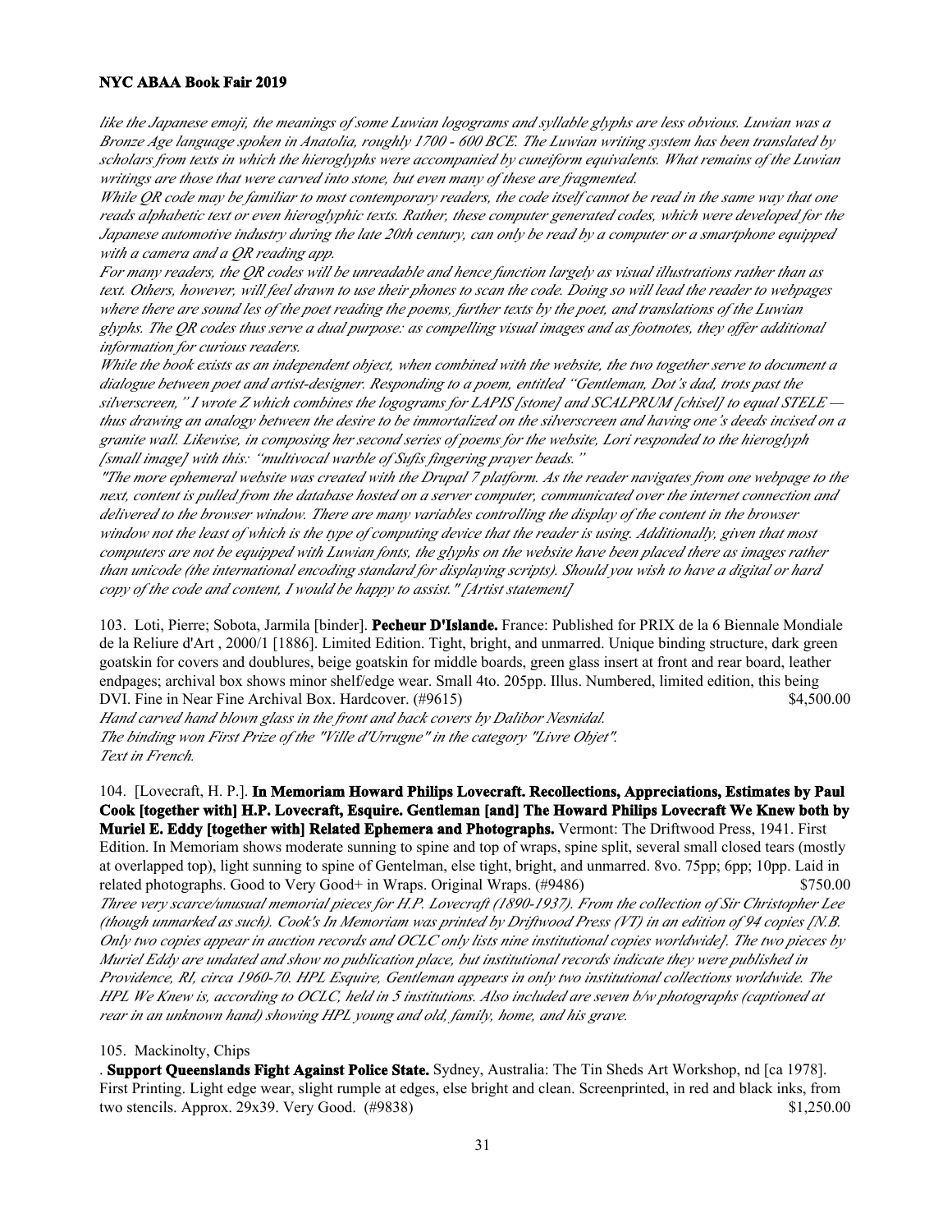*like the Japanese emoji, the meanings of some Luwian logograms and syllable glyphs are less obvious. Luwian was a Bronze Age language spoken in Anatolia, roughly 1700 - 600 BCE. The Luwian writing system has been translated by scholars from texts in which the hieroglyphs were accompanied by cuneiform equivalents. What remains of the Luwian writings are those that were carved into stone, but even many of these are fragmented.*
*While QR code may be familiar to most contemporary readers, the code itself cannot be read in the same way that one reads alphabetic text or even hieroglyphic texts. Rather, these computer generated codes, which were developed for the Japanese automotive industry during the late 20th century, can only be read by a computer or a smartphone equipped with a camera and a QR reading app.*
*For many readers, the QR codes will be unreadable and hence function largely as visual illustrations rather than as text. Others, however, will feel drawn to use their phones to scan the code. Doing so will lead the reader to webpages where there are sound les of the poet reading the poems, further texts by the poet, and translations of the Luwian glyphs. The QR codes thus serve a dual purpose: as compelling visual images and as footnotes, they offer additional information for curious readers.*
*While the book exists as an independent object, when combined with the website, the two together serve to document a dialogue between poet and artist-designer. Responding to a poem, entitled "Gentleman, Dot's dad, trots past the silverscreen," I wrote Z which combines the logograms for LAPIS [stone] and SCALPRUM [chisel] to equal STELE — thus drawing an analogy between the desire to be immortalized on the silverscreen and having one's deeds incised on a granite wall. Likewise, in composing her second series of poems for the website, Lori responded to the hieroglyph [small image] with this: "multivocal warble of Sufis fingering prayer beads."*
*"The more ephemeral website was created with the Drupal 7 platform. As the reader navigates from one webpage to the next, content is pulled from the database hosted on a server computer, communicated over the internet connection and delivered to the browser window. There are many variables controlling the display of the content in the browser window not the least of which is the type of computing device that the reader is using. Additionally, given that most computers are not be equipped with Luwian fonts, the glyphs on the website have been placed there as images rather than unicode (the international encoding standard for displaying scripts). Should you wish to have a digital or hard copy of the code and content, I would be happy to assist." [Artist statement]*

103. Loti, Pierre; Sobota, Jarmila [binder]. **Pecheur D'Islande.** France: Published for PRIX de la 6 Biennale Mondiale de la Reliure d'Art , 2000/1 [1886]. Limited Edition. Tight, bright, and unmarred. Unique binding structure, dark green goatskin for covers and doublures, beige goatskin for middle boards, green glass insert at front and rear board, leather endpages; archival box shows minor shelf/edge wear. Small 4to. 205pp. Illus. Numbered, limited edition, this being DVI. Fine in Near Fine Archival Box. Hardcover. (#9615) $4,500.00
*Hand carved hand blown glass in the front and back covers by Dalibor Nesnidal.*
*The binding won First Prize of the "Ville d'Urrugne" in the category "Livre Objet".*
*Text in French.*

104. [Lovecraft, H. P.]. **In Memoriam Howard Philips Lovecraft. Recollections, Appreciations, Estimates by Paul Cook [together with] H.P. Lovecraft, Esquire. Gentleman [and] The Howard Philips Lovecraft We Knew both by Muriel E. Eddy [together with] Related Ephemera and Photographs.** Vermont: The Driftwood Press, 1941. First Edition. In Memoriam shows moderate sunning to spine and top of wraps, spine split, several small closed tears (mostly at overlapped top), light sunning to spine of Gentelman, else tight, bright, and unmarred. 8vo. 75pp; 6pp; 10pp. Laid in related photographs. Good to Very Good+ in Wraps. Original Wraps. (#9486) $750.00
*Three very scarce/unusual memorial pieces for H.P. Lovecraft (1890-1937). From the collection of Sir Christopher Lee (though unmarked as such). Cook's In Memoriam was printed by Driftwood Press (VT) in an edition of 94 copies [N.B. Only two copies appear in auction records and OCLC only lists nine institutional copies worldwide]. The two pieces by Muriel Eddy are undated and show no publication place, but institutional records indicate they were published in Providence, RI, circa 1960-70. HPL Esquire, Gentleman appears in only two institutional collections worldwide. The HPL We Knew is, according to OCLC, held in 5 institutions. Also included are seven b/w photographs (captioned at rear in an unknown hand) showing HPL young and old, family, home, and his grave.*

105. Mackinolty, Chips
. **Support Queenslands Fight Against Police State.** Sydney, Australia: The Tin Sheds Art Workshop, nd [ca 1978]. First Printing. Light edge wear, slight rumple at edges, else bright and clean. Screenprinted, in red and black inks, from two stencils. Approx. 29x39. Very Good. (#9838) $1,250.00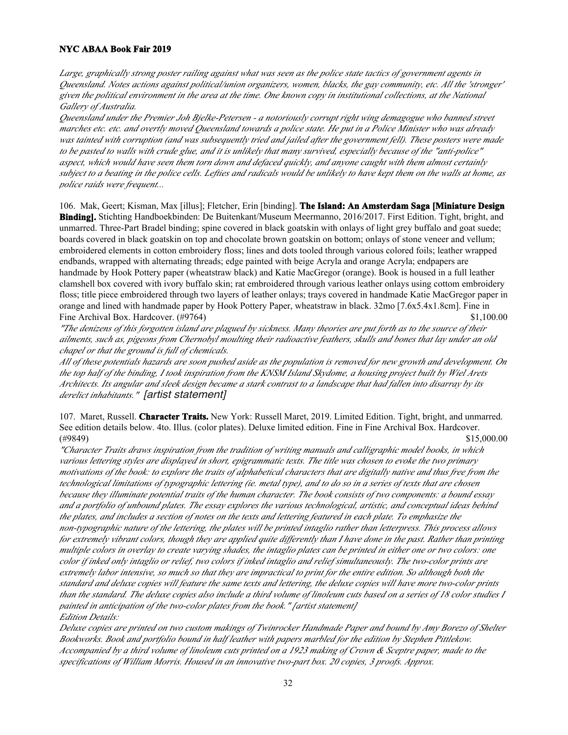*Large, graphically strong poster railing against what was seen as the police state tactics of government agents in Queensland. Notes actions against political/union organizers, women, blacks, the gay community, etc. All the 'stronger' given the political environment in the area at the time. One known copy in institutional collections, at the National Gallery of Australia.*

*Queensland under the Premier Joh Bjelke-Petersen - a notoriously corrupt right wing demagogue who banned street marches etc. etc. and overtly moved Queensland towards a police state. He put in a Police Minister who was already was tainted with corruption (and was subsequently tried and jailed after the government fell). These posters were made to be pasted to walls with crude glue, and it is unlikely that many survived, especially because of the "anti-police" aspect, which would have seen them torn down and defaced quickly, and anyone caught with them almost certainly subject to a beating in the police cells. Lefties and radicals would be unlikely to have kept them on the walls at home, as police raids were frequent...*

106. Mak, Geert; Kisman, Max [illus]; Fletcher, Erin [binding]. **The Island: An Amsterdam Saga [Miniature Design Binding].** Stichting Handboekbinden: De Buitenkant/Museum Meermanno, 2016/2017. First Edition. Tight, bright, and unmarred. Three-Part Bradel binding; spine covered in black goatskin with onlays of light grey buffalo and goat suede; boards covered in black goatskin on top and chocolate brown goatskin on bottom; onlays of stone veneer and vellum; embroidered elements in cotton embroidery floss; lines and dots tooled through various colored foils; leather wrapped endbands, wrapped with alternating threads; edge painted with beige Acryla and orange Acryla; endpapers are handmade by Hook Pottery paper (wheatstraw black) and Katie MacGregor (orange). Book is housed in a full leather clamshell box covered with ivory buffalo skin; rat embroidered through various leather onlays using cottom embroidery floss; title piece embroidered through two layers of leather onlays; trays covered in handmade Katie MacGregor paper in orange and lined with handmade paper by Hook Pottery Paper, wheatstraw in black. 32mo [7.6x5.4x1.8cm]. Fine in Fine Archival Box. Hardcover. (#9764) $1,100.00

*"The denizens of this forgotten island are plagued by sickness. Many theories are put forth as to the source of their ailments, such as, pigeons from Chernobyl moulting their radioactive feathers, skulls and bones that lay under an old chapel or that the ground is full of chemicals.*

*All of these potentials hazards are soon pushed aside as the population is removed for new growth and development. On the top half of the binding, I took inspiration from the KNSM Island Skydome, a housing project built by Wiel Arets Architects. Its angular and sleek design became a stark contrast to a landscape that had fallen into disarray by its derelict inhabitants." [artist statement]*

107. Maret, Russell. **Character Traits.** New York: Russell Maret, 2019. Limited Edition. Tight, bright, and unmarred. See edition details below. 4to. Illus. (color plates). Deluxe limited edition. Fine in Fine Archival Box. Hardcover. (#9849) $15,000.00

*"Character Traits draws inspiration from the tradition of writing manuals and calligraphic model books, in which various lettering styles are displayed in short, epigrammatic texts. The title was chosen to evoke the two primary motivations of the book: to explore the traits of alphabetical characters that are digitally native and thus free from the technological limitations of typographic lettering (ie. metal type), and to do so in a series of texts that are chosen because they illuminate potential traits of the human character. The book consists of two components: a bound essay and a portfolio of unbound plates. The essay explores the various technological, artistic, and conceptual ideas behind the plates, and includes a section of notes on the texts and lettering featured in each plate. To emphasize the non-typographic nature of the lettering, the plates will be printed intaglio rather than letterpress. This process allows for extremely vibrant colors, though they are applied quite differently than I have done in the past. Rather than printing multiple colors in overlay to create varying shades, the intaglio plates can be printed in either one or two colors: one color if inked only intaglio or relief, two colors if inked intaglio and relief simultaneously. The two-color prints are extremely labor intensive, so much so that they are impractical to print for the entire edition. So although both the standard and deluxe copies will feature the same texts and lettering, the deluxe copies will have more two-color prints than the standard. The deluxe copies also include a third volume of linoleum cuts based on a series of 18 color studies I painted in anticipation of the two-color plates from the book." [artist statement]*

*Edition Details:*

*Deluxe copies are printed on two custom makings of Twinrocker Handmade Paper and bound by Amy Borezo of Shelter Bookworks. Book and portfolio bound in half leather with papers marbled for the edition by Stephen Pittlekow. Accompanied by a third volume of linoleum cuts printed on a 1923 making of Crown & Sceptre paper, made to the specifications of William Morris. Housed in an innovative two-part box. 20 copies, 3 proofs. Approx.*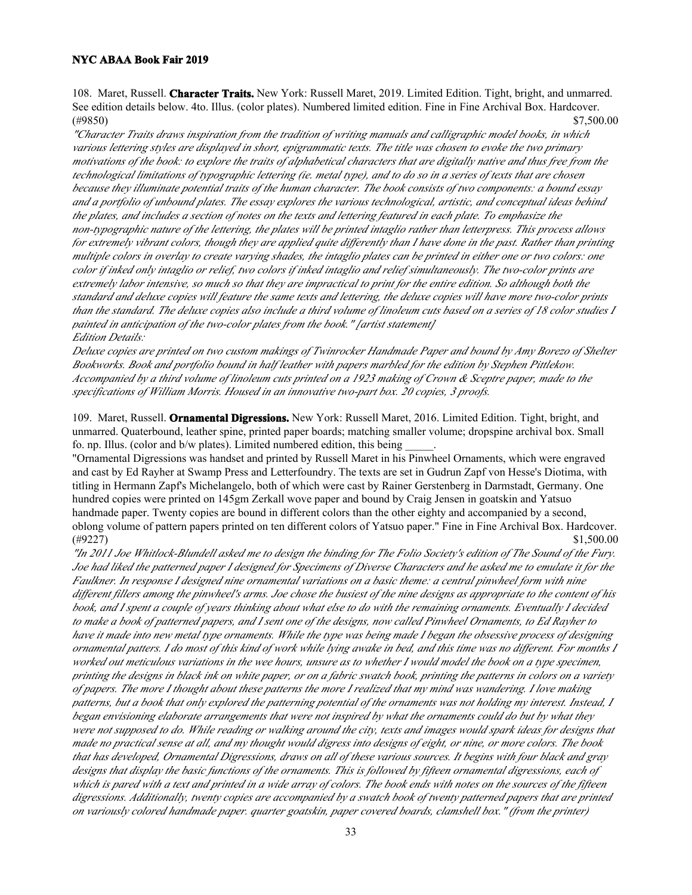108. Maret, Russell. **Character Traits.** New York: Russell Maret, 2019. Limited Edition. Tight, bright, and unmarred. See edition details below. 4to. Illus. (color plates). Numbered limited edition. Fine in Fine Archival Box. Hardcover. (#9850) $7,500.00

*"Character Traits draws inspiration from the tradition of writing manuals and calligraphic model books, in which various lettering styles are displayed in short, epigrammatic texts. The title was chosen to evoke the two primary motivations of the book: to explore the traits of alphabetical characters that are digitally native and thus free from the technological limitations of typographic lettering (ie. metal type), and to do so in a series of texts that are chosen because they illuminate potential traits of the human character. The book consists of two components: a bound essay and a portfolio of unbound plates. The essay explores the various technological, artistic, and conceptual ideas behind the plates, and includes a section of notes on the texts and lettering featured in each plate. To emphasize the non-typographic nature of the lettering, the plates will be printed intaglio rather than letterpress. This process allows for extremely vibrant colors, though they are applied quite differently than I have done in the past. Rather than printing multiple colors in overlay to create varying shades, the intaglio plates can be printed in either one or two colors: one color if inked only intaglio or relief, two colors if inked intaglio and relief simultaneously. The two-color prints are extremely labor intensive, so much so that they are impractical to print for the entire edition. So although both the standard and deluxe copies will feature the same texts and lettering, the deluxe copies will have more two-color prints than the standard. The deluxe copies also include a third volume of linoleum cuts based on a series of 18 color studies I painted in anticipation of the two-color plates from the book." [artist statement]*

*Edition Details:*

*Deluxe copies are printed on two custom makings of Twinrocker Handmade Paper and bound by Amy Borezo of Shelter Bookworks. Book and portfolio bound in half leather with papers marbled for the edition by Stephen Pittlekow. Accompanied by a third volume of linoleum cuts printed on a 1923 making of Crown & Sceptre paper, made to the specifications of William Morris. Housed in an innovative two-part box. 20 copies, 3 proofs.*

109. Maret, Russell. **Ornamental Digressions.** New York: Russell Maret, 2016. Limited Edition. Tight, bright, and unmarred. Quaterbound, leather spine, printed paper boards; matching smaller volume; dropspine archival box. Small fo. np. Illus. (color and b/w plates). Limited numbered edition, this being _____.

"Ornamental Digressions was handset and printed by Russell Maret in his Pinwheel Ornaments, which were engraved and cast by Ed Rayher at Swamp Press and Letterfoundry. The texts are set in Gudrun Zapf von Hesse's Diotima, with titling in Hermann Zapf's Michelangelo, both of which were cast by Rainer Gerstenberg in Darmstadt, Germany. One hundred copies were printed on 145gm Zerkall wove paper and bound by Craig Jensen in goatskin and Yatsuo handmade paper. Twenty copies are bound in different colors than the other eighty and accompanied by a second, oblong volume of pattern papers printed on ten different colors of Yatsuo paper." Fine in Fine Archival Box. Hardcover. (#9227) $1,500.00

*"In 2011 Joe Whitlock-Blundell asked me to design the binding for The Folio Society's edition of The Sound of the Fury. Joe had liked the patterned paper I designed for Specimens of Diverse Characters and he asked me to emulate it for the Faulkner. In response I designed nine ornamental variations on a basic theme: a central pinwheel form with nine different fillers among the pinwheel's arms. Joe chose the busiest of the nine designs as appropriate to the content of his book, and I spent a couple of years thinking about what else to do with the remaining ornaments. Eventually I decided to make a book of patterned papers, and I sent one of the designs, now called Pinwheel Ornaments, to Ed Rayher to have it made into new metal type ornaments. While the type was being made I began the obsessive process of designing ornamental patters. I do most of this kind of work while lying awake in bed, and this time was no different. For months I worked out meticulous variations in the wee hours, unsure as to whether I would model the book on a type specimen, printing the designs in black ink on white paper, or on a fabric swatch book, printing the patterns in colors on a variety of papers. The more I thought about these patterns the more I realized that my mind was wandering. I love making patterns, but a book that only explored the patterning potential of the ornaments was not holding my interest. Instead, I began envisioning elaborate arrangements that were not inspired by what the ornaments could do but by what they were not supposed to do. While reading or walking around the city, texts and images would spark ideas for designs that made no practical sense at all, and my thought would digress into designs of eight, or nine, or more colors. The book that has developed, Ornamental Digressions, draws on all of these various sources. It begins with four black and gray designs that display the basic functions of the ornaments. This is followed by fifteen ornamental digressions, each of which is pared with a text and printed in a wide array of colors. The book ends with notes on the sources of the fifteen digressions. Additionally, twenty copies are accompanied by a swatch book of twenty patterned papers that are printed on variously colored handmade paper. quarter goatskin, paper covered boards, clamshell box." (from the printer)*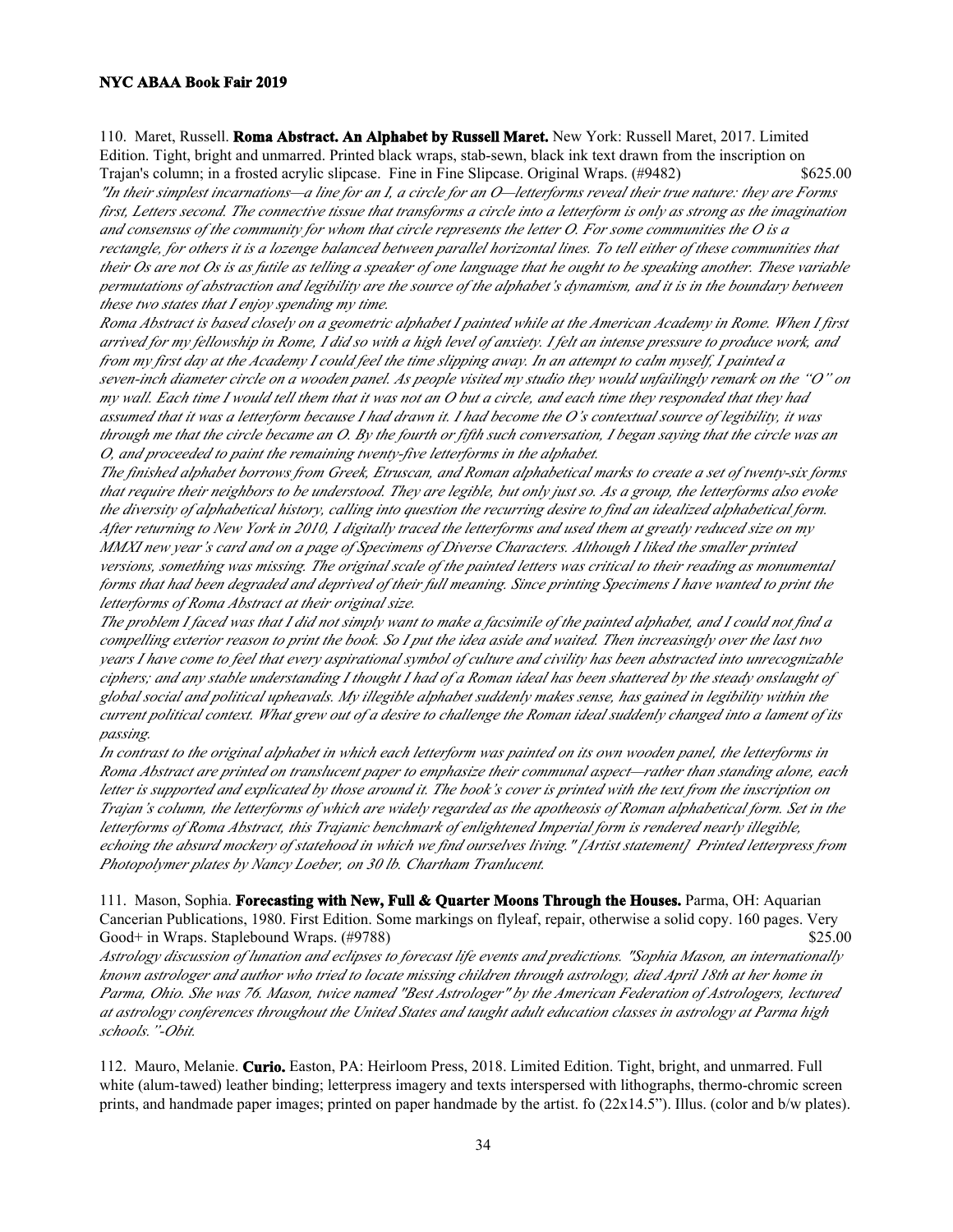110. Maret, Russell. **Roma Abstract. An Alphabet by Russell Maret.** New York: Russell Maret, 2017. Limited Edition. Tight, bright and unmarred. Printed black wraps, stab-sewn, black ink text drawn from the inscription on Trajan's column; in a frosted acrylic slipcase. Fine in Fine Slipcase. Original Wraps. (#9482) $625.00

*"In their simplest incarnations—a line for an I, a circle for an O—letterforms reveal their true nature: they are Forms first, Letters second. The connective tissue that transforms a circle into a letterform is only as strong as the imagination and consensus of the community for whom that circle represents the letter O. For some communities the O is a rectangle, for others it is a lozenge balanced between parallel horizontal lines. To tell either of these communities that their Os are not Os is as futile as telling a speaker of one language that he ought to be speaking another. These variable permutations of abstraction and legibility are the source of the alphabet's dynamism, and it is in the boundary between these two states that I enjoy spending my time.*

*Roma Abstract is based closely on a geometric alphabet I painted while at the American Academy in Rome. When I first arrived for my fellowship in Rome, I did so with a high level of anxiety. I felt an intense pressure to produce work, and from my first day at the Academy I could feel the time slipping away. In an attempt to calm myself, I painted a seven-inch diameter circle on a wooden panel. As people visited my studio they would unfailingly remark on the "O" on my wall. Each time I would tell them that it was not an O but a circle, and each time they responded that they had assumed that it was a letterform because I had drawn it. I had become the O's contextual source of legibility, it was through me that the circle became an O. By the fourth or fifth such conversation, I began saying that the circle was an O, and proceeded to paint the remaining twenty-five letterforms in the alphabet.*

*The finished alphabet borrows from Greek, Etruscan, and Roman alphabetical marks to create a set of twenty-six forms that require their neighbors to be understood. They are legible, but only just so. As a group, the letterforms also evoke the diversity of alphabetical history, calling into question the recurring desire to find an idealized alphabetical form. After returning to New York in 2010, I digitally traced the letterforms and used them at greatly reduced size on my MMXI new year's card and on a page of Specimens of Diverse Characters. Although I liked the smaller printed versions, something was missing. The original scale of the painted letters was critical to their reading as monumental forms that had been degraded and deprived of their full meaning. Since printing Specimens I have wanted to print the letterforms of Roma Abstract at their original size.*

*The problem I faced was that I did not simply want to make a facsimile of the painted alphabet, and I could not find a compelling exterior reason to print the book. So I put the idea aside and waited. Then increasingly over the last two years I have come to feel that every aspirational symbol of culture and civility has been abstracted into unrecognizable ciphers; and any stable understanding I thought I had of a Roman ideal has been shattered by the steady onslaught of global social and political upheavals. My illegible alphabet suddenly makes sense, has gained in legibility within the current political context. What grew out of a desire to challenge the Roman ideal suddenly changed into a lament of its passing.*

*In contrast to the original alphabet in which each letterform was painted on its own wooden panel, the letterforms in Roma Abstract are printed on translucent paper to emphasize their communal aspect—rather than standing alone, each letter is supported and explicated by those around it. The book's cover is printed with the text from the inscription on Trajan's column, the letterforms of which are widely regarded as the apotheosis of Roman alphabetical form. Set in the letterforms of Roma Abstract, this Trajanic benchmark of enlightened Imperial form is rendered nearly illegible, echoing the absurd mockery of statehood in which we find ourselves living." [Artist statement] Printed letterpress from Photopolymer plates by Nancy Loeber, on 30 lb. Chartham Tranlucent.*

111. Mason, Sophia. **Forecasting with New, Full & Quarter Moons Through the Houses.** Parma, OH: Aquarian Cancerian Publications, 1980. First Edition. Some markings on flyleaf, repair, otherwise a solid copy. 160 pages. Very Good+ in Wraps. Staplebound Wraps. (#9788) $25.00

*Astrology discussion of lunation and eclipses to forecast life events and predictions. "Sophia Mason, an internationally known astrologer and author who tried to locate missing children through astrology, died April 18th at her home in Parma, Ohio. She was 76. Mason, twice named "Best Astrologer" by the American Federation of Astrologers, lectured at astrology conferences throughout the United States and taught adult education classes in astrology at Parma high schools."-Obit.*

112. Mauro, Melanie. **Curio.** Easton, PA: Heirloom Press, 2018. Limited Edition. Tight, bright, and unmarred. Full white (alum-tawed) leather binding; letterpress imagery and texts interspersed with lithographs, thermo-chromic screen prints, and handmade paper images; printed on paper handmade by the artist. fo (22x14.5"). Illus. (color and b/w plates).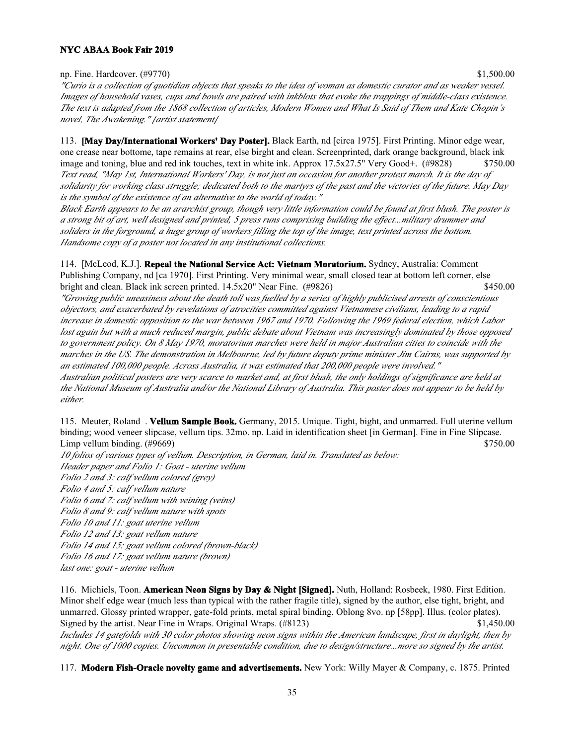np. Fine. Hardcover. (#9770) $1,500.00

*"Curio is a collection of quotidian objects that speaks to the idea of woman as domestic curator and as weaker vessel. Images of household vases, cups and bowls are paired with inkblots that evoke the trappings of middle-class existence. The text is adapted from the 1868 collection of articles, Modern Women and What Is Said of Them and Kate Chopin's novel, The Awakening." [artist statement]*

113. **[May Day/International Workers' Day Poster].** Black Earth, nd [circa 1975]. First Printing. Minor edge wear, one crease near bottome, tape remains at rear, else birght and clean. Screenprinted, dark orange background, black ink image and toning, blue and red ink touches, text in white ink. Approx 17.5x27.5" Very Good+. (#9828) $750.00

*Text read, "May 1st, International Workers' Day, is not just an occasion for another protest march. It is the day of solidarity for working class struggle; dedicated both to the martyrs of the past and the victories of the future. May Day is the symbol of the existence of an alternative to the world of today."*

*Black Earth appears to be an ararchist group, though very little information could be found at first blush. The poster is a strong bit of art, well designed and printed, 5 press runs comprising building the effect...military drummer and soliders in the forground, a huge group of workers filling the top of the image, text printed across the bottom. Handsome copy of a poster not located in any institutional collections.*

114. [McLeod, K.J.]. **Repeal the National Service Act: Vietnam Moratorium.** Sydney, Australia: Comment Publishing Company, nd [ca 1970]. First Printing. Very minimal wear, small closed tear at bottom left corner, else bright and clean. Black ink screen printed. 14.5x20" Near Fine. (#9826) $450.00

*"Growing public uneasiness about the death toll was fuelled by a series of highly publicised arrests of conscientious objectors, and exacerbated by revelations of atrocities committed against Vietnamese civilians, leading to a rapid increase in domestic opposition to the war between 1967 and 1970. Following the 1969 federal election, which Labor lost again but with a much reduced margin, public debate about Vietnam was increasingly dominated by those opposed to government policy. On 8 May 1970, moratorium marches were held in major Australian cities to coincide with the marches in the US. The demonstration in Melbourne, led by future deputy prime minister Jim Cairns, was supported by an estimated 100,000 people. Across Australia, it was estimated that 200,000 people were involved."*

*Australian political posters are very scarce to market and, at first blush, the only holdings of significance are held at the National Museum of Australia and/or the National Library of Australia. This poster does not appear to be held by either.*

115. Meuter, Roland . **Vellum Sample Book.** Germany, 2015. Unique. Tight, bight, and unmarred. Full uterine vellum binding; wood veneer slipcase, vellum tips. 32mo. np. Laid in identification sheet [in German]. Fine in Fine Slipcase. Limp vellum binding. (#9669) $750.00

*10 folios of various types of vellum. Description, in German, laid in. Translated as below:*
*Header paper and Folio 1: Goat - uterine vellum*
*Folio 2 and 3: calf vellum colored (grey)*
*Folio 4 and 5: calf vellum nature*
*Folio 6 and 7: calf vellum with veining (veins)*
*Folio 8 and 9: calf vellum nature with spots*
*Folio 10 and 11: goat uterine vellum*
*Folio 12 and 13: goat vellum nature*
*Folio 14 and 15: goat vellum colored (brown-black)*
*Folio 16 and 17: goat vellum nature (brown)*
*last one: goat - uterine vellum*

116. Michiels, Toon. **American Neon Signs by Day & Night [Signed].** Nuth, Holland: Rosbeek, 1980. First Edition. Minor shelf edge wear (much less than typical with the rather fragile title), signed by the author, else tight, bright, and unmarred. Glossy printed wrapper, gate-fold prints, metal spiral binding. Oblong 8vo. np [58pp]. Illus. (color plates). Signed by the artist. Near Fine in Wraps. Original Wraps. (#8123) $1,450.00

*Includes 14 gatefolds with 30 color photos showing neon signs within the American landscape, first in daylight, then by night. One of 1000 copies. Uncommon in presentable condition, due to design/structure...more so signed by the artist.*

117. **Modern Fish-Oracle novelty game and advertisements.** New York: Willy Mayer & Company, c. 1875. Printed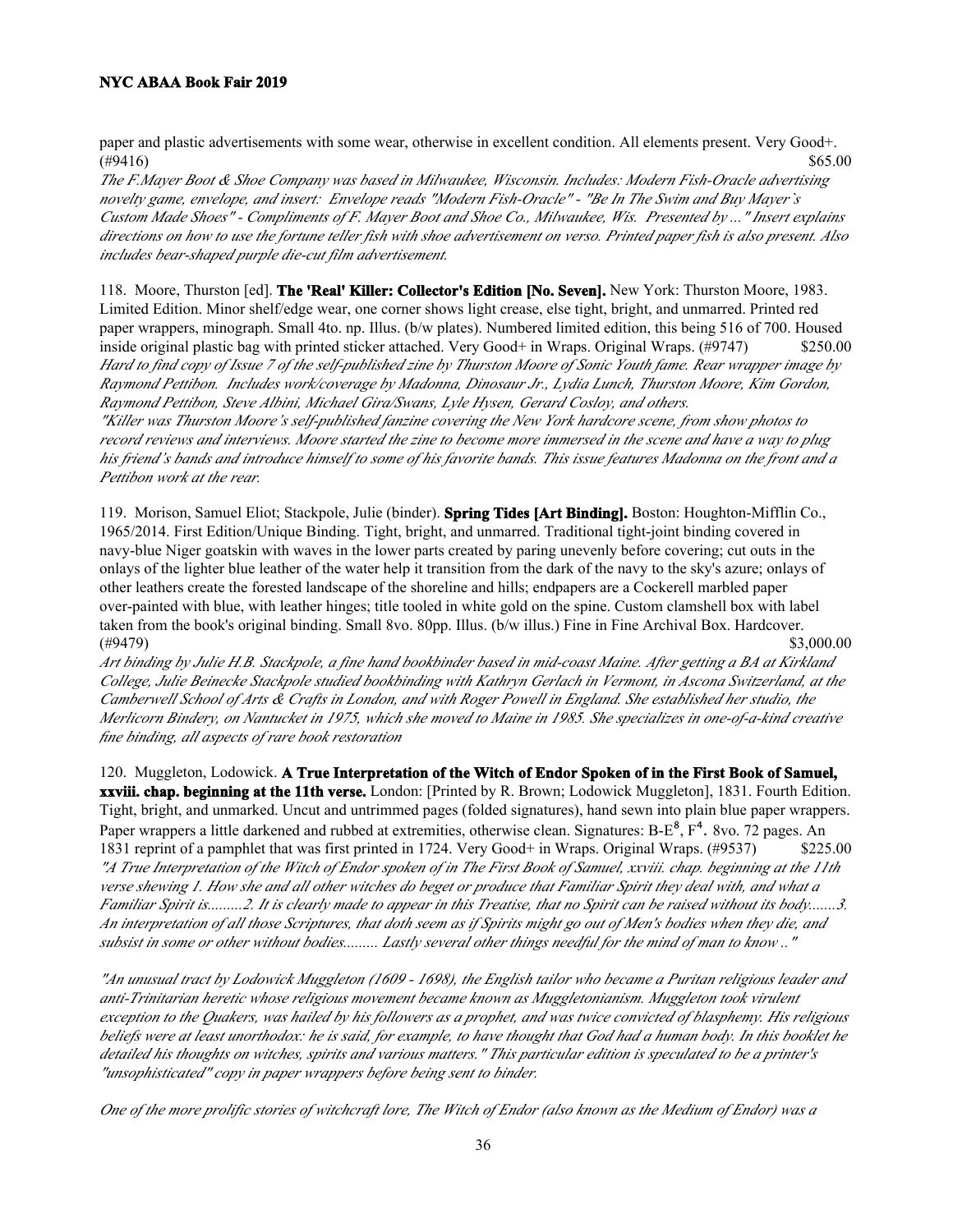paper and plastic advertisements with some wear, otherwise in excellent condition. All elements present. Very Good+. (#9416) $65.00

*The F.Mayer Boot & Shoe Company was based in Milwaukee, Wisconsin. Includes: Modern Fish-Oracle advertising novelty game, envelope, and insert: Envelope reads "Modern Fish-Oracle" - "Be In The Swim and Buy Mayer's Custom Made Shoes" - Compliments of F. Mayer Boot and Shoe Co., Milwaukee, Wis. Presented by ..." Insert explains directions on how to use the fortune teller fish with shoe advertisement on verso. Printed paper fish is also present. Also includes bear-shaped purple die-cut film advertisement.*

118. Moore, Thurston [ed]. **The 'Real' Killer: Collector's Edition [No. Seven].** New York: Thurston Moore, 1983. Limited Edition. Minor shelf/edge wear, one corner shows light crease, else tight, bright, and unmarred. Printed red paper wrappers, minograph. Small 4to. np. Illus. (b/w plates). Numbered limited edition, this being 516 of 700. Housed inside original plastic bag with printed sticker attached. Very Good+ in Wraps. Original Wraps. (#9747) $250.00

*Hard to find copy of Issue 7 of the self-published zine by Thurston Moore of Sonic Youth fame. Rear wrapper image by Raymond Pettibon. Includes work/coverage by Madonna, Dinosaur Jr., Lydia Lunch, Thurston Moore, Kim Gordon, Raymond Pettibon, Steve Albini, Michael Gira/Swans, Lyle Hysen, Gerard Cosloy, and others.*

*"Killer was Thurston Moore's self-published fanzine covering the New York hardcore scene, from show photos to record reviews and interviews. Moore started the zine to become more immersed in the scene and have a way to plug his friend's bands and introduce himself to some of his favorite bands. This issue features Madonna on the front and a Pettibon work at the rear.*

119. Morison, Samuel Eliot; Stackpole, Julie (binder). **Spring Tides [Art Binding].** Boston: Houghton-Mifflin Co., 1965/2014. First Edition/Unique Binding. Tight, bright, and unmarred. Traditional tight-joint binding covered in navy-blue Niger goatskin with waves in the lower parts created by paring unevenly before covering; cut outs in the onlays of the lighter blue leather of the water help it transition from the dark of the navy to the sky's azure; onlays of other leathers create the forested landscape of the shoreline and hills; endpapers are a Cockerell marbled paper over-painted with blue, with leather hinges; title tooled in white gold on the spine. Custom clamshell box with label taken from the book's original binding. Small 8vo. 80pp. Illus. (b/w illus.) Fine in Fine Archival Box. Hardcover. (#9479) $3,000.00

*Art binding by Julie H.B. Stackpole, a fine hand bookbinder based in mid-coast Maine. After getting a BA at Kirkland College, Julie Beinecke Stackpole studied bookbinding with Kathryn Gerlach in Vermont, in Ascona Switzerland, at the Camberwell School of Arts & Crafts in London, and with Roger Powell in England. She established her studio, the Merlicorn Bindery, on Nantucket in 1975, which she moved to Maine in 1985. She specializes in one-of-a-kind creative fine binding, all aspects of rare book restoration*

120. Muggleton, Lodowick. **A True Interpretation of the Witch of Endor Spoken of in the First Book of Samuel, xxviii. chap. beginning at the 11th verse.** London: [Printed by R. Brown; Lodowick Muggleton], 1831. Fourth Edition. Tight, bright, and unmarked. Uncut and untrimmed pages (folded signatures), hand sewn into plain blue paper wrappers. Paper wrappers a little darkened and rubbed at extremities, otherwise clean. Signatures: B-E$^{8}$, F$^{4}$. 8vo. 72 pages. An 1831 reprint of a pamphlet that was first printed in 1724. Very Good+ in Wraps. Original Wraps. (#9537) $225.00

*"A True Interpretation of the Witch of Endor spoken of in The First Book of Samuel, xxviii. chap. beginning at the 11th verse shewing 1. How she and all other witches do beget or produce that Familiar Spirit they deal with, and what a Familiar Spirit is.........2. It is clearly made to appear in this Treatise, that no Spirit can be raised without its body.......3. An interpretation of all those Scriptures, that doth seem as if Spirits might go out of Men's bodies when they die, and subsist in some or other without bodies......... Lastly several other things needful for the mind of man to know .."*

*"An unusual tract by Lodowick Muggleton (1609 - 1698), the English tailor who became a Puritan religious leader and anti-Trinitarian heretic whose religious movement became known as Muggletonianism. Muggleton took virulent exception to the Quakers, was hailed by his followers as a prophet, and was twice convicted of blasphemy. His religious beliefs were at least unorthodox: he is said, for example, to have thought that God had a human body. In this booklet he detailed his thoughts on witches, spirits and various matters." This particular edition is speculated to be a printer's "unsophisticated" copy in paper wrappers before being sent to binder.*

*One of the more prolific stories of witchcraft lore, The Witch of Endor (also known as the Medium of Endor) was a*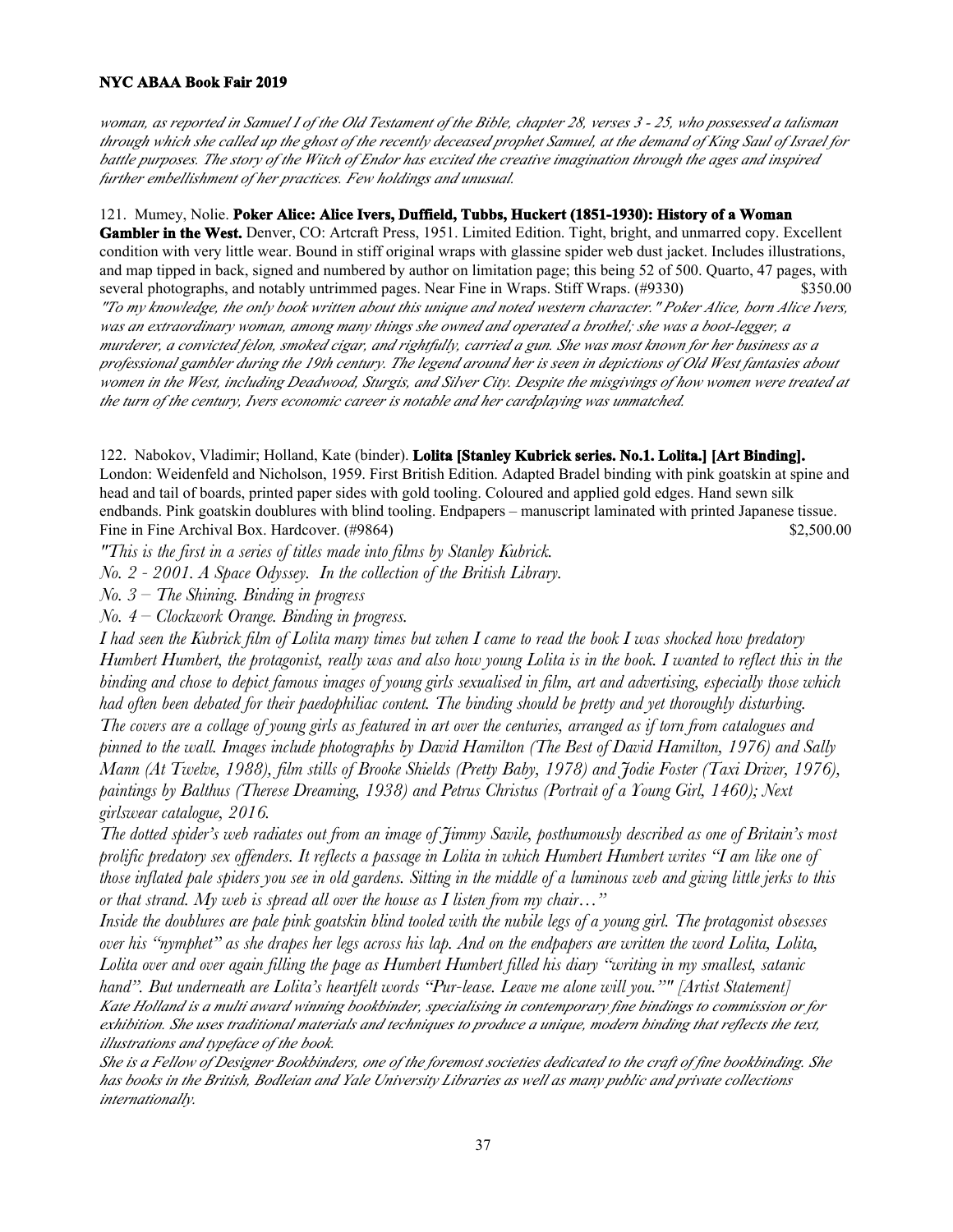*woman, as reported in Samuel I of the Old Testament of the Bible, chapter 28, verses 3 - 25, who possessed a talisman through which she called up the ghost of the recently deceased prophet Samuel, at the demand of King Saul of Israel for battle purposes. The story of the Witch of Endor has excited the creative imagination through the ages and inspired further embellishment of her practices. Few holdings and unusual.*

121. Mumey, Nolie. **Poker Alice: Alice Ivers, Duffield, Tubbs, Huckert (1851-1930): History of a Woman Gambler in the West.** Denver, CO: Artcraft Press, 1951. Limited Edition. Tight, bright, and unmarred copy. Excellent condition with very little wear. Bound in stiff original wraps with glassine spider web dust jacket. Includes illustrations, and map tipped in back, signed and numbered by author on limitation page; this being 52 of 500. Quarto, 47 pages, with several photographs, and notably untrimmed pages. Near Fine in Wraps. Stiff Wraps. (#9330) $350.00

*"To my knowledge, the only book written about this unique and noted western character." Poker Alice, born Alice Ivers, was an extraordinary woman, among many things she owned and operated a brothel; she was a boot-legger, a murderer, a convicted felon, smoked cigar, and rightfully, carried a gun. She was most known for her business as a professional gambler during the 19th century. The legend around her is seen in depictions of Old West fantasies about women in the West, including Deadwood, Sturgis, and Silver City. Despite the misgivings of how women were treated at the turn of the century, Ivers economic career is notable and her cardplaying was unmatched.*

122. Nabokov, Vladimir; Holland, Kate (binder). **Lolita [Stanley Kubrick series. No.1. Lolita.] [Art Binding].** London: Weidenfeld and Nicholson, 1959. First British Edition. Adapted Bradel binding with pink goatskin at spine and head and tail of boards, printed paper sides with gold tooling. Coloured and applied gold edges. Hand sewn silk endbands. Pink goatskin doublures with blind tooling. Endpapers – manuscript laminated with printed Japanese tissue. Fine in Fine Archival Box. Hardcover. (#9864) $2,500.00

*"This is the first in a series of titles made into films by Stanley Kubrick.*

*No. 2 - 2001. A Space Odyssey. In the collection of the British Library.*

*No. 3 – The Shining. Binding in progress*

*No. 4 – Clockwork Orange. Binding in progress.*

*I had seen the Kubrick film of Lolita many times but when I came to read the book I was shocked how predatory Humbert Humbert, the protagonist, really was and also how young Lolita is in the book. I wanted to reflect this in the binding and chose to depict famous images of young girls sexualised in film, art and advertising, especially those which had often been debated for their paedophiliac content. The binding should be pretty and yet thoroughly disturbing.*

*The covers are a collage of young girls as featured in art over the centuries, arranged as if torn from catalogues and pinned to the wall. Images include photographs by David Hamilton (The Best of David Hamilton, 1976) and Sally Mann (At Twelve, 1988), film stills of Brooke Shields (Pretty Baby, 1978) and Jodie Foster (Taxi Driver, 1976), paintings by Balthus (Therese Dreaming, 1938) and Petrus Christus (Portrait of a Young Girl, 1460); Next girlswear catalogue, 2016.*

*The dotted spider's web radiates out from an image of Jimmy Savile, posthumously described as one of Britain's most prolific predatory sex offenders. It reflects a passage in Lolita in which Humbert Humbert writes "I am like one of those inflated pale spiders you see in old gardens. Sitting in the middle of a luminous web and giving little jerks to this or that strand. My web is spread all over the house as I listen from my chair…"*

*Inside the doublures are pale pink goatskin blind tooled with the nubile legs of a young girl. The protagonist obsesses over his "nymphet" as she drapes her legs across his lap. And on the endpapers are written the word Lolita, Lolita, Lolita over and over again filling the page as Humbert Humbert filled his diary "writing in my smallest, satanic hand". But underneath are Lolita's heartfelt words "Pur-lease. Leave me alone will you."" [Artist Statement]*

*Kate Holland is a multi award winning bookbinder, specialising in contemporary fine bindings to commission or for exhibition. She uses traditional materials and techniques to produce a unique, modern binding that reflects the text, illustrations and typeface of the book.*

*She is a Fellow of Designer Bookbinders, one of the foremost societies dedicated to the craft of fine bookbinding. She has books in the British, Bodleian and Yale University Libraries as well as many public and private collections internationally.*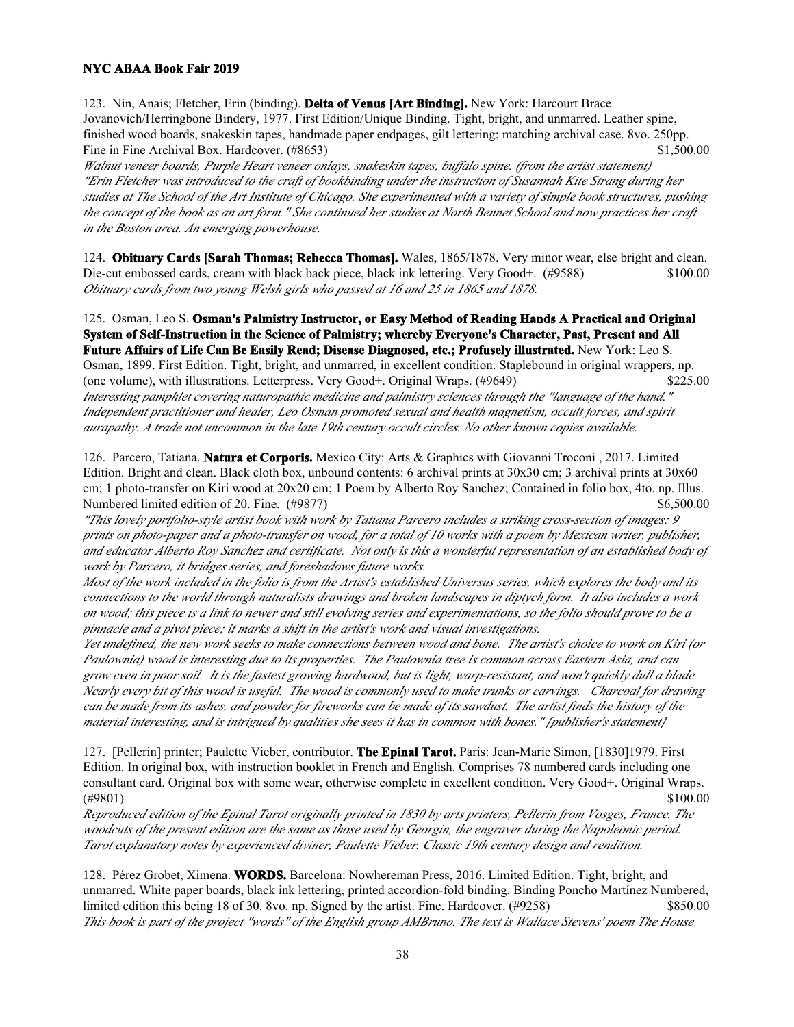123. Nin, Anais; Fletcher, Erin (binding). **Delta of Venus [Art Binding].** New York: Harcourt Brace Jovanovich/Herringbone Bindery, 1977. First Edition/Unique Binding. Tight, bright, and unmarred. Leather spine, finished wood boards, snakeskin tapes, handmade paper endpages, gilt lettering; matching archival case. 8vo. 250pp. Fine in Fine Archival Box. Hardcover. (#8653) $1,500.00

*Walnut veneer boards, Purple Heart veneer onlays, snakeskin tapes, buffalo spine. (from the artist statement) "Erin Fletcher was introduced to the craft of bookbinding under the instruction of Susannah Kite Strang during her studies at The School of the Art Institute of Chicago. She experimented with a variety of simple book structures, pushing the concept of the book as an art form." She continued her studies at North Bennet School and now practices her craft in the Boston area. An emerging powerhouse.*

124. **Obituary Cards [Sarah Thomas; Rebecca Thomas].** Wales, 1865/1878. Very minor wear, else bright and clean. Die-cut embossed cards, cream with black back piece, black ink lettering. Very Good+. (#9588) $100.00

*Obituary cards from two young Welsh girls who passed at 16 and 25 in 1865 and 1878.*

125. Osman, Leo S. **Osman's Palmistry Instructor, or Easy Method of Reading Hands A Practical and Original System of Self-Instruction in the Science of Palmistry; whereby Everyone's Character, Past, Present and All Future Affairs of Life Can Be Easily Read; Disease Diagnosed, etc.; Profusely illustrated.** New York: Leo S. Osman, 1899. First Edition. Tight, bright, and unmarred, in excellent condition. Staplebound in original wrappers, np. (one volume), with illustrations. Letterpress. Very Good+. Original Wraps. (#9649) $225.00

*Interesting pamphlet covering naturopathic medicine and palmistry sciences through the "language of the hand." Independent practitioner and healer, Leo Osman promoted sexual and health magnetism, occult forces, and spirit aurapathy. A trade not uncommon in the late 19th century occult circles. No other known copies available.*

126. Parcero, Tatiana. **Natura et Corporis.** Mexico City: Arts & Graphics with Giovanni Troconi , 2017. Limited Edition. Bright and clean. Black cloth box, unbound contents: 6 archival prints at 30x30 cm; 3 archival prints at 30x60 cm; 1 photo-transfer on Kiri wood at 20x20 cm; 1 Poem by Alberto Roy Sanchez; Contained in folio box, 4to. np. Illus. Numbered limited edition of 20. Fine. (#9877) $6,500.00

*"This lovely portfolio-style artist book with work by Tatiana Parcero includes a striking cross-section of images: 9 prints on photo-paper and a photo-transfer on wood, for a total of 10 works with a poem by Mexican writer, publisher, and educator Alberto Roy Sanchez and certificate. Not only is this a wonderful representation of an established body of work by Parcero, it bridges series, and foreshadows future works.*

*Most of the work included in the folio is from the Artist's established Universus series, which explores the body and its connections to the world through naturalists drawings and broken landscapes in diptych form. It also includes a work on wood; this piece is a link to newer and still evolving series and experimentations, so the folio should prove to be a pinnacle and a pivot piece; it marks a shift in the artist's work and visual investigations.*

*Yet undefined, the new work seeks to make connections between wood and bone. The artist's choice to work on Kiri (or Paulownia) wood is interesting due to its properties. The Paulownia tree is common across Eastern Asia, and can grow even in poor soil. It is the fastest growing hardwood, but is light, warp-resistant, and won't quickly dull a blade. Nearly every bit of this wood is useful. The wood is commonly used to make trunks or carvings. Charcoal for drawing can be made from its ashes, and powder for fireworks can be made of its sawdust. The artist finds the history of the material interesting, and is intrigued by qualities she sees it has in common with bones." [publisher's statement]*

127. [Pellerin] printer; Paulette Vieber, contributor. **The Epinal Tarot.** Paris: Jean-Marie Simon, [1830]1979. First Edition. In original box, with instruction booklet in French and English. Comprises 78 numbered cards including one consultant card. Original box with some wear, otherwise complete in excellent condition. Very Good+. Original Wraps. (#9801) $100.00

*Reproduced edition of the Epinal Tarot originally printed in 1830 by arts printers, Pellerin from Vosges, France. The woodcuts of the present edition are the same as those used by Georgin, the engraver during the Napoleonic period. Tarot explanatory notes by experienced diviner, Paulette Vieber. Classic 19th century design and rendition.*

128. Pérez Grobet, Ximena. **WORDS.** Barcelona: Nowhereman Press, 2016. Limited Edition. Tight, bright, and unmarred. White paper boards, black ink lettering, printed accordion-fold binding. Binding Poncho Martínez Numbered, limited edition this being 18 of 30. 8vo. np. Signed by the artist. Fine. Hardcover. (#9258) $850.00

*This book is part of the project "words" of the English group AMBruno. The text is Wallace Stevens' poem The House*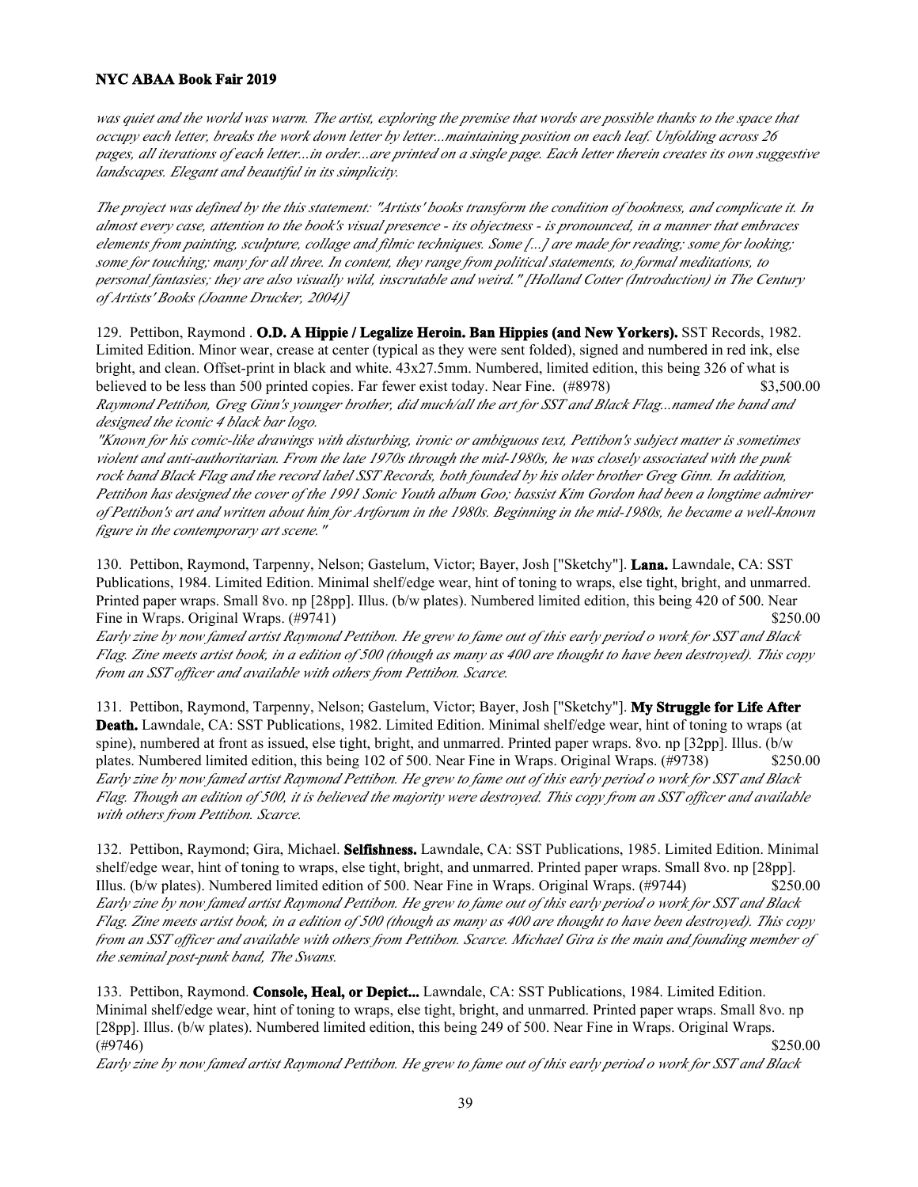*was quiet and the world was warm. The artist, exploring the premise that words are possible thanks to the space that occupy each letter, breaks the work down letter by letter...maintaining position on each leaf. Unfolding across 26 pages, all iterations of each letter...in order...are printed on a single page. Each letter therein creates its own suggestive landscapes. Elegant and beautiful in its simplicity.*

*The project was defined by the this statement: "Artists' books transform the condition of bookness, and complicate it. In almost every case, attention to the book's visual presence - its objectness - is pronounced, in a manner that embraces elements from painting, sculpture, collage and filmic techniques. Some [...] are made for reading; some for looking; some for touching; many for all three. In content, they range from political statements, to formal meditations, to personal fantasies; they are also visually wild, inscrutable and weird." [Holland Cotter (Introduction) in The Century of Artists' Books (Joanne Drucker, 2004)]*

129. Pettibon, Raymond . **O.D. A Hippie / Legalize Heroin. Ban Hippies (and New Yorkers).** SST Records, 1982. Limited Edition. Minor wear, crease at center (typical as they were sent folded), signed and numbered in red ink, else bright, and clean. Offset-print in black and white. 43x27.5mm. Numbered, limited edition, this being 326 of what is believed to be less than 500 printed copies. Far fewer exist today. Near Fine. (#8978) $3,500.00
*Raymond Pettibon, Greg Ginn's younger brother, did much/all the art for SST and Black Flag...named the band and designed the iconic 4 black bar logo.*
*"Known for his comic-like drawings with disturbing, ironic or ambiguous text, Pettibon's subject matter is sometimes violent and anti-authoritarian. From the late 1970s through the mid-1980s, he was closely associated with the punk rock band Black Flag and the record label SST Records, both founded by his older brother Greg Ginn. In addition, Pettibon has designed the cover of the 1991 Sonic Youth album Goo; bassist Kim Gordon had been a longtime admirer of Pettibon's art and written about him for Artforum in the 1980s. Beginning in the mid-1980s, he became a well-known figure in the contemporary art scene."*

130. Pettibon, Raymond, Tarpenny, Nelson; Gastelum, Victor; Bayer, Josh ["Sketchy"]. **Lana.** Lawndale, CA: SST Publications, 1984. Limited Edition. Minimal shelf/edge wear, hint of toning to wraps, else tight, bright, and unmarred. Printed paper wraps. Small 8vo. np [28pp]. Illus. (b/w plates). Numbered limited edition, this being 420 of 500. Near Fine in Wraps. Original Wraps. (#9741) $250.00
*Early zine by now famed artist Raymond Pettibon. He grew to fame out of this early period o work for SST and Black Flag. Zine meets artist book, in a edition of 500 (though as many as 400 are thought to have been destroyed). This copy from an SST officer and available with others from Pettibon. Scarce.*

131. Pettibon, Raymond, Tarpenny, Nelson; Gastelum, Victor; Bayer, Josh ["Sketchy"]. **My Struggle for Life After Death.** Lawndale, CA: SST Publications, 1982. Limited Edition. Minimal shelf/edge wear, hint of toning to wraps (at spine), numbered at front as issued, else tight, bright, and unmarred. Printed paper wraps. 8vo. np [32pp]. Illus. (b/w plates. Numbered limited edition, this being 102 of 500. Near Fine in Wraps. Original Wraps. (#9738) $250.00
*Early zine by now famed artist Raymond Pettibon. He grew to fame out of this early period o work for SST and Black Flag. Though an edition of 500, it is believed the majority were destroyed. This copy from an SST officer and available with others from Pettibon. Scarce.*

132. Pettibon, Raymond; Gira, Michael. **Selfishness.** Lawndale, CA: SST Publications, 1985. Limited Edition. Minimal shelf/edge wear, hint of toning to wraps, else tight, bright, and unmarred. Printed paper wraps. Small 8vo. np [28pp]. Illus. (b/w plates). Numbered limited edition of 500. Near Fine in Wraps. Original Wraps. (#9744) $250.00
*Early zine by now famed artist Raymond Pettibon. He grew to fame out of this early period o work for SST and Black Flag. Zine meets artist book, in a edition of 500 (though as many as 400 are thought to have been destroyed). This copy from an SST officer and available with others from Pettibon. Scarce. Michael Gira is the main and founding member of the seminal post-punk band, The Swans.*

133. Pettibon, Raymond. **Console, Heal, or Depict...** Lawndale, CA: SST Publications, 1984. Limited Edition. Minimal shelf/edge wear, hint of toning to wraps, else tight, bright, and unmarred. Printed paper wraps. Small 8vo. np [28pp]. Illus. (b/w plates). Numbered limited edition, this being 249 of 500. Near Fine in Wraps. Original Wraps. (#9746) $250.00
*Early zine by now famed artist Raymond Pettibon. He grew to fame out of this early period o work for SST and Black*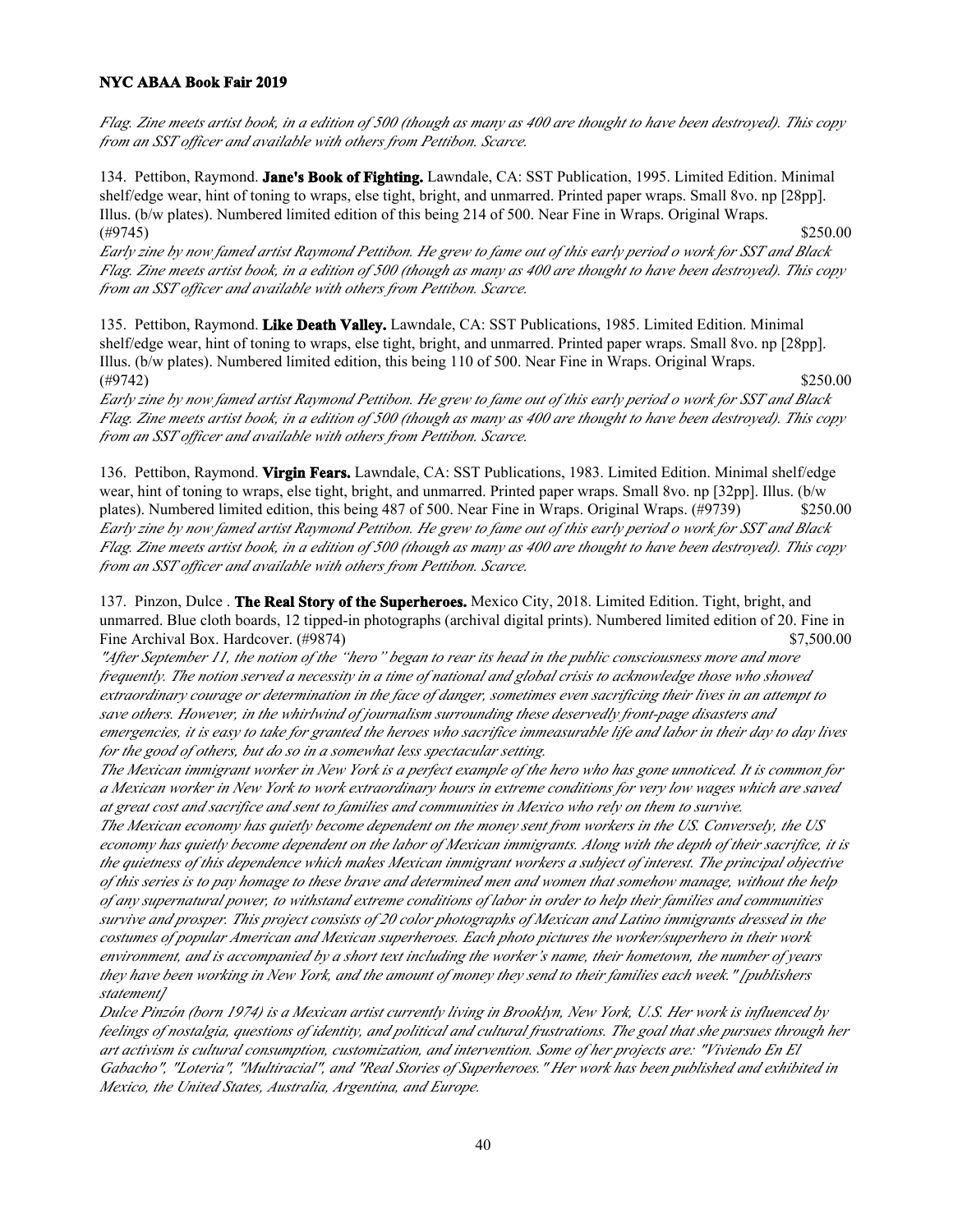*Flag. Zine meets artist book, in a edition of 500 (though as many as 400 are thought to have been destroyed). This copy from an SST officer and available with others from Pettibon. Scarce.*

134. Pettibon, Raymond. **Jane's Book of Fighting.** Lawndale, CA: SST Publication, 1995. Limited Edition. Minimal shelf/edge wear, hint of toning to wraps, else tight, bright, and unmarred. Printed paper wraps. Small 8vo. np [28pp]. Illus. (b/w plates). Numbered limited edition of this being 214 of 500. Near Fine in Wraps. Original Wraps. (#9745) $250.00

*Early zine by now famed artist Raymond Pettibon. He grew to fame out of this early period o work for SST and Black Flag. Zine meets artist book, in a edition of 500 (though as many as 400 are thought to have been destroyed). This copy from an SST officer and available with others from Pettibon. Scarce.*

135. Pettibon, Raymond. **Like Death Valley.** Lawndale, CA: SST Publications, 1985. Limited Edition. Minimal shelf/edge wear, hint of toning to wraps, else tight, bright, and unmarred. Printed paper wraps. Small 8vo. np [28pp]. Illus. (b/w plates). Numbered limited edition, this being 110 of 500. Near Fine in Wraps. Original Wraps. (#9742) $250.00

*Early zine by now famed artist Raymond Pettibon. He grew to fame out of this early period o work for SST and Black Flag. Zine meets artist book, in a edition of 500 (though as many as 400 are thought to have been destroyed). This copy from an SST officer and available with others from Pettibon. Scarce.*

136. Pettibon, Raymond. **Virgin Fears.** Lawndale, CA: SST Publications, 1983. Limited Edition. Minimal shelf/edge wear, hint of toning to wraps, else tight, bright, and unmarred. Printed paper wraps. Small 8vo. np [32pp]. Illus. (b/w plates). Numbered limited edition, this being 487 of 500. Near Fine in Wraps. Original Wraps. (#9739) $250.00

*Early zine by now famed artist Raymond Pettibon. He grew to fame out of this early period o work for SST and Black Flag. Zine meets artist book, in a edition of 500 (though as many as 400 are thought to have been destroyed). This copy from an SST officer and available with others from Pettibon. Scarce.*

137. Pinzon, Dulce . **The Real Story of the Superheroes.** Mexico City, 2018. Limited Edition. Tight, bright, and unmarred. Blue cloth boards, 12 tipped-in photographs (archival digital prints). Numbered limited edition of 20. Fine in Fine Archival Box. Hardcover. (#9874) $7,500.00

*"After September 11, the notion of the "hero" began to rear its head in the public consciousness more and more frequently. The notion served a necessity in a time of national and global crisis to acknowledge those who showed extraordinary courage or determination in the face of danger, sometimes even sacrificing their lives in an attempt to save others. However, in the whirlwind of journalism surrounding these deservedly front-page disasters and emergencies, it is easy to take for granted the heroes who sacrifice immeasurable life and labor in their day to day lives for the good of others, but do so in a somewhat less spectacular setting.*

*The Mexican immigrant worker in New York is a perfect example of the hero who has gone unnoticed. It is common for a Mexican worker in New York to work extraordinary hours in extreme conditions for very low wages which are saved at great cost and sacrifice and sent to families and communities in Mexico who rely on them to survive.*

*The Mexican economy has quietly become dependent on the money sent from workers in the US. Conversely, the US economy has quietly become dependent on the labor of Mexican immigrants. Along with the depth of their sacrifice, it is the quietness of this dependence which makes Mexican immigrant workers a subject of interest. The principal objective of this series is to pay homage to these brave and determined men and women that somehow manage, without the help of any supernatural power, to withstand extreme conditions of labor in order to help their families and communities survive and prosper. This project consists of 20 color photographs of Mexican and Latino immigrants dressed in the costumes of popular American and Mexican superheroes. Each photo pictures the worker/superhero in their work environment, and is accompanied by a short text including the worker's name, their hometown, the number of years they have been working in New York, and the amount of money they send to their families each week." [publishers statement]*

*Dulce Pinzón (born 1974) is a Mexican artist currently living in Brooklyn, New York, U.S. Her work is influenced by feelings of nostalgia, questions of identity, and political and cultural frustrations. The goal that she pursues through her art activism is cultural consumption, customization, and intervention. Some of her projects are: "Viviendo En El Gabacho", "Loteria", "Multiracial", and "Real Stories of Superheroes." Her work has been published and exhibited in Mexico, the United States, Australia, Argentina, and Europe.*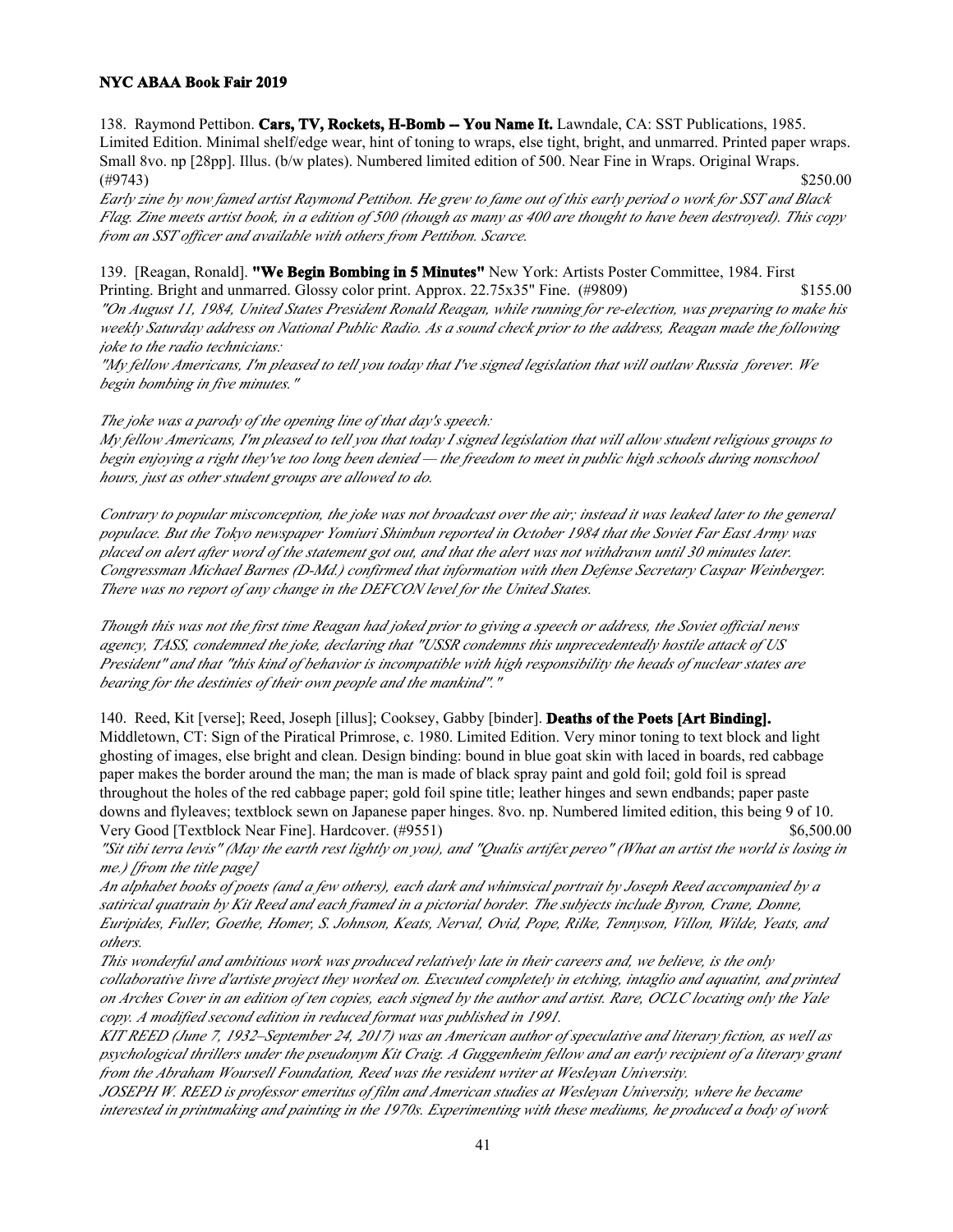138. Raymond Pettibon. **Cars, TV, Rockets, H-Bomb -- You Name It.** Lawndale, CA: SST Publications, 1985. Limited Edition. Minimal shelf/edge wear, hint of toning to wraps, else tight, bright, and unmarred. Printed paper wraps. Small 8vo. np [28pp]. Illus. (b/w plates). Numbered limited edition of 500. Near Fine in Wraps. Original Wraps. (#9743) $250.00

*Early zine by now famed artist Raymond Pettibon. He grew to fame out of this early period o work for SST and Black Flag. Zine meets artist book, in a edition of 500 (though as many as 400 are thought to have been destroyed). This copy from an SST officer and available with others from Pettibon. Scarce.*

139. [Reagan, Ronald]. **"We Begin Bombing in 5 Minutes"** New York: Artists Poster Committee, 1984. First Printing. Bright and unmarred. Glossy color print. Approx. 22.75x35" Fine. (#9809) $155.00

*"On August 11, 1984, United States President Ronald Reagan, while running for re-election, was preparing to make his weekly Saturday address on National Public Radio. As a sound check prior to the address, Reagan made the following joke to the radio technicians:*

*"My fellow Americans, I'm pleased to tell you today that I've signed legislation that will outlaw Russia forever. We begin bombing in five minutes."*

*The joke was a parody of the opening line of that day's speech:*

*My fellow Americans, I'm pleased to tell you that today I signed legislation that will allow student religious groups to begin enjoying a right they've too long been denied — the freedom to meet in public high schools during nonschool hours, just as other student groups are allowed to do.*

*Contrary to popular misconception, the joke was not broadcast over the air; instead it was leaked later to the general populace. But the Tokyo newspaper Yomiuri Shimbun reported in October 1984 that the Soviet Far East Army was placed on alert after word of the statement got out, and that the alert was not withdrawn until 30 minutes later. Congressman Michael Barnes (D-Md.) confirmed that information with then Defense Secretary Caspar Weinberger. There was no report of any change in the DEFCON level for the United States.*

*Though this was not the first time Reagan had joked prior to giving a speech or address, the Soviet official news agency, TASS, condemned the joke, declaring that "USSR condemns this unprecedentedly hostile attack of US President" and that "this kind of behavior is incompatible with high responsibility the heads of nuclear states are bearing for the destinies of their own people and the mankind"."*

140. Reed, Kit [verse]; Reed, Joseph [illus]; Cooksey, Gabby [binder]. **Deaths of the Poets [Art Binding].** Middletown, CT: Sign of the Piratical Primrose, c. 1980. Limited Edition. Very minor toning to text block and light ghosting of images, else bright and clean. Design binding: bound in blue goat skin with laced in boards, red cabbage paper makes the border around the man; the man is made of black spray paint and gold foil; gold foil is spread throughout the holes of the red cabbage paper; gold foil spine title; leather hinges and sewn endbands; paper paste downs and flyleaves; textblock sewn on Japanese paper hinges. 8vo. np. Numbered limited edition, this being 9 of 10. Very Good [Textblock Near Fine]. Hardcover. (#9551) $6,500.00

*"Sit tibi terra levis" (May the earth rest lightly on you), and "Qualis artifex pereo" (What an artist the world is losing in me.) [from the title page]*

*An alphabet books of poets (and a few others), each dark and whimsical portrait by Joseph Reed accompanied by a satirical quatrain by Kit Reed and each framed in a pictorial border. The subjects include Byron, Crane, Donne, Euripides, Fuller, Goethe, Homer, S. Johnson, Keats, Nerval, Ovid, Pope, Rilke, Tennyson, Villon, Wilde, Yeats, and others.*

*This wonderful and ambitious work was produced relatively late in their careers and, we believe, is the only collaborative livre d'artiste project they worked on. Executed completely in etching, intaglio and aquatint, and printed on Arches Cover in an edition of ten copies, each signed by the author and artist. Rare, OCLC locating only the Yale copy. A modified second edition in reduced format was published in 1991.*

*KIT REED (June 7, 1932–September 24, 2017) was an American author of speculative and literary fiction, as well as psychological thrillers under the pseudonym Kit Craig. A Guggenheim fellow and an early recipient of a literary grant from the Abraham Woursell Foundation, Reed was the resident writer at Wesleyan University.*

*JOSEPH W. REED is professor emeritus of film and American studies at Wesleyan University, where he became interested in printmaking and painting in the 1970s. Experimenting with these mediums, he produced a body of work*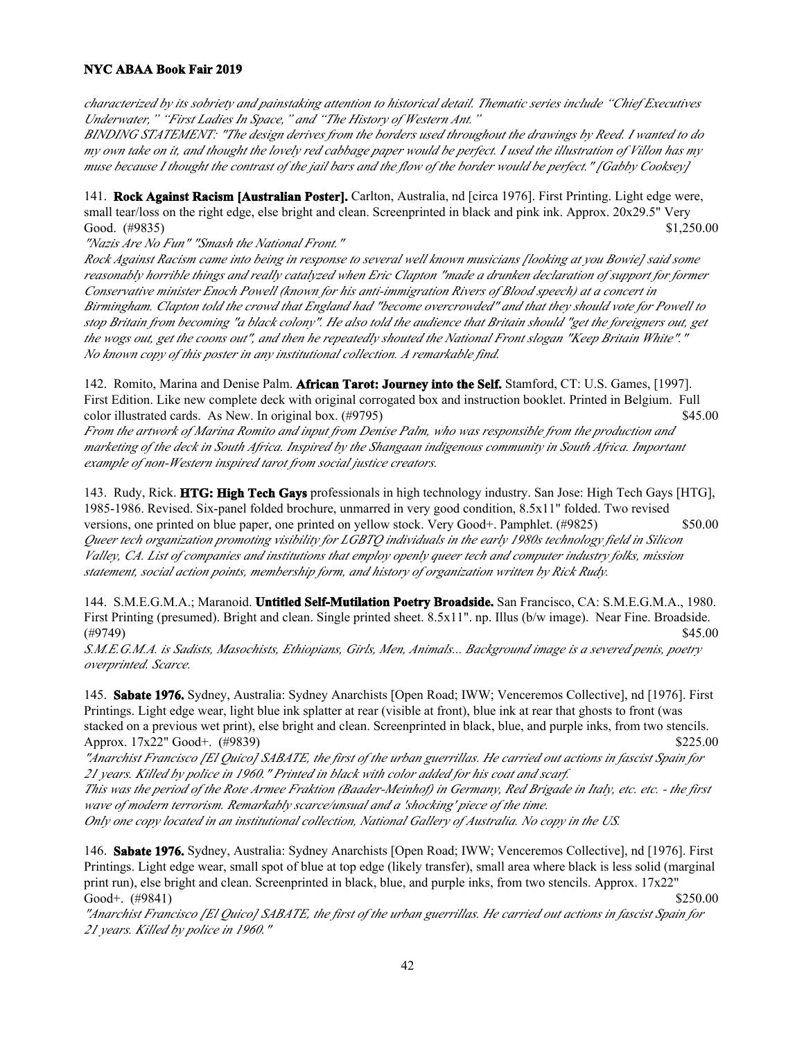*characterized by its sobriety and painstaking attention to historical detail. Thematic series include "Chief Executives Underwater," "First Ladies In Space," and "The History of Western Ant."*

*BINDING STATEMENT: "The design derives from the borders used throughout the drawings by Reed. I wanted to do my own take on it, and thought the lovely red cabbage paper would be perfect. I used the illustration of Villon has my muse because I thought the contrast of the jail bars and the flow of the border would be perfect." [Gabby Cooksey]*

141. **Rock Against Racism [Australian Poster].** Carlton, Australia, nd [circa 1976]. First Printing. Light edge were, small tear/loss on the right edge, else bright and clean. Screenprinted in black and pink ink. Approx. 20x29.5" Very Good. (#9835) $1,250.00

*"Nazis Are No Fun" "Smash the National Front."*

*Rock Against Racism came into being in response to several well known musicians [looking at you Bowie] said some reasonably horrible things and really catalyzed when Eric Clapton "made a drunken declaration of support for former Conservative minister Enoch Powell (known for his anti-immigration Rivers of Blood speech) at a concert in Birmingham. Clapton told the crowd that England had "become overcrowded" and that they should vote for Powell to stop Britain from becoming "a black colony". He also told the audience that Britain should "get the foreigners out, get the wogs out, get the coons out", and then he repeatedly shouted the National Front slogan "Keep Britain White"."*

*No known copy of this poster in any institutional collection. A remarkable find.*

142. Romito, Marina and Denise Palm. **African Tarot: Journey into the Self.** Stamford, CT: U.S. Games, [1997]. First Edition. Like new complete deck with original corrogated box and instruction booklet. Printed in Belgium. Full color illustrated cards. As New. In original box. (#9795) $45.00

*From the artwork of Marina Romito and input from Denise Palm, who was responsible from the production and marketing of the deck in South Africa. Inspired by the Shangaan indigenous community in South Africa. Important example of non-Western inspired tarot from social justice creators.*

143. Rudy, Rick. **HTG: High Tech Gays** professionals in high technology industry. San Jose: High Tech Gays [HTG], 1985-1986. Revised. Six-panel folded brochure, unmarred in very good condition, 8.5x11" folded. Two revised versions, one printed on blue paper, one printed on yellow stock. Very Good+. Pamphlet. (#9825) $50.00

*Queer tech organization promoting visibility for LGBTQ individuals in the early 1980s technology field in Silicon Valley, CA. List of companies and institutions that employ openly queer tech and computer industry folks, mission statement, social action points, membership form, and history of organization written by Rick Rudy.*

144. S.M.E.G.M.A.; Maranoid. **Untitled Self-Mutilation Poetry Broadside.** San Francisco, CA: S.M.E.G.M.A., 1980. First Printing (presumed). Bright and clean. Single printed sheet. 8.5x11". np. Illus (b/w image). Near Fine. Broadside. (#9749) $45.00

*S.M.E.G.M.A. is Sadists, Masochists, Ethiopians, Girls, Men, Animals... Background image is a severed penis, poetry overprinted. Scarce.*

145. **Sabate 1976.** Sydney, Australia: Sydney Anarchists [Open Road; IWW; Venceremos Collective], nd [1976]. First Printings. Light edge wear, light blue ink splatter at rear (visible at front), blue ink at rear that ghosts to front (was stacked on a previous wet print), else bright and clean. Screenprinted in black, blue, and purple inks, from two stencils. Approx. 17x22" Good+. (#9839) $225.00

*"Anarchist Francisco [El Quico] SABATE, the first of the urban guerrillas. He carried out actions in fascist Spain for 21 years. Killed by police in 1960." Printed in black with color added for his coat and scarf.*

*This was the period of the Rote Armee Fraktion (Baader-Meinhof) in Germany, Red Brigade in Italy, etc. etc. - the first wave of modern terrorism. Remarkably scarce/unusual and a 'shocking' piece of the time.*

*Only one copy located in an institutional collection, National Gallery of Australia. No copy in the US.*

146. **Sabate 1976.** Sydney, Australia: Sydney Anarchists [Open Road; IWW; Venceremos Collective], nd [1976]. First Printings. Light edge wear, small spot of blue at top edge (likely transfer), small area where black is less solid (marginal print run), else bright and clean. Screenprinted in black, blue, and purple inks, from two stencils. Approx. 17x22" Good+. (#9841) $250.00

*"Anarchist Francisco [El Quico] SABATE, the first of the urban guerrillas. He carried out actions in fascist Spain for 21 years. Killed by police in 1960."*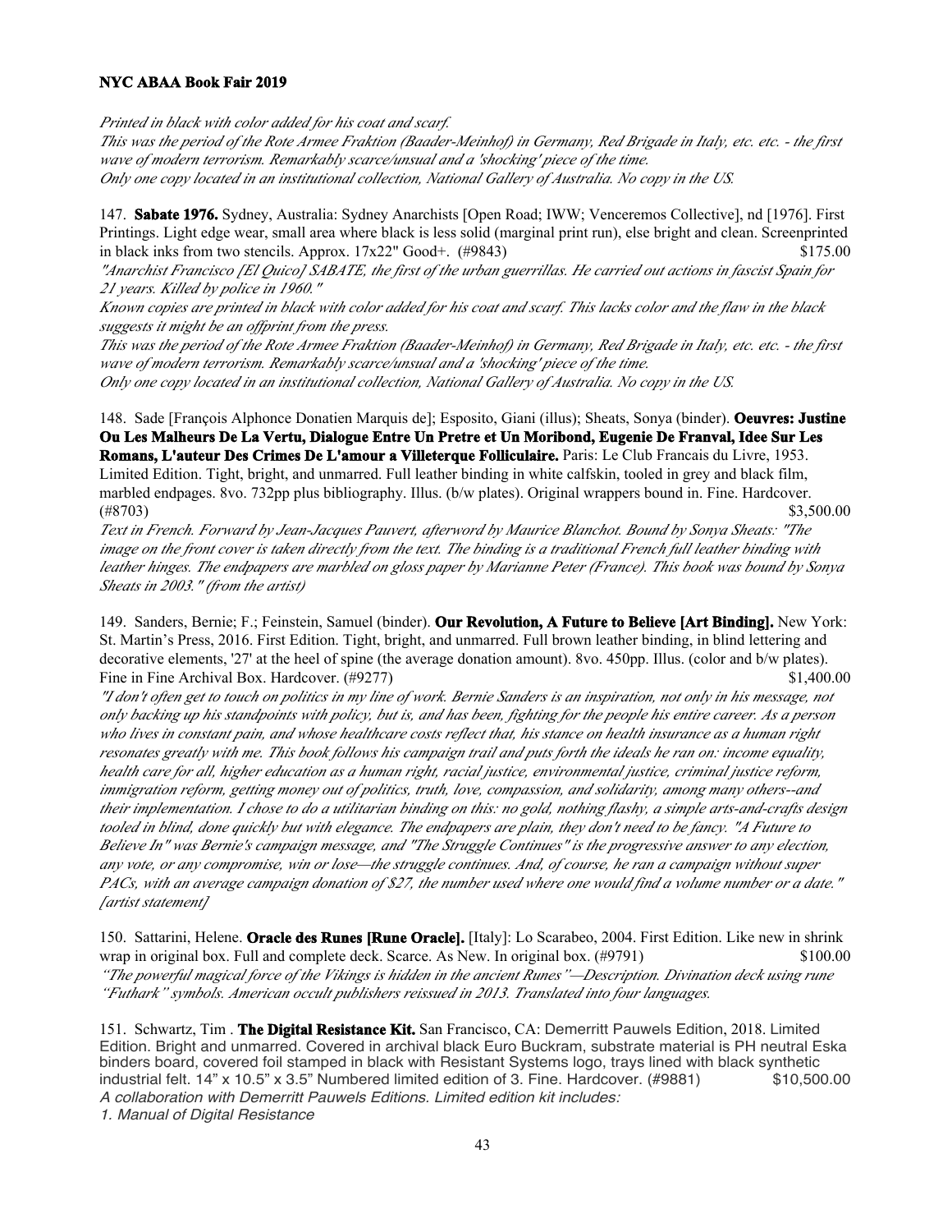*Printed in black with color added for his coat and scarf.*
*This was the period of the Rote Armee Fraktion (Baader-Meinhof) in Germany, Red Brigade in Italy, etc. etc. - the first wave of modern terrorism. Remarkably scarce/unusual and a 'shocking' piece of the time.*
*Only one copy located in an institutional collection, National Gallery of Australia. No copy in the US.*

147. **Sabate 1976.** Sydney, Australia: Sydney Anarchists [Open Road; IWW; Venceremos Collective], nd [1976]. First Printings. Light edge wear, small area where black is less solid (marginal print run), else bright and clean. Screenprinted in black inks from two stencils. Approx. 17x22" Good+. (#9843) $175.00
*"Anarchist Francisco [El Quico] SABATE, the first of the urban guerrillas. He carried out actions in fascist Spain for 21 years. Killed by police in 1960."*
*Known copies are printed in black with color added for his coat and scarf. This lacks color and the flaw in the black suggests it might be an offprint from the press.*
*This was the period of the Rote Armee Fraktion (Baader-Meinhof) in Germany, Red Brigade in Italy, etc. etc. - the first wave of modern terrorism. Remarkably scarce/unusual and a 'shocking' piece of the time.*
*Only one copy located in an institutional collection, National Gallery of Australia. No copy in the US.*

148. Sade [François Alphonce Donatien Marquis de]; Esposito, Giani (illus); Sheats, Sonya (binder). **Oeuvres: Justine Ou Les Malheurs De La Vertu, Dialogue Entre Un Pretre et Un Moribond, Eugenie De Franval, Idee Sur Les Romans, L'auteur Des Crimes De L'amour a Villeterque Folliculaire.** Paris: Le Club Francais du Livre, 1953. Limited Edition. Tight, bright, and unmarred. Full leather binding in white calfskin, tooled in grey and black film, marbled endpages. 8vo. 732pp plus bibliography. Illus. (b/w plates). Original wrappers bound in. Fine. Hardcover. (#8703) $3,500.00
*Text in French. Forward by Jean-Jacques Pauvert, afterword by Maurice Blanchot. Bound by Sonya Sheats: "The image on the front cover is taken directly from the text. The binding is a traditional French full leather binding with leather hinges. The endpapers are marbled on gloss paper by Marianne Peter (France). This book was bound by Sonya Sheats in 2003." (from the artist)*

149. Sanders, Bernie; F.; Feinstein, Samuel (binder). **Our Revolution, A Future to Believe [Art Binding].** New York: St. Martin's Press, 2016. First Edition. Tight, bright, and unmarred. Full brown leather binding, in blind lettering and decorative elements, '27' at the heel of spine (the average donation amount). 8vo. 450pp. Illus. (color and b/w plates). Fine in Fine Archival Box. Hardcover. (#9277) $1,400.00
*"I don't often get to touch on politics in my line of work. Bernie Sanders is an inspiration, not only in his message, not only backing up his standpoints with policy, but is, and has been, fighting for the people his entire career. As a person who lives in constant pain, and whose healthcare costs reflect that, his stance on health insurance as a human right resonates greatly with me. This book follows his campaign trail and puts forth the ideals he ran on: income equality, health care for all, higher education as a human right, racial justice, environmental justice, criminal justice reform, immigration reform, getting money out of politics, truth, love, compassion, and solidarity, among many others--and their implementation. I chose to do a utilitarian binding on this: no gold, nothing flashy, a simple arts-and-crafts design tooled in blind, done quickly but with elegance. The endpapers are plain, they don't need to be fancy. "A Future to Believe In" was Bernie's campaign message, and "The Struggle Continues" is the progressive answer to any election, any vote, or any compromise, win or lose—the struggle continues. And, of course, he ran a campaign without super PACs, with an average campaign donation of $27, the number used where one would find a volume number or a date." [artist statement]*

150. Sattarini, Helene. **Oracle des Runes [Rune Oracle].** [Italy]: Lo Scarabeo, 2004. First Edition. Like new in shrink wrap in original box. Full and complete deck. Scarce. As New. In original box. (#9791) $100.00
*"The powerful magical force of the Vikings is hidden in the ancient Runes"—Description. Divination deck using rune "Futhark" symbols. American occult publishers reissued in 2013. Translated into four languages.*

151. Schwartz, Tim . **The Digital Resistance Kit.** San Francisco, CA: Demerritt Pauwels Edition, 2018. Limited Edition. Bright and unmarred. Covered in archival black Euro Buckram, substrate material is PH neutral Eska binders board, covered foil stamped in black with Resistant Systems logo, trays lined with black synthetic industrial felt. 14" x 10.5" x 3.5" Numbered limited edition of 3. Fine. Hardcover. (#9881) $10,500.00
*A collaboration with Demerritt Pauwels Editions. Limited edition kit includes:*
*1. Manual of Digital Resistance*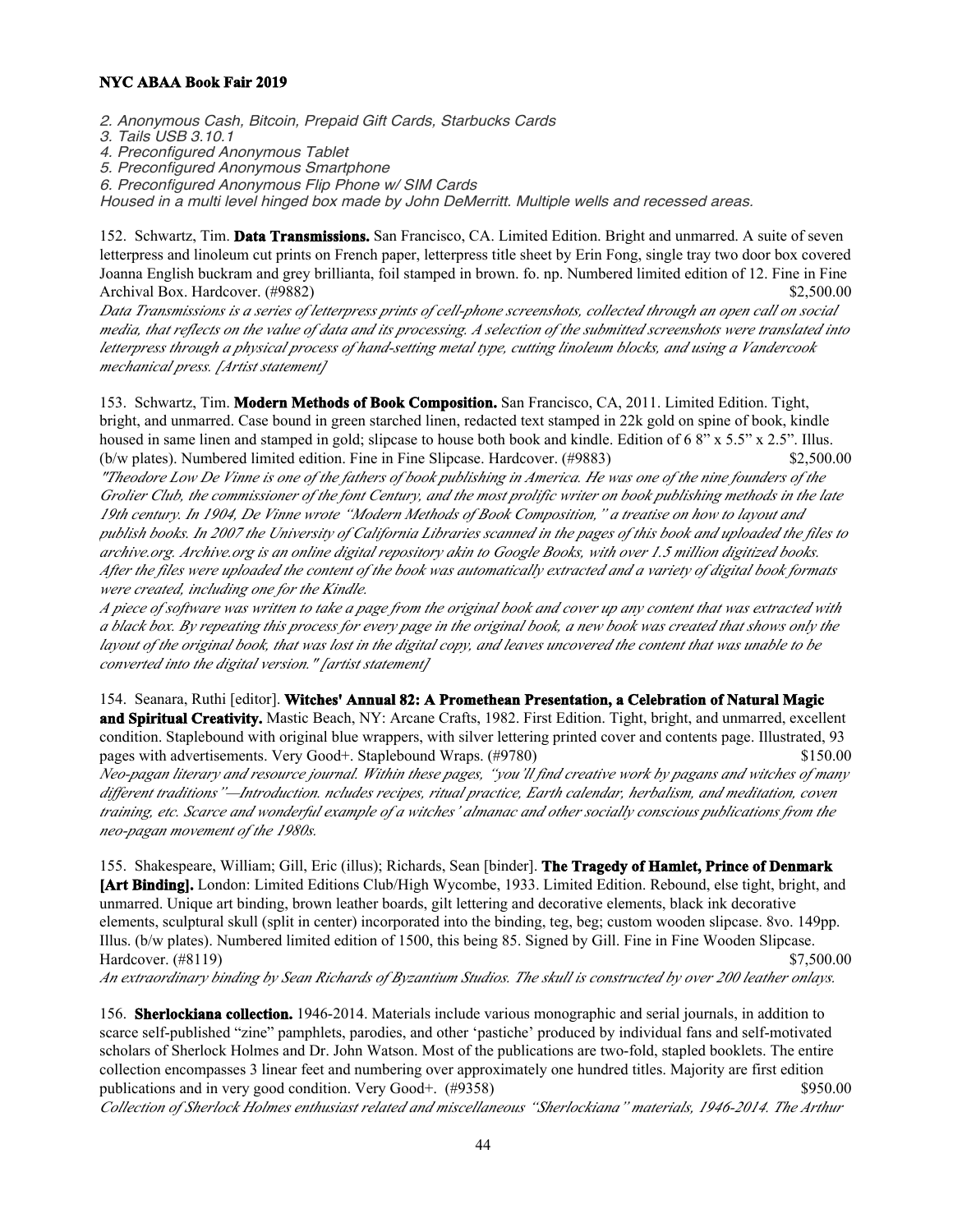2. *Anonymous Cash, Bitcoin, Prepaid Gift Cards, Starbucks Cards*
3. *Tails USB 3.10.1*
4. *Preconfigured Anonymous Tablet*
5. *Preconfigured Anonymous Smartphone*
6. *Preconfigured Anonymous Flip Phone w/ SIM Cards*

*Housed in a multi level hinged box made by John DeMerritt. Multiple wells and recessed areas.*

152. Schwartz, Tim. **Data Transmissions.** San Francisco, CA. Limited Edition. Bright and unmarred. A suite of seven letterpress and linoleum cut prints on French paper, letterpress title sheet by Erin Fong, single tray two door box covered Joanna English buckram and grey brillianta, foil stamped in brown. fo. np. Numbered limited edition of 12. Fine in Fine Archival Box. Hardcover. (#9882) $2,500.00

*Data Transmissions is a series of letterpress prints of cell-phone screenshots, collected through an open call on social media, that reflects on the value of data and its processing. A selection of the submitted screenshots were translated into letterpress through a physical process of hand-setting metal type, cutting linoleum blocks, and using a Vandercook mechanical press. [Artist statement]*

153. Schwartz, Tim. **Modern Methods of Book Composition.** San Francisco, CA, 2011. Limited Edition. Tight, bright, and unmarred. Case bound in green starched linen, redacted text stamped in 22k gold on spine of book, kindle housed in same linen and stamped in gold; slipcase to house both book and kindle. Edition of 6 8" x 5.5" x 2.5". Illus. (b/w plates). Numbered limited edition. Fine in Fine Slipcase. Hardcover. (#9883) $2,500.00

*"Theodore Low De Vinne is one of the fathers of book publishing in America. He was one of the nine founders of the Grolier Club, the commissioner of the font Century, and the most prolific writer on book publishing methods in the late 19th century. In 1904, De Vinne wrote "Modern Methods of Book Composition," a treatise on how to layout and publish books. In 2007 the University of California Libraries scanned in the pages of this book and uploaded the files to archive.org. Archive.org is an online digital repository akin to Google Books, with over 1.5 million digitized books. After the files were uploaded the content of the book was automatically extracted and a variety of digital book formats were created, including one for the Kindle.*

*A piece of software was written to take a page from the original book and cover up any content that was extracted with a black box. By repeating this process for every page in the original book, a new book was created that shows only the layout of the original book, that was lost in the digital copy, and leaves uncovered the content that was unable to be converted into the digital version." [artist statement]*

154. Seanara, Ruthi [editor]. **Witches' Annual 82: A Promethean Presentation, a Celebration of Natural Magic and Spiritual Creativity.** Mastic Beach, NY: Arcane Crafts, 1982. First Edition. Tight, bright, and unmarred, excellent condition. Staplebound with original blue wrappers, with silver lettering printed cover and contents page. Illustrated, 93 pages with advertisements. Very Good+. Staplebound Wraps. (#9780) $150.00

*Neo-pagan literary and resource journal. Within these pages, "you'll find creative work by pagans and witches of many different traditions"—Introduction. ncludes recipes, ritual practice, Earth calendar, herbalism, and meditation, coven training, etc. Scarce and wonderful example of a witches' almanac and other socially conscious publications from the neo-pagan movement of the 1980s.*

155. Shakespeare, William; Gill, Eric (illus); Richards, Sean [binder]. **The Tragedy of Hamlet, Prince of Denmark [Art Binding].** London: Limited Editions Club/High Wycombe, 1933. Limited Edition. Rebound, else tight, bright, and unmarred. Unique art binding, brown leather boards, gilt lettering and decorative elements, black ink decorative elements, sculptural skull (split in center) incorporated into the binding, teg, beg; custom wooden slipcase. 8vo. 149pp. Illus. (b/w plates). Numbered limited edition of 1500, this being 85. Signed by Gill. Fine in Fine Wooden Slipcase. Hardcover. (#8119) $7,500.00

*An extraordinary binding by Sean Richards of Byzantium Studios. The skull is constructed by over 200 leather onlays.*

156. **Sherlockiana collection.** 1946-2014. Materials include various monographic and serial journals, in addition to scarce self-published "zine" pamphlets, parodies, and other 'pastiche' produced by individual fans and self-motivated scholars of Sherlock Holmes and Dr. John Watson. Most of the publications are two-fold, stapled booklets. The entire collection encompasses 3 linear feet and numbering over approximately one hundred titles. Majority are first edition publications and in very good condition. Very Good+. (#9358) $950.00

*Collection of Sherlock Holmes enthusiast related and miscellaneous "Sherlockiana" materials, 1946-2014. The Arthur*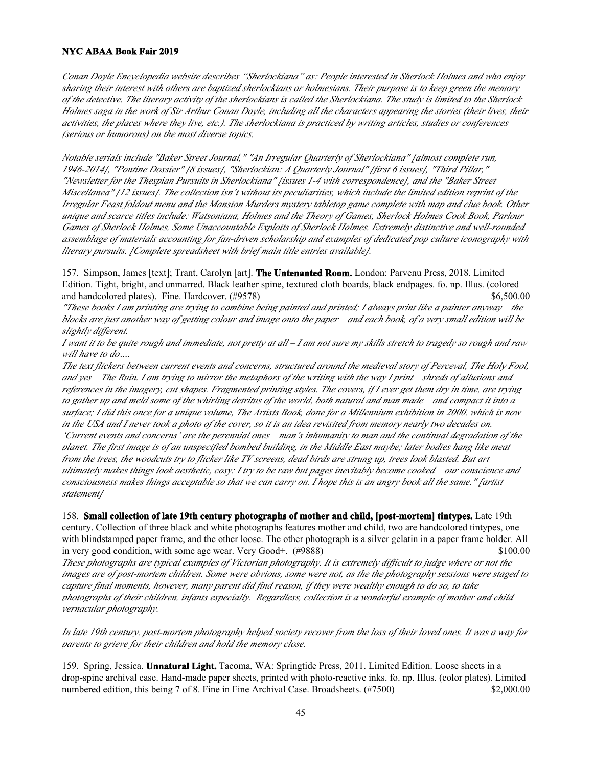*Conan Doyle Encyclopedia website describes "Sherlockiana" as: People interested in Sherlock Holmes and who enjoy sharing their interest with others are baptized sherlockians or holmesians. Their purpose is to keep green the memory of the detective. The literary activity of the sherlockians is called the Sherlockiana. The study is limited to the Sherlock Holmes saga in the work of Sir Arthur Conan Doyle, including all the characters appearing the stories (their lives, their activities, the places where they live, etc.). The sherlockiana is practiced by writing articles, studies or conferences (serious or humorous) on the most diverse topics.*

*Notable serials include "Baker Street Journal," "An Irregular Quarterly of Sherlockiana" [almost complete run, 1946-2014], "Pontine Dossier" [8 issues], "Sherlockian: A Quarterly Journal" [first 6 issues], "Third Pillar," "Newsletter for the Thespian Pursuits in Sherlockiana" [issues 1-4 with correspondence], and the "Baker Street Miscellanea" [12 issues]. The collection isn't without its peculiarities, which include the limited edition reprint of the Irregular Feast foldout menu and the Mansion Murders mystery tabletop game complete with map and clue book. Other unique and scarce titles include: Watsoniana, Holmes and the Theory of Games, Sherlock Holmes Cook Book, Parlour Games of Sherlock Holmes, Some Unaccountable Exploits of Sherlock Holmes. Extremely distinctive and well-rounded assemblage of materials accounting for fan-driven scholarship and examples of dedicated pop culture iconography with literary pursuits. [Complete spreadsheet with brief main title entries available].*

157. Simpson, James [text]; Trant, Carolyn [art]. **The Untenanted Room.** London: Parvenu Press, 2018. Limited Edition. Tight, bright, and unmarred. Black leather spine, textured cloth boards, black endpages. fo. np. Illus. (colored and handcolored plates). Fine. Hardcover. (#9578) $6,500.00

*"These books I am printing are trying to combine being painted and printed; I always print like a painter anyway – the blocks are just another way of getting colour and image onto the paper – and each book, of a very small edition will be slightly different.*

*I want it to be quite rough and immediate, not pretty at all – I am not sure my skills stretch to tragedy so rough and raw will have to do….*

*The text flickers between current events and concerns, structured around the medieval story of Perceval, The Holy Fool, and yes – The Ruin. I am trying to mirror the metaphors of the writing with the way I print – shreds of allusions and references in the imagery, cut shapes. Fragmented printing styles. The covers, if I ever get them dry in time, are trying to gather up and meld some of the whirling detritus of the world, both natural and man made – and compact it into a surface; I did this once for a unique volume, The Artists Book, done for a Millennium exhibition in 2000, which is now in the USA and I never took a photo of the cover, so it is an idea revisited from memory nearly two decades on. 'Current events and concerns' are the perennial ones – man's inhumanity to man and the continual degradation of the planet. The first image is of an unspecified bombed building, in the Middle East maybe; later bodies hang like meat from the trees, the woodcuts try to flicker like TV screens, dead birds are strung up, trees look blasted. But art ultimately makes things look aesthetic, cosy: I try to be raw but pages inevitably become cooked – our conscience and consciousness makes things acceptable so that we can carry on. I hope this is an angry book all the same." [artist statement]*

158. **Small collection of late 19th century photographs of mother and child, [post-mortem] tintypes.** Late 19th century. Collection of three black and white photographs features mother and child, two are handcolored tintypes, one with blindstamped paper frame, and the other loose. The other photograph is a silver gelatin in a paper frame holder. All in very good condition, with some age wear. Very Good+. (#9888) $100.00

*These photographs are typical examples of Victorian photography. It is extremely difficult to judge where or not the images are of post-mortem children. Some were obvious, some were not, as the the photography sessions were staged to capture final moments, however, many parent did find reason, if they were wealthy enough to do so, to take photographs of their children, infants especially. Regardless, collection is a wonderful example of mother and child vernacular photography.*

*In late 19th century, post-mortem photography helped society recover from the loss of their loved ones. It was a way for parents to grieve for their children and hold the memory close.*

159. Spring, Jessica. **Unnatural Light.** Tacoma, WA: Springtide Press, 2011. Limited Edition. Loose sheets in a drop-spine archival case. Hand-made paper sheets, printed with photo-reactive inks. fo. np. Illus. (color plates). Limited numbered edition, this being 7 of 8. Fine in Fine Archival Case. Broadsheets. (#7500) $2,000.00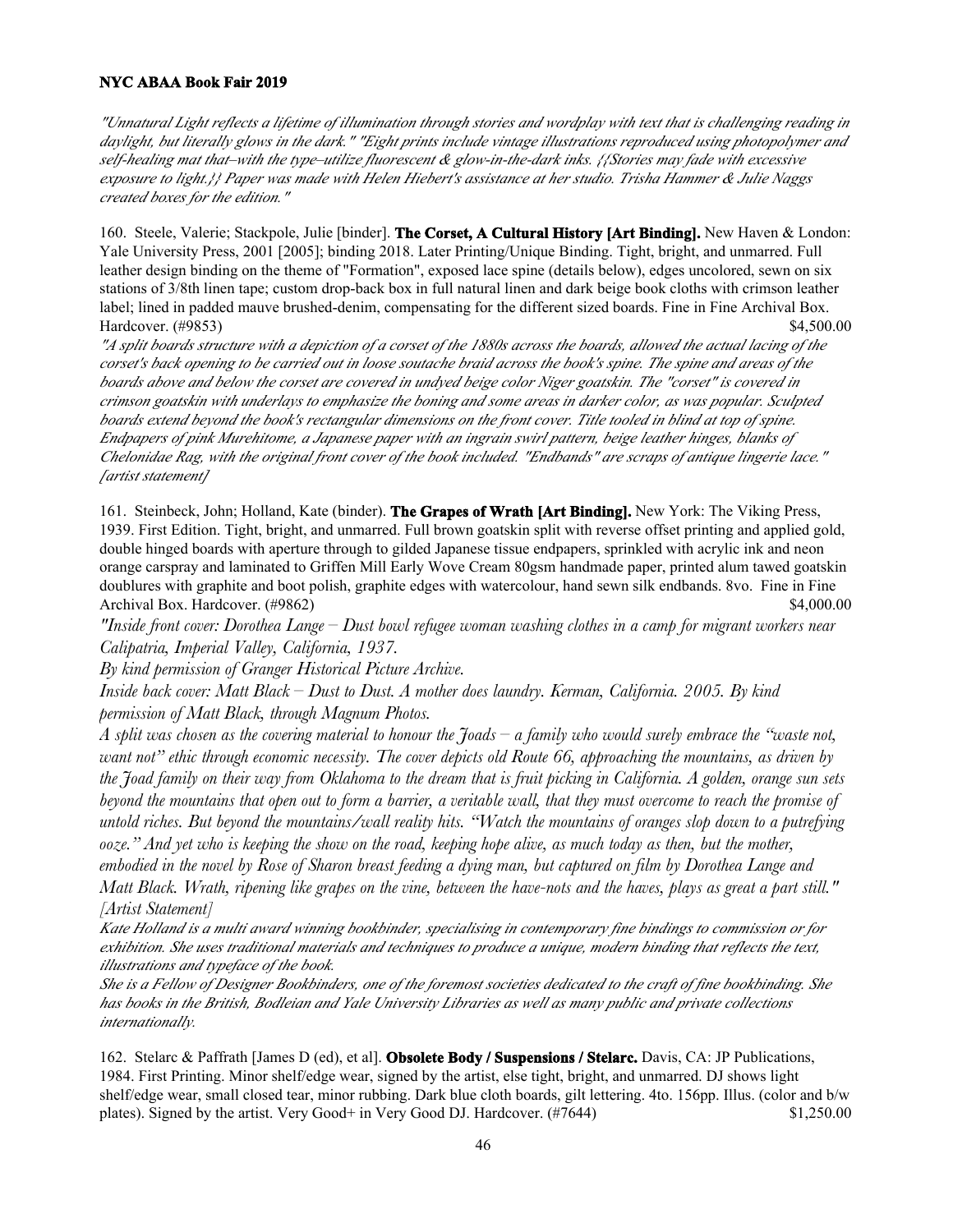*"Unnatural Light reflects a lifetime of illumination through stories and wordplay with text that is challenging reading in daylight, but literally glows in the dark." "Eight prints include vintage illustrations reproduced using photopolymer and self-healing mat that–with the type–utilize fluorescent & glow-in-the-dark inks. {{Stories may fade with excessive exposure to light.}} Paper was made with Helen Hiebert's assistance at her studio. Trisha Hammer & Julie Naggs created boxes for the edition."*

160. Steele, Valerie; Stackpole, Julie [binder]. **The Corset, A Cultural History [Art Binding].** New Haven & London: Yale University Press, 2001 [2005]; binding 2018. Later Printing/Unique Binding. Tight, bright, and unmarred. Full leather design binding on the theme of "Formation", exposed lace spine (details below), edges uncolored, sewn on six stations of 3/8th linen tape; custom drop-back box in full natural linen and dark beige book cloths with crimson leather label; lined in padded mauve brushed-denim, compensating for the different sized boards. Fine in Fine Archival Box. Hardcover. (#9853) $4,500.00

*"A split boards structure with a depiction of a corset of the 1880s across the boards, allowed the actual lacing of the corset's back opening to be carried out in loose soutache braid across the book's spine. The spine and areas of the boards above and below the corset are covered in undyed beige color Niger goatskin. The "corset" is covered in crimson goatskin with underlays to emphasize the boning and some areas in darker color, as was popular. Sculpted boards extend beyond the book's rectangular dimensions on the front cover. Title tooled in blind at top of spine. Endpapers of pink Murehitome, a Japanese paper with an ingrain swirl pattern, beige leather hinges, blanks of Chelonidae Rag, with the original front cover of the book included. "Endbands" are scraps of antique lingerie lace." [artist statement]*

161. Steinbeck, John; Holland, Kate (binder). **The Grapes of Wrath [Art Binding].** New York: The Viking Press, 1939. First Edition. Tight, bright, and unmarred. Full brown goatskin split with reverse offset printing and applied gold, double hinged boards with aperture through to gilded Japanese tissue endpapers, sprinkled with acrylic ink and neon orange carspray and laminated to Griffen Mill Early Wove Cream 80gsm handmade paper, printed alum tawed goatskin doublures with graphite and boot polish, graphite edges with watercolour, hand sewn silk endbands. 8vo. Fine in Fine Archival Box. Hardcover. (#9862) $4,000.00

*"Inside front cover: Dorothea Lange – Dust bowl refugee woman washing clothes in a camp for migrant workers near Calipatria, Imperial Valley, California, 1937.*

*By kind permission of Granger Historical Picture Archive.*

*Inside back cover: Matt Black – Dust to Dust. A mother does laundry. Kerman, California. 2005. By kind permission of Matt Black, through Magnum Photos.*

*A split was chosen as the covering material to honour the Joads – a family who would surely embrace the "waste not, want not" ethic through economic necessity. The cover depicts old Route 66, approaching the mountains, as driven by the Joad family on their way from Oklahoma to the dream that is fruit picking in California. A golden, orange sun sets beyond the mountains that open out to form a barrier, a veritable wall, that they must overcome to reach the promise of untold riches. But beyond the mountains/wall reality hits. "Watch the mountains of oranges slop down to a putrefying ooze." And yet who is keeping the show on the road, keeping hope alive, as much today as then, but the mother, embodied in the novel by Rose of Sharon breast feeding a dying man, but captured on film by Dorothea Lange and Matt Black. Wrath, ripening like grapes on the vine, between the have-nots and the haves, plays as great a part still." [Artist Statement]*

*Kate Holland is a multi award winning bookbinder, specialising in contemporary fine bindings to commission or for exhibition. She uses traditional materials and techniques to produce a unique, modern binding that reflects the text, illustrations and typeface of the book.*

*She is a Fellow of Designer Bookbinders, one of the foremost societies dedicated to the craft of fine bookbinding. She has books in the British, Bodleian and Yale University Libraries as well as many public and private collections internationally.*

162. Stelarc & Paffrath [James D (ed), et al]. **Obsolete Body / Suspensions / Stelarc.** Davis, CA: JP Publications, 1984. First Printing. Minor shelf/edge wear, signed by the artist, else tight, bright, and unmarred. DJ shows light shelf/edge wear, small closed tear, minor rubbing. Dark blue cloth boards, gilt lettering. 4to. 156pp. Illus. (color and b/w plates). Signed by the artist. Very Good+ in Very Good DJ. Hardcover. (#7644) $1,250.00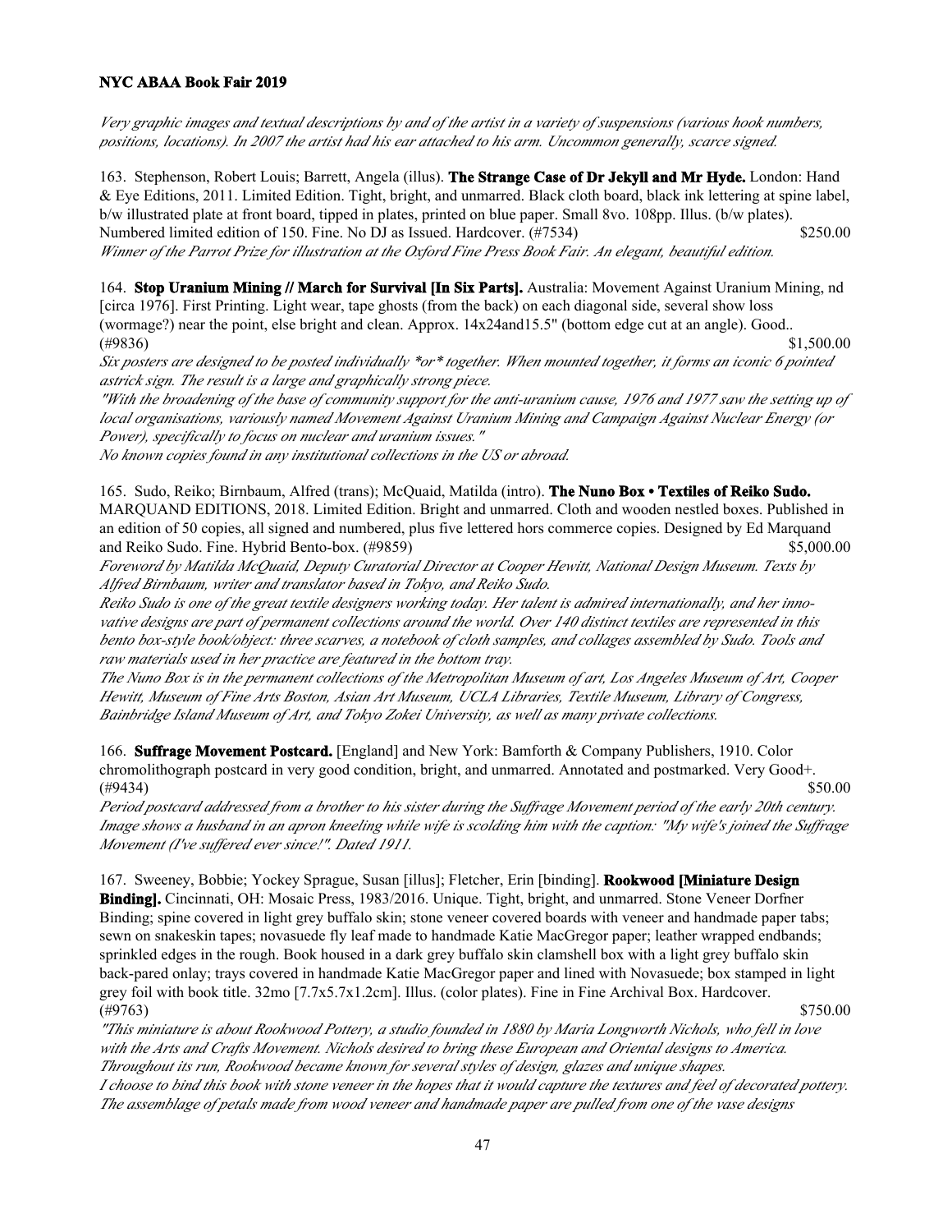*Very graphic images and textual descriptions by and of the artist in a variety of suspensions (various hook numbers, positions, locations). In 2007 the artist had his ear attached to his arm. Uncommon generally, scarce signed.*

163. Stephenson, Robert Louis; Barrett, Angela (illus). **The Strange Case of Dr Jekyll and Mr Hyde.** London: Hand & Eye Editions, 2011. Limited Edition. Tight, bright, and unmarred. Black cloth board, black ink lettering at spine label, b/w illustrated plate at front board, tipped in plates, printed on blue paper. Small 8vo. 108pp. Illus. (b/w plates). Numbered limited edition of 150. Fine. No DJ as Issued. Hardcover. (#7534) $250.00
*Winner of the Parrot Prize for illustration at the Oxford Fine Press Book Fair. An elegant, beautiful edition.*

164. **Stop Uranium Mining // March for Survival [In Six Parts].** Australia: Movement Against Uranium Mining, nd [circa 1976]. First Printing. Light wear, tape ghosts (from the back) on each diagonal side, several show loss (wormage?) near the point, else bright and clean. Approx. 14x24and15.5" (bottom edge cut at an angle). Good.. (#9836) $1,500.00
*Six posters are designed to be posted individually \*or\* together. When mounted together, it forms an iconic 6 pointed astrick sign. The result is a large and graphically strong piece.*
*"With the broadening of the base of community support for the anti-uranium cause, 1976 and 1977 saw the setting up of local organisations, variously named Movement Against Uranium Mining and Campaign Against Nuclear Energy (or Power), specifically to focus on nuclear and uranium issues."*
*No known copies found in any institutional collections in the US or abroad.*

165. Sudo, Reiko; Birnbaum, Alfred (trans); McQuaid, Matilda (intro). **The Nuno Box • Textiles of Reiko Sudo.** MARQUAND EDITIONS, 2018. Limited Edition. Bright and unmarred. Cloth and wooden nestled boxes. Published in an edition of 50 copies, all signed and numbered, plus five lettered hors commerce copies. Designed by Ed Marquand and Reiko Sudo. Fine. Hybrid Bento-box. (#9859) $5,000.00
*Foreword by Matilda McQuaid, Deputy Curatorial Director at Cooper Hewitt, National Design Museum. Texts by Alfred Birnbaum, writer and translator based in Tokyo, and Reiko Sudo.*
*Reiko Sudo is one of the great textile designers working today. Her talent is admired internationally, and her innovative designs are part of permanent collections around the world. Over 140 distinct textiles are represented in this bento box-style book/object: three scarves, a notebook of cloth samples, and collages assembled by Sudo. Tools and raw materials used in her practice are featured in the bottom tray.*
*The Nuno Box is in the permanent collections of the Metropolitan Museum of art, Los Angeles Museum of Art, Cooper Hewitt, Museum of Fine Arts Boston, Asian Art Museum, UCLA Libraries, Textile Museum, Library of Congress, Bainbridge Island Museum of Art, and Tokyo Zokei University, as well as many private collections.*

166. **Suffrage Movement Postcard.** [England] and New York: Bamforth & Company Publishers, 1910. Color chromolithograph postcard in very good condition, bright, and unmarred. Annotated and postmarked. Very Good+. (#9434) $50.00
*Period postcard addressed from a brother to his sister during the Suffrage Movement period of the early 20th century. Image shows a husband in an apron kneeling while wife is scolding him with the caption: "My wife's joined the Suffrage Movement (I've suffered ever since!". Dated 1911.*

167. Sweeney, Bobbie; Yockey Sprague, Susan [illus]; Fletcher, Erin [binding]. **Rookwood [Miniature Design Binding].** Cincinnati, OH: Mosaic Press, 1983/2016. Unique. Tight, bright, and unmarred. Stone Veneer Dorfner Binding; spine covered in light grey buffalo skin; stone veneer covered boards with veneer and handmade paper tabs; sewn on snakeskin tapes; novasuede fly leaf made to handmade Katie MacGregor paper; leather wrapped endbands; sprinkled edges in the rough. Book housed in a dark grey buffalo skin clamshell box with a light grey buffalo skin back-pared onlay; trays covered in handmade Katie MacGregor paper and lined with Novasuede; box stamped in light grey foil with book title. 32mo [7.7x5.7x1.2cm]. Illus. (color plates). Fine in Fine Archival Box. Hardcover. (#9763) $750.00
*"This miniature is about Rookwood Pottery, a studio founded in 1880 by Maria Longworth Nichols, who fell in love with the Arts and Crafts Movement. Nichols desired to bring these European and Oriental designs to America. Throughout its run, Rookwood became known for several styles of design, glazes and unique shapes.*
*I choose to bind this book with stone veneer in the hopes that it would capture the textures and feel of decorated pottery. The assemblage of petals made from wood veneer and handmade paper are pulled from one of the vase designs*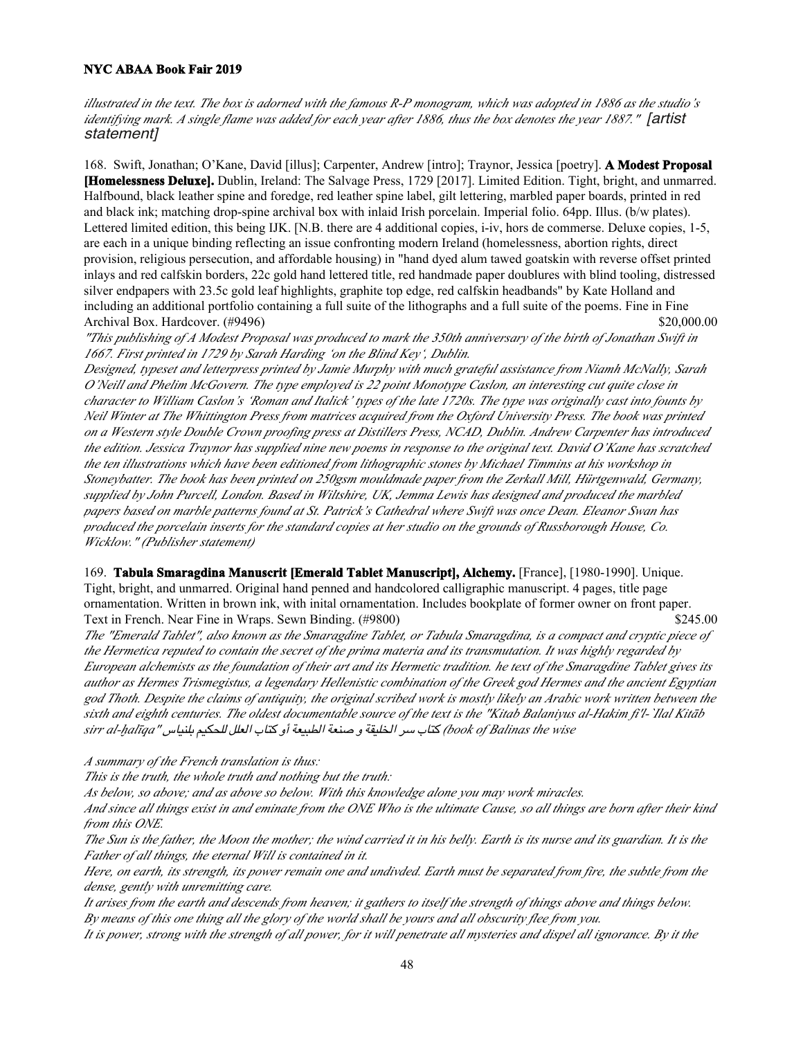*illustrated in the text. The box is adorned with the famous R-P monogram, which was adopted in 1886 as the studio's identifying mark. A single flame was added for each year after 1886, thus the box denotes the year 1887."* *[artist statement]*

168. Swift, Jonathan; O'Kane, David [illus]; Carpenter, Andrew [intro]; Traynor, Jessica [poetry]. **A Modest Proposal [Homelessness Deluxe].** Dublin, Ireland: The Salvage Press, 1729 [2017]. Limited Edition. Tight, bright, and unmarred. Halfbound, black leather spine and foredge, red leather spine label, gilt lettering, marbled paper boards, printed in red and black ink; matching drop-spine archival box with inlaid Irish porcelain. Imperial folio. 64pp. Illus. (b/w plates). Lettered limited edition, this being IJK. [N.B. there are 4 additional copies, i-iv, hors de commerse. Deluxe copies, 1-5, are each in a unique binding reflecting an issue confronting modern Ireland (homelessness, abortion rights, direct provision, religious persecution, and affordable housing) in "hand dyed alum tawed goatskin with reverse offset printed inlays and red calfskin borders, 22c gold hand lettered title, red handmade paper doublures with blind tooling, distressed silver endpapers with 23.5c gold leaf highlights, graphite top edge, red calfskin headbands" by Kate Holland and including an additional portfolio containing a full suite of the lithographs and a full suite of the poems. Fine in Fine Archival Box. Hardcover. (#9496) $20,000.00

*"This publishing of A Modest Proposal was produced to mark the 350th anniversary of the birth of Jonathan Swift in 1667. First printed in 1729 by Sarah Harding 'on the Blind Key', Dublin.*
*Designed, typeset and letterpress printed by Jamie Murphy with much grateful assistance from Niamh McNally, Sarah O'Neill and Phelim McGovern. The type employed is 22 point Monotype Caslon, an interesting cut quite close in character to William Caslon's 'Roman and Italick' types of the late 1720s. The type was originally cast into founts by Neil Winter at The Whittington Press from matrices acquired from the Oxford University Press. The book was printed on a Western style Double Crown proofing press at Distillers Press, NCAD, Dublin. Andrew Carpenter has introduced the edition. Jessica Traynor has supplied nine new poems in response to the original text. David O'Kane has scratched the ten illustrations which have been editioned from lithographic stones by Michael Timmins at his workshop in Stoneybatter. The book has been printed on 250gsm mouldmade paper from the Zerkall Mill, Hürtgenwald, Germany, supplied by John Purcell, London. Based in Wiltshire, UK, Jemma Lewis has designed and produced the marbled papers based on marble patterns found at St. Patrick's Cathedral where Swift was once Dean. Eleanor Swan has produced the porcelain inserts for the standard copies at her studio on the grounds of Russborough House, Co. Wicklow." (Publisher statement)*

169. **Tabula Smaragdina Manuscrit [Emerald Tablet Manuscript], Alchemy.** [France], [1980-1990]. Unique. Tight, bright, and unmarred. Original hand penned and handcolored calligraphic manuscript. 4 pages, title page ornamentation. Written in brown ink, with inital ornamentation. Includes bookplate of former owner on front paper. Text in French. Near Fine in Wraps. Sewn Binding. (#9800) $245.00

*The "Emerald Tablet", also known as the Smaragdine Tablet, or Tabula Smaragdina, is a compact and cryptic piece of the Hermetica reputed to contain the secret of the prima materia and its transmutation. It was highly regarded by European alchemists as the foundation of their art and its Hermetic tradition. he text of the Smaragdine Tablet gives its author as Hermes Trismegistus, a legendary Hellenistic combination of the Greek god Hermes and the ancient Egyptian god Thoth. Despite the claims of antiquity, the original scribed work is mostly likely an Arabic work written between the sixth and eighth centuries. The oldest documentable source of the text is the "Kitab Balaniyus al-Hakim fi'l-'Ilal Kitāb sirr al-ḫalīqa" كتاب سر الخليقة و صنعة الطبيعة أو كتاب العلل للحكيم بلنياس (book of Balinas the wise*

*A summary of the French translation is thus:*
*This is the truth, the whole truth and nothing but the truth:*
*As below, so above; and as above so below. With this knowledge alone you may work miracles.*
*And since all things exist in and eminate from the ONE Who is the ultimate Cause, so all things are born after their kind from this ONE.*
*The Sun is the father, the Moon the mother; the wind carried it in his belly. Earth is its nurse and its guardian. It is the Father of all things, the eternal Will is contained in it.*
*Here, on earth, its strength, its power remain one and undivded. Earth must be separated from fire, the subtle from the dense, gently with unremitting care.*
*It arises from the earth and descends from heaven; it gathers to itself the strength of things above and things below.*
*By means of this one thing all the glory of the world shall be yours and all obscurity flee from you.*
*It is power, strong with the strength of all power, for it will penetrate all mysteries and dispel all ignorance. By it the*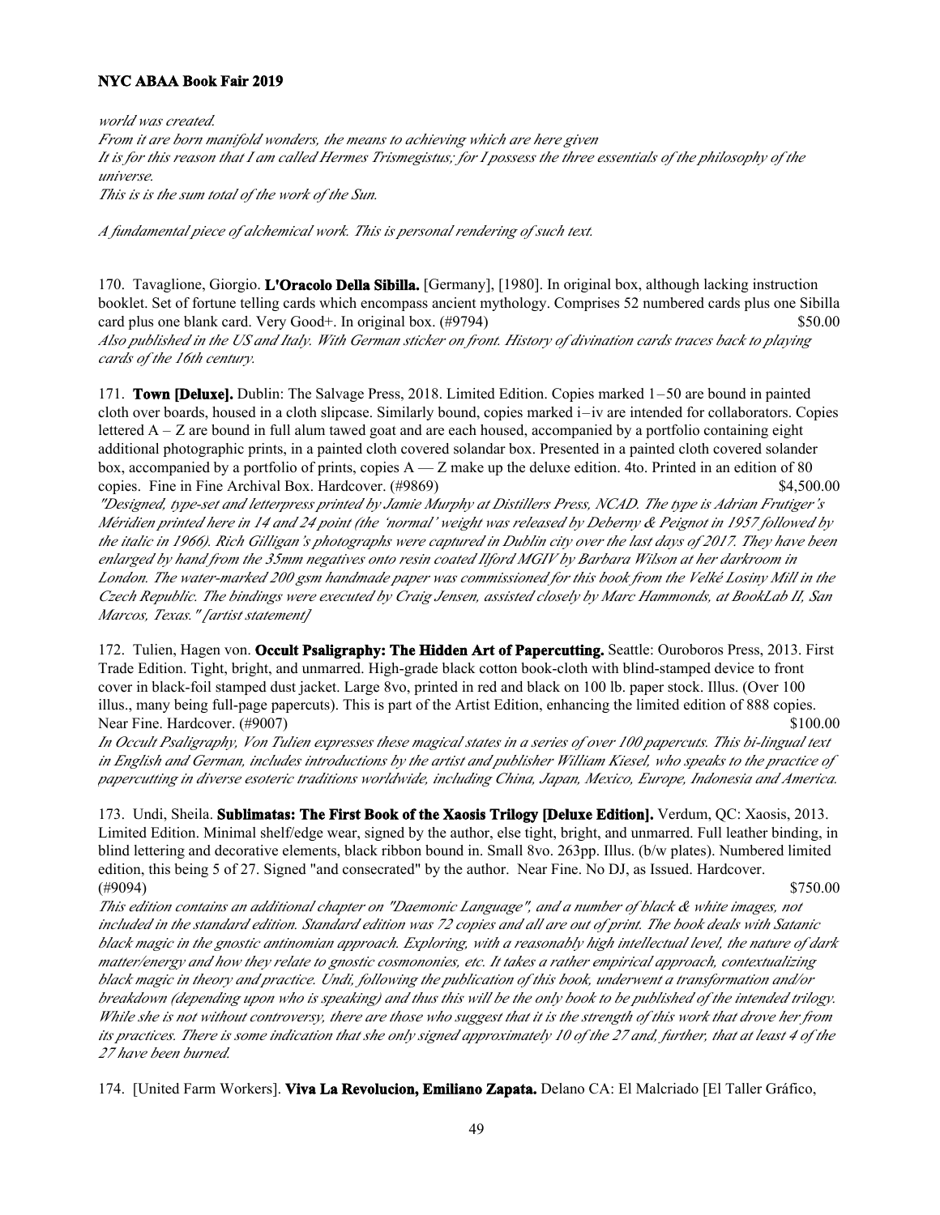*world was created.*
*From it are born manifold wonders, the means to achieving which are here given*
*It is for this reason that I am called Hermes Trismegistus; for I possess the three essentials of the philosophy of the universe.*
*This is is the sum total of the work of the Sun.*

*A fundamental piece of alchemical work. This is personal rendering of such text.*

170. Tavaglione, Giorgio. **L'Oracolo Della Sibilla.** [Germany], [1980]. In original box, although lacking instruction booklet. Set of fortune telling cards which encompass ancient mythology. Comprises 52 numbered cards plus one Sibilla card plus one blank card. Very Good+. In original box. (#9794) $50.00
*Also published in the US and Italy. With German sticker on front. History of divination cards traces back to playing cards of the 16th century.*

171. **Town [Deluxe].** Dublin: The Salvage Press, 2018. Limited Edition. Copies marked 1–50 are bound in painted cloth over boards, housed in a cloth slipcase. Similarly bound, copies marked i–iv are intended for collaborators. Copies lettered A – Z are bound in full alum tawed goat and are each housed, accompanied by a portfolio containing eight additional photographic prints, in a painted cloth covered solandar box. Presented in a painted cloth covered solander box, accompanied by a portfolio of prints, copies A — Z make up the deluxe edition. 4to. Printed in an edition of 80 copies. Fine in Fine Archival Box. Hardcover. (#9869) $4,500.00
*"Designed, type-set and letterpress printed by Jamie Murphy at Distillers Press, NCAD. The type is Adrian Frutiger's Méridien printed here in 14 and 24 point (the 'normal' weight was released by Deberny & Peignot in 1957 followed by the italic in 1966). Rich Gilligan's photographs were captured in Dublin city over the last days of 2017. They have been enlarged by hand from the 35mm negatives onto resin coated Ilford MGIV by Barbara Wilson at her darkroom in London. The water-marked 200 gsm handmade paper was commissioned for this book from the Velké Losiny Mill in the Czech Republic. The bindings were executed by Craig Jensen, assisted closely by Marc Hammonds, at BookLab II, San Marcos, Texas." [artist statement]*

172. Tulien, Hagen von. **Occult Psaligraphy: The Hidden Art of Papercutting.** Seattle: Ouroboros Press, 2013. First Trade Edition. Tight, bright, and unmarred. High-grade black cotton book-cloth with blind-stamped device to front cover in black-foil stamped dust jacket. Large 8vo, printed in red and black on 100 lb. paper stock. Illus. (Over 100 illus., many being full-page papercuts). This is part of the Artist Edition, enhancing the limited edition of 888 copies. Near Fine. Hardcover. (#9007) $100.00
*In Occult Psaligraphy, Von Tulien expresses these magical states in a series of over 100 papercuts. This bi-lingual text in English and German, includes introductions by the artist and publisher William Kiesel, who speaks to the practice of papercutting in diverse esoteric traditions worldwide, including China, Japan, Mexico, Europe, Indonesia and America.*

173. Undi, Sheila. **Sublimatas: The First Book of the Xaosis Trilogy [Deluxe Edition].** Verdum, QC: Xaosis, 2013. Limited Edition. Minimal shelf/edge wear, signed by the author, else tight, bright, and unmarred. Full leather binding, in blind lettering and decorative elements, black ribbon bound in. Small 8vo. 263pp. Illus. (b/w plates). Numbered limited edition, this being 5 of 27. Signed "and consecrated" by the author. Near Fine. No DJ, as Issued. Hardcover. (#9094) $750.00
*This edition contains an additional chapter on "Daemonic Language", and a number of black & white images, not included in the standard edition. Standard edition was 72 copies and all are out of print. The book deals with Satanic black magic in the gnostic antinomian approach. Exploring, with a reasonably high intellectual level, the nature of dark matter/energy and how they relate to gnostic cosmononies, etc. It takes a rather empirical approach, contextualizing black magic in theory and practice. Undi, following the publication of this book, underwent a transformation and/or breakdown (depending upon who is speaking) and thus this will be the only book to be published of the intended trilogy. While she is not without controversy, there are those who suggest that it is the strength of this work that drove her from its practices. There is some indication that she only signed approximately 10 of the 27 and, further, that at least 4 of the 27 have been burned.*

174. [United Farm Workers]. **Viva La Revolucion, Emiliano Zapata.** Delano CA: El Malcriado [El Taller Gráfico,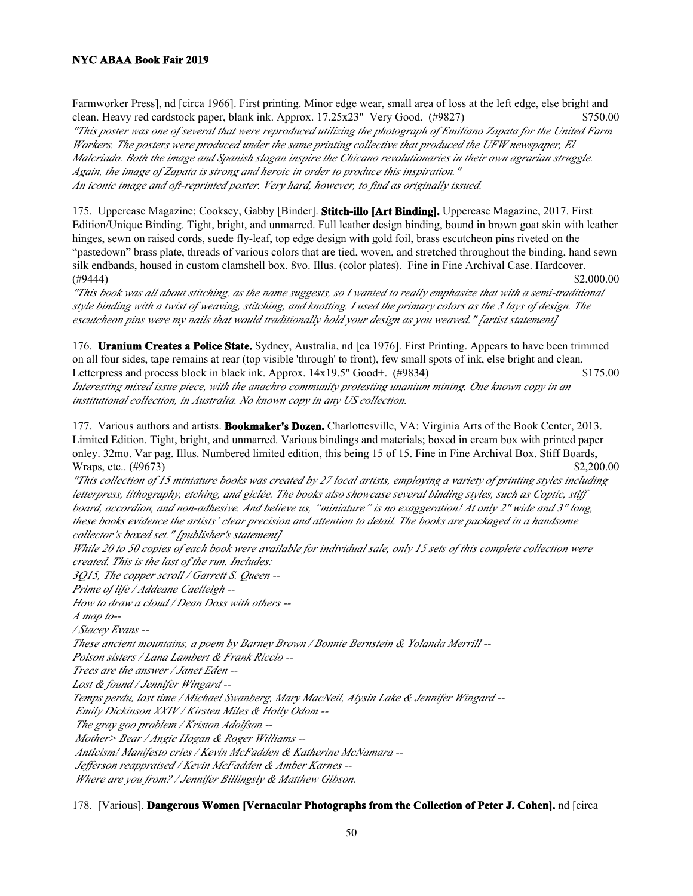Farmworker Press], nd [circa 1966]. First printing. Minor edge wear, small area of loss at the left edge, else bright and clean. Heavy red cardstock paper, blank ink. Approx. 17.25x23" Very Good. (#9827) $750.00

*"This poster was one of several that were reproduced utilizing the photograph of Emiliano Zapata for the United Farm Workers. The posters were produced under the same printing collective that produced the UFW newspaper, El Malcriado. Both the image and Spanish slogan inspire the Chicano revolutionaries in their own agrarian struggle. Again, the image of Zapata is strong and heroic in order to produce this inspiration."*
*An iconic image and oft-reprinted poster. Very hard, however, to find as originally issued.*

175. Uppercase Magazine; Cooksey, Gabby [Binder]. **Stitch-illo [Art Binding].** Uppercase Magazine, 2017. First Edition/Unique Binding. Tight, bright, and unmarred. Full leather design binding, bound in brown goat skin with leather hinges, sewn on raised cords, suede fly-leaf, top edge design with gold foil, brass escutcheon pins riveted on the "pastedown" brass plate, threads of various colors that are tied, woven, and stretched throughout the binding, hand sewn silk endbands, housed in custom clamshell box. 8vo. Illus. (color plates). Fine in Fine Archival Case. Hardcover. (#9444) $2,000.00

*"This book was all about stitching, as the name suggests, so I wanted to really emphasize that with a semi-traditional style binding with a twist of weaving, stitching, and knotting. I used the primary colors as the 3 lays of design. The escutcheon pins were my nails that would traditionally hold your design as you weaved." [artist statement]*

176. **Uranium Creates a Police State.** Sydney, Australia, nd [ca 1976]. First Printing. Appears to have been trimmed on all four sides, tape remains at rear (top visible 'through' to front), few small spots of ink, else bright and clean. Letterpress and process block in black ink. Approx. 14x19.5" Good+. (#9834) $175.00

*Interesting mixed issue piece, with the anachro community protesting unanium mining. One known copy in an institutional collection, in Australia. No known copy in any US collection.*

177. Various authors and artists. **Bookmaker's Dozen.** Charlottesville, VA: Virginia Arts of the Book Center, 2013. Limited Edition. Tight, bright, and unmarred. Various bindings and materials; boxed in cream box with printed paper onley. 32mo. Var pag. Illus. Numbered limited edition, this being 15 of 15. Fine in Fine Archival Box. Stiff Boards, Wraps, etc.. (#9673) $2,200.00

*"This collection of 15 miniature books was created by 27 local artists, employing a variety of printing styles including letterpress, lithography, etching, and giclée. The books also showcase several binding styles, such as Coptic, stiff board, accordion, and non-adhesive. And believe us, "miniature" is no exaggeration! At only 2" wide and 3" long, these books evidence the artists' clear precision and attention to detail. The books are packaged in a handsome collector's boxed set." [publisher's statement]*
*While 20 to 50 copies of each book were available for individual sale, only 15 sets of this complete collection were created. This is the last of the run. Includes:*
*3Q15, The copper scroll / Garrett S. Queen --*
*Prime of life / Addeane Caelleigh --*
*How to draw a cloud / Dean Doss with others --*
*A map to--*
*/ Stacey Evans --*
*These ancient mountains, a poem by Barney Brown / Bonnie Bernstein & Yolanda Merrill --*
*Poison sisters / Lana Lambert & Frank Riccio --*
*Trees are the answer / Janet Eden --*
*Lost & found / Jennifer Wingard --*
*Temps perdu, lost time / Michael Swanberg, Mary MacNeil, Alysin Lake & Jennifer Wingard --*
*Emily Dickinson XXIV / Kirsten Miles & Holly Odom --*
*The gray goo problem / Kriston Adolfson --*
*Mother> Bear / Angie Hogan & Roger Williams --*
*Anticism! Manifesto cries / Kevin McFadden & Katherine McNamara --*
*Jefferson reappraised / Kevin McFadden & Amber Karnes --*
*Where are you from? / Jennifer Billingsly & Matthew Gibson.*

178. [Various]. **Dangerous Women [Vernacular Photographs from the Collection of Peter J. Cohen].** nd [circa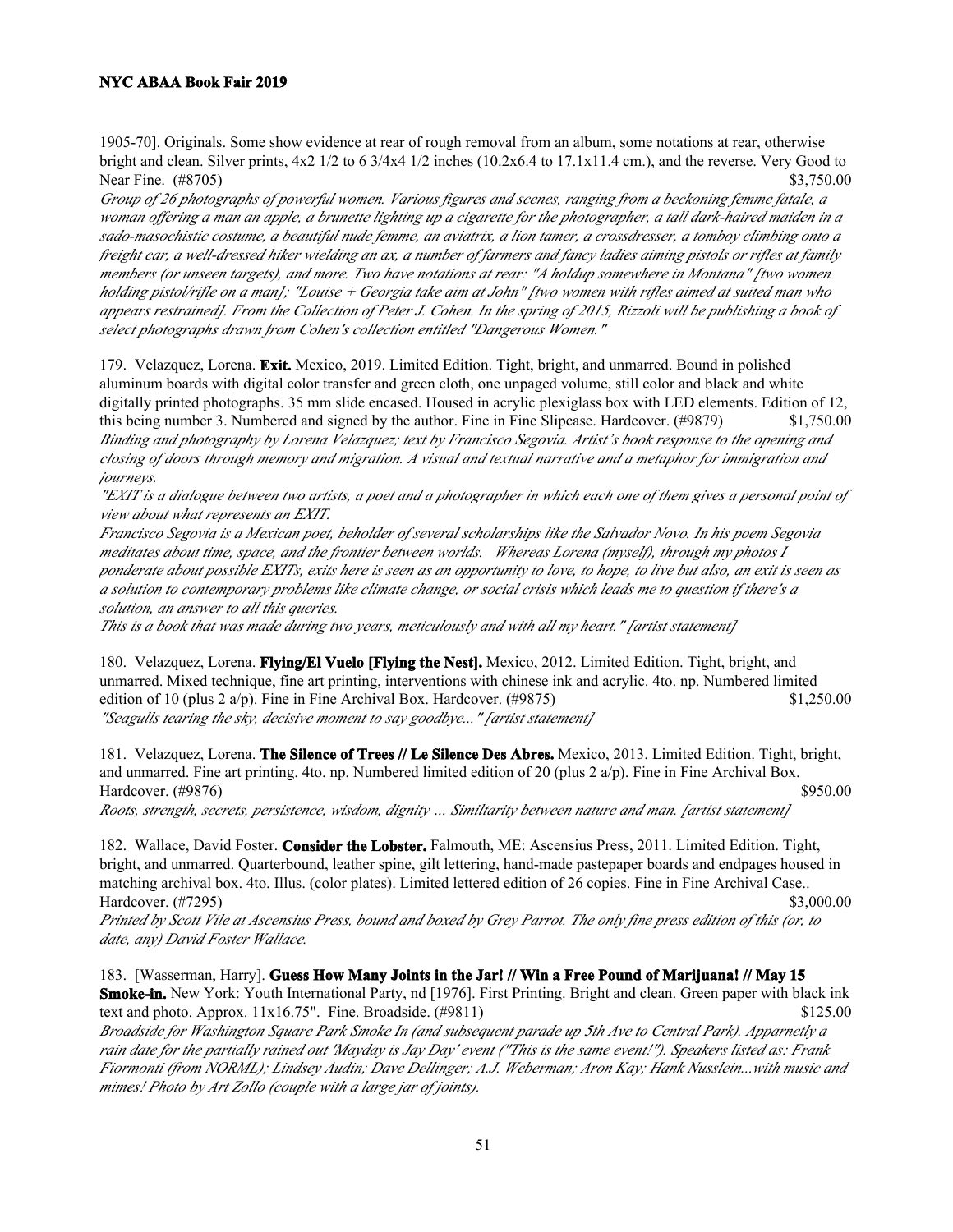1905-70]. Originals. Some show evidence at rear of rough removal from an album, some notations at rear, otherwise bright and clean. Silver prints, 4x2 1/2 to 6 3/4x4 1/2 inches (10.2x6.4 to 17.1x11.4 cm.), and the reverse. Very Good to Near Fine. (#8705) $3,750.00

*Group of 26 photographs of powerful women. Various figures and scenes, ranging from a beckoning femme fatale, a woman offering a man an apple, a brunette lighting up a cigarette for the photographer, a tall dark-haired maiden in a sado-masochistic costume, a beautiful nude femme, an aviatrix, a lion tamer, a crossdresser, a tomboy climbing onto a freight car, a well-dressed hiker wielding an ax, a number of farmers and fancy ladies aiming pistols or rifles at family members (or unseen targets), and more. Two have notations at rear: "A holdup somewhere in Montana" [two women holding pistol/rifle on a man]; "Louise + Georgia take aim at John" [two women with rifles aimed at suited man who appears restrained]. From the Collection of Peter J. Cohen. In the spring of 2015, Rizzoli will be publishing a book of select photographs drawn from Cohen's collection entitled "Dangerous Women."*

179. Velazquez, Lorena. **Exit.** Mexico, 2019. Limited Edition. Tight, bright, and unmarred. Bound in polished aluminum boards with digital color transfer and green cloth, one unpaged volume, still color and black and white digitally printed photographs. 35 mm slide encased. Housed in acrylic plexiglass box with LED elements. Edition of 12, this being number 3. Numbered and signed by the author. Fine in Fine Slipcase. Hardcover. (#9879) $1,750.00

*Binding and photography by Lorena Velazquez; text by Francisco Segovia. Artist's book response to the opening and closing of doors through memory and migration. A visual and textual narrative and a metaphor for immigration and journeys.*

*"EXIT is a dialogue between two artists, a poet and a photographer in which each one of them gives a personal point of view about what represents an EXIT.*

*Francisco Segovia is a Mexican poet, beholder of several scholarships like the Salvador Novo. In his poem Segovia meditates about time, space, and the frontier between worlds. Whereas Lorena (myself), through my photos I ponderate about possible EXITs, exits here is seen as an opportunity to love, to hope, to live but also, an exit is seen as a solution to contemporary problems like climate change, or social crisis which leads me to question if there's a solution, an answer to all this queries.*

*This is a book that was made during two years, meticulously and with all my heart." [artist statement]*

180. Velazquez, Lorena. **Flying/El Vuelo [Flying the Nest].** Mexico, 2012. Limited Edition. Tight, bright, and unmarred. Mixed technique, fine art printing, interventions with chinese ink and acrylic. 4to. np. Numbered limited edition of 10 (plus 2 a/p). Fine in Fine Archival Box. Hardcover. (#9875) $1,250.00

*"Seagulls tearing the sky, decisive moment to say goodbye..." [artist statement]*

181. Velazquez, Lorena. **The Silence of Trees // Le Silence Des Abres.** Mexico, 2013. Limited Edition. Tight, bright, and unmarred. Fine art printing. 4to. np. Numbered limited edition of 20 (plus 2 a/p). Fine in Fine Archival Box. Hardcover. (#9876) $950.00

*Roots, strength, secrets, persistence, wisdom, dignity ... Similtarity between nature and man. [artist statement]*

182. Wallace, David Foster. **Consider the Lobster.** Falmouth, ME: Ascensius Press, 2011. Limited Edition. Tight, bright, and unmarred. Quarterbound, leather spine, gilt lettering, hand-made pastepaper boards and endpages housed in matching archival box. 4to. Illus. (color plates). Limited lettered edition of 26 copies. Fine in Fine Archival Case.. Hardcover. (#7295) $3,000.00

*Printed by Scott Vile at Ascensius Press, bound and boxed by Grey Parrot. The only fine press edition of this (or, to date, any) David Foster Wallace.*

183. [Wasserman, Harry]. **Guess How Many Joints in the Jar! // Win a Free Pound of Marijuana! // May 15 Smoke-in.** New York: Youth International Party, nd [1976]. First Printing. Bright and clean. Green paper with black ink text and photo. Approx. 11x16.75". Fine. Broadside. (#9811) $125.00

*Broadside for Washington Square Park Smoke In (and subsequent parade up 5th Ave to Central Park). Apparnetly a rain date for the partially rained out 'Mayday is Jay Day' event ("This is the same event!"). Speakers listed as: Frank Fiormonti (from NORML); Lindsey Audin; Dave Dellinger; A.J. Weberman; Aron Kay; Hank Nusslein...with music and mimes! Photo by Art Zollo (couple with a large jar of joints).*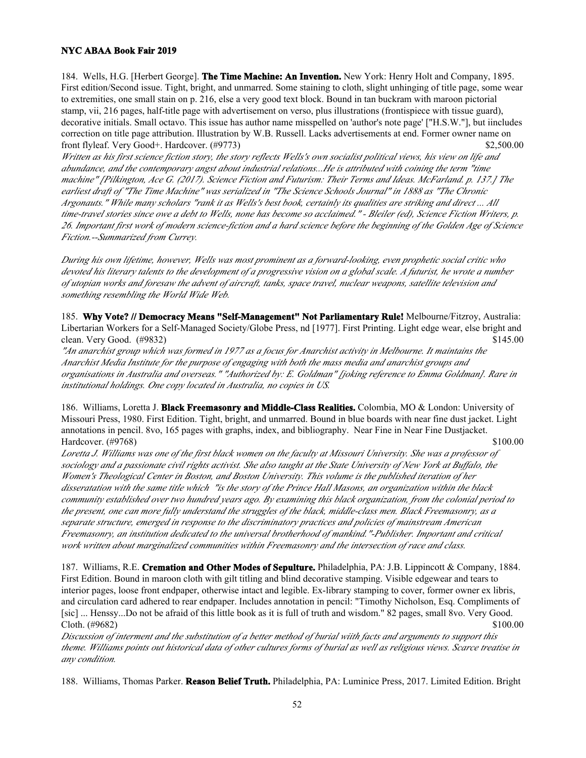184. Wells, H.G. [Herbert George]. **The Time Machine: An Invention.** New York: Henry Holt and Company, 1895. First edition/Second issue. Tight, bright, and unmarred. Some staining to cloth, slight unhinging of title page, some wear to extremities, one small stain on p. 216, else a very good text block. Bound in tan buckram with maroon pictorial stamp, vii, 216 pages, half-title page with advertisement on verso, plus illustrations (frontispiece with tissue guard), decorative initials. Small octavo. This issue has author name misspelled on 'author's note page' ["H.S.W."], but iincludes correction on title page attribution. Illustration by W.B. Russell. Lacks advertisements at end. Former owner name on front flyleaf. Very Good+. Hardcover. (#9773) $2,500.00

*Written as his first science fiction story, the story reflects Wells's own socialist political views, his view on life and abundance, and the contemporary angst about industrial relations...He is attributed with coining the term "time machine" [Pilkington, Ace G. (2017). Science Fiction and Futurism: Their Terms and Ideas. McFarland. p. 137.] The earliest draft of "The Time Machine" was serialized in "The Science Schools Journal" in 1888 as "The Chronic Argonauts." While many scholars "rank it as Wells's best book, certainly its qualities are striking and direct ... All time-travel stories since owe a debt to Wells, none has become so acclaimed." - Bleiler (ed), Science Fiction Writers, p. 26. Important first work of modern science-fiction and a hard science before the beginning of the Golden Age of Science Fiction.--Summarized from Currey.*

*During his own lifetime, however, Wells was most prominent as a forward-looking, even prophetic social critic who devoted his literary talents to the development of a progressive vision on a global scale. A futurist, he wrote a number of utopian works and foresaw the advent of aircraft, tanks, space travel, nuclear weapons, satellite television and something resembling the World Wide Web.*

185. **Why Vote? // Democracy Means "Self-Management" Not Parliamentary Rule!** Melbourne/Fitzroy, Australia: Libertarian Workers for a Self-Managed Society/Globe Press, nd [1977]. First Printing. Light edge wear, else bright and clean. Very Good. (#9832) $145.00

*"An anarchist group which was formed in 1977 as a focus for Anarchist activity in Melbourne. It maintains the Anarchist Media Institute for the purpose of engaging with both the mass media and anarchist groups and organisations in Australia and overseas." "Authorized by: E. Goldman" [joking reference to Emma Goldman]. Rare in institutional holdings. One copy located in Australia, no copies in US.*

186. Williams, Loretta J. **Black Freemasonry and Middle-Class Realities.** Colombia, MO & London: University of Missouri Press, 1980. First Edition. Tight, bright, and unmarred. Bound in blue boards with near fine dust jacket. Light annotations in pencil. 8vo, 165 pages with graphs, index, and bibliography. Near Fine in Near Fine Dustjacket. Hardcover. (#9768) $100.00

*Loretta J. Williams was one of the first black women on the faculty at Missouri University. She was a professor of sociology and a passionate civil rights activist. She also taught at the State University of New York at Buffalo, the Women's Theological Center in Boston, and Boston University. This volume is the published iteration of her disseratation with the same title which "is the story of the Prince Hall Masons, an organization within the black community established over two hundred years ago. By examining this black organization, from the colonial period to the present, one can more fully understand the struggles of the black, middle-class men. Black Freemasonry, as a separate structure, emerged in response to the discriminatory practices and policies of mainstream American Freemasonry, an institution dedicated to the universal brotherhood of mankind."-Publisher. Important and critical work written about marginalized communities within Freemasonry and the intersection of race and class.*

187. Williams, R.E. **Cremation and Other Modes of Sepulture.** Philadelphia, PA: J.B. Lippincott & Company, 1884. First Edition. Bound in maroon cloth with gilt titling and blind decorative stamping. Visible edgewear and tears to interior pages, loose front endpaper, otherwise intact and legible. Ex-library stamping to cover, former owner ex libris, and circulation card adhered to rear endpaper. Includes annotation in pencil: "Timothy Nicholson, Esq. Compliments of [sic] ... Henssy...Do not be afraid of this little book as it is full of truth and wisdom." 82 pages, small 8vo. Very Good. Cloth. (#9682) $100.00

*Discussion of interment and the substitution of a better method of burial wiith facts and arguments to support this theme. Williams points out historical data of other cultures forms of burial as well as religious views. Scarce treatise in any condition.*

188. Williams, Thomas Parker. **Reason Belief Truth.** Philadelphia, PA: Luminice Press, 2017. Limited Edition. Bright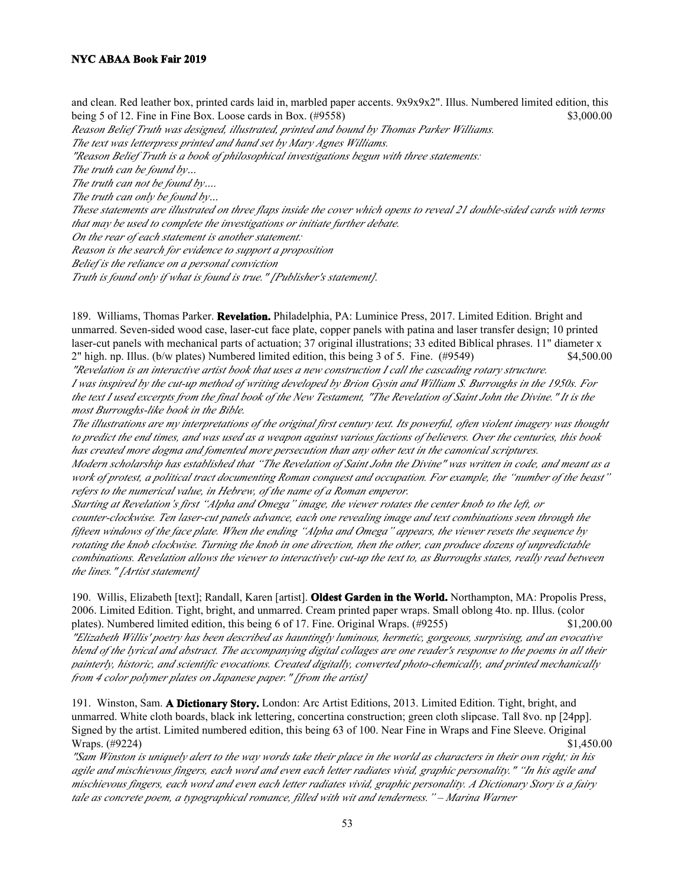and clean. Red leather box, printed cards laid in, marbled paper accents. 9x9x9x2". Illus. Numbered limited edition, this being 5 of 12. Fine in Fine Box. Loose cards in Box. (#9558) $3,000.00

*Reason Belief Truth was designed, illustrated, printed and bound by Thomas Parker Williams.*
*The text was letterpress printed and hand set by Mary Agnes Williams.*
*"Reason Belief Truth is a book of philosophical investigations begun with three statements:*
*The truth can be found by…*
*The truth can not be found by….*
*The truth can only be found by…*
*These statements are illustrated on three flaps inside the cover which opens to reveal 21 double-sided cards with terms that may be used to complete the investigations or initiate further debate.*
*On the rear of each statement is another statement:*
*Reason is the search for evidence to support a proposition*
*Belief is the reliance on a personal conviction*
*Truth is found only if what is found is true." [Publisher's statement].*

189. Williams, Thomas Parker. **Revelation.** Philadelphia, PA: Luminice Press, 2017. Limited Edition. Bright and unmarred. Seven-sided wood case, laser-cut face plate, copper panels with patina and laser transfer design; 10 printed laser-cut panels with mechanical parts of actuation; 37 original illustrations; 33 edited Biblical phrases. 11" diameter x 2" high. np. Illus. (b/w plates) Numbered limited edition, this being 3 of 5. Fine. (#9549) $4,500.00

*"Revelation is an interactive artist book that uses a new construction I call the cascading rotary structure.*
*I was inspired by the cut-up method of writing developed by Brion Gysin and William S. Burroughs in the 1950s. For the text I used excerpts from the final book of the New Testament, "The Revelation of Saint John the Divine." It is the most Burroughs-like book in the Bible.*
*The illustrations are my interpretations of the original first century text. Its powerful, often violent imagery was thought to predict the end times, and was used as a weapon against various factions of believers. Over the centuries, this book has created more dogma and fomented more persecution than any other text in the canonical scriptures.*
*Modern scholarship has established that "The Revelation of Saint John the Divine" was written in code, and meant as a work of protest, a political tract documenting Roman conquest and occupation. For example, the "number of the beast" refers to the numerical value, in Hebrew, of the name of a Roman emperor.*
*Starting at Revelation's first "Alpha and Omega" image, the viewer rotates the center knob to the left, or counter-clockwise. Ten laser-cut panels advance, each one revealing image and text combinations seen through the fifteen windows of the face plate. When the ending "Alpha and Omega" appears, the viewer resets the sequence by rotating the knob clockwise. Turning the knob in one direction, then the other, can produce dozens of unpredictable combinations. Revelation allows the viewer to interactively cut-up the text to, as Burroughs states, really read between the lines." [Artist statement]*

190. Willis, Elizabeth [text]; Randall, Karen [artist]. **Oldest Garden in the World.** Northampton, MA: Propolis Press, 2006. Limited Edition. Tight, bright, and unmarred. Cream printed paper wraps. Small oblong 4to. np. Illus. (color plates). Numbered limited edition, this being 6 of 17. Fine. Original Wraps. (#9255) $1,200.00

*"Elizabeth Willis' poetry has been described as hauntingly luminous, hermetic, gorgeous, surprising, and an evocative blend of the lyrical and abstract. The accompanying digital collages are one reader's response to the poems in all their painterly, historic, and scientific evocations. Created digitally, converted photo-chemically, and printed mechanically from 4 color polymer plates on Japanese paper." [from the artist]*

191. Winston, Sam. **A Dictionary Story.** London: Arc Artist Editions, 2013. Limited Edition. Tight, bright, and unmarred. White cloth boards, black ink lettering, concertina construction; green cloth slipcase. Tall 8vo. np [24pp]. Signed by the artist. Limited numbered edition, this being 63 of 100. Near Fine in Wraps and Fine Sleeve. Original Wraps. (#9224) $1,450.00

*"Sam Winston is uniquely alert to the way words take their place in the world as characters in their own right; in his agile and mischievous fingers, each word and even each letter radiates vivid, graphic personality." "In his agile and mischievous fingers, each word and even each letter radiates vivid, graphic personality. A Dictionary Story is a fairy tale as concrete poem, a typographical romance, filled with wit and tenderness." – Marina Warner*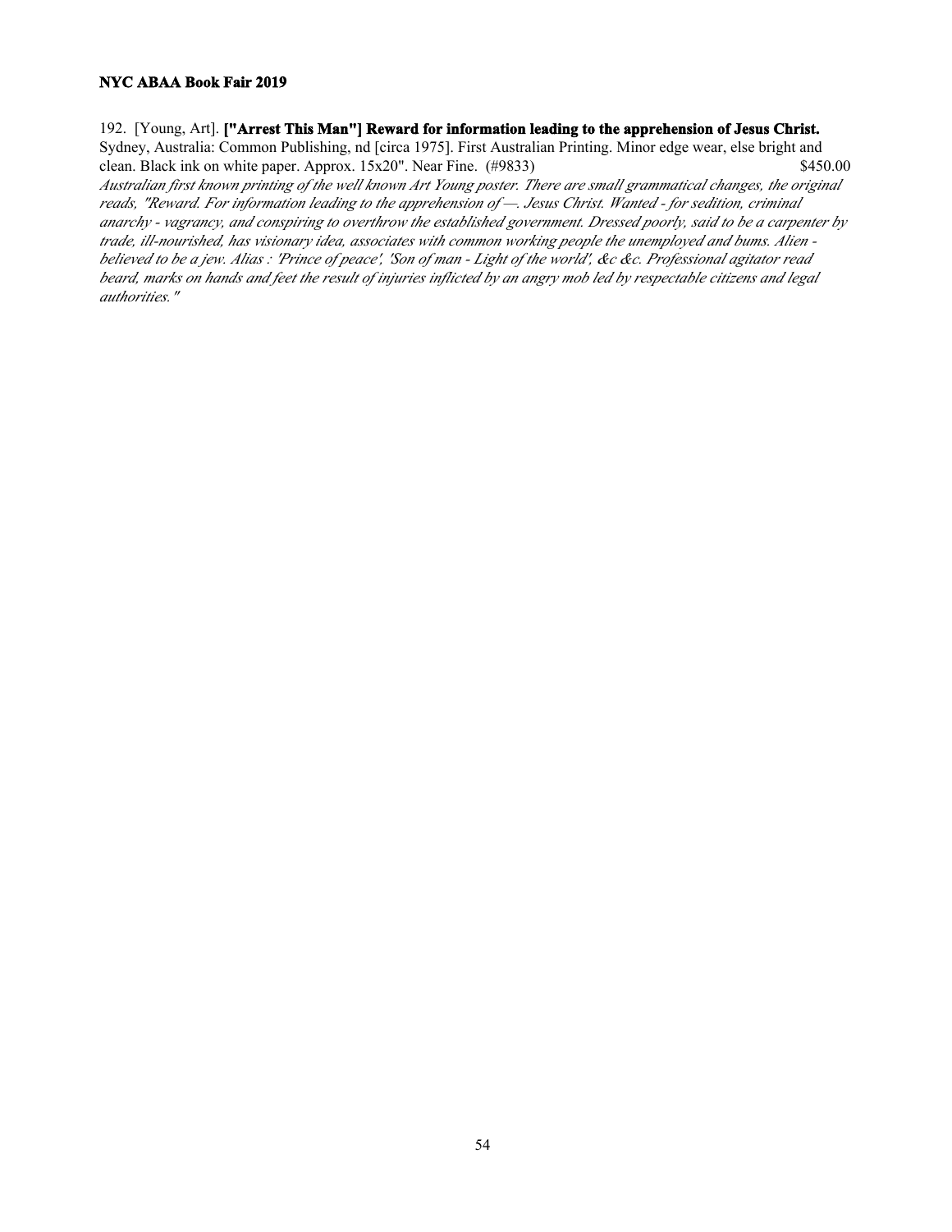192. [Young, Art]. **["Arrest This Man"] Reward for information leading to the apprehension of Jesus Christ.** Sydney, Australia: Common Publishing, nd [circa 1975]. First Australian Printing. Minor edge wear, else bright and clean. Black ink on white paper. Approx. 15x20". Near Fine. (#9833) $450.00

*Australian first known printing of the well known Art Young poster. There are small grammatical changes, the original reads, "Reward. For information leading to the apprehension of —. Jesus Christ. Wanted - for sedition, criminal anarchy - vagrancy, and conspiring to overthrow the established government. Dressed poorly, said to be a carpenter by trade, ill-nourished, has visionary idea, associates with common working people the unemployed and bums. Alien - believed to be a jew. Alias : 'Prince of peace', 'Son of man - Light of the world', &c &c. Professional agitator read beard, marks on hands and feet the result of injuries inflicted by an angry mob led by respectable citizens and legal authorities."*